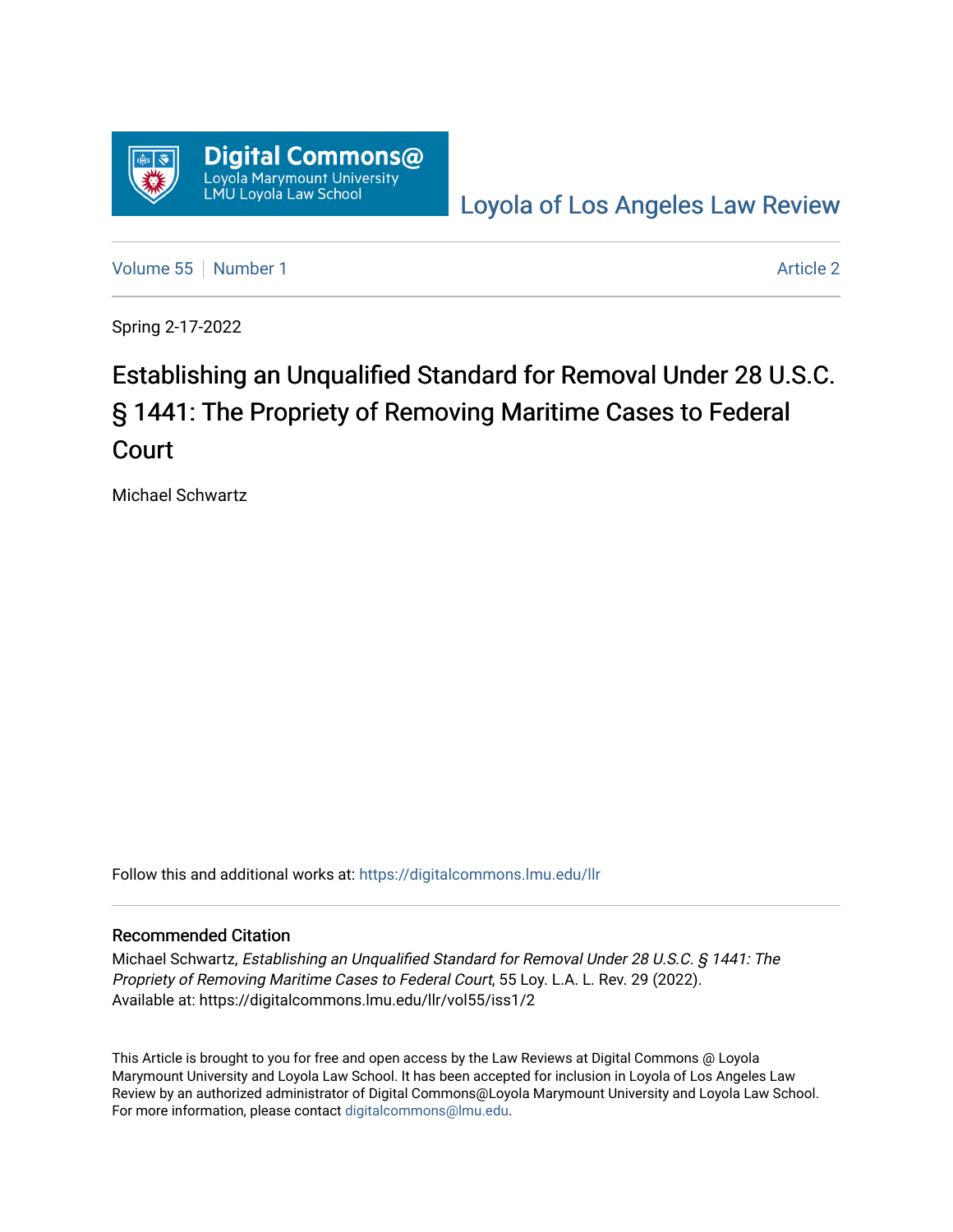Loyola of Los Angeles Law Review

Volume 55 | Number 1 | Article 2

Spring 2-17-2022

# Establishing an Unqualified Standard for Removal Under 28 U.S.C. § 1441: The Propriety of Removing Maritime Cases to Federal Court

Michael Schwartz

Follow this and additional works at: https://digitalcommons.lmu.edu/llr

## Recommended Citation

Michael Schwartz, *Establishing an Unqualified Standard for Removal Under 28 U.S.C. § 1441: The Propriety of Removing Maritime Cases to Federal Court*, 55 Loy. L.A. L. Rev. 29 (2022).
Available at: https://digitalcommons.lmu.edu/llr/vol55/iss1/2

This Article is brought to you for free and open access by the Law Reviews at Digital Commons @ Loyola Marymount University and Loyola Law School. It has been accepted for inclusion in Loyola of Los Angeles Law Review by an authorized administrator of Digital Commons@Loyola Marymount University and Loyola Law School. For more information, please contact digitalcommons@lmu.edu.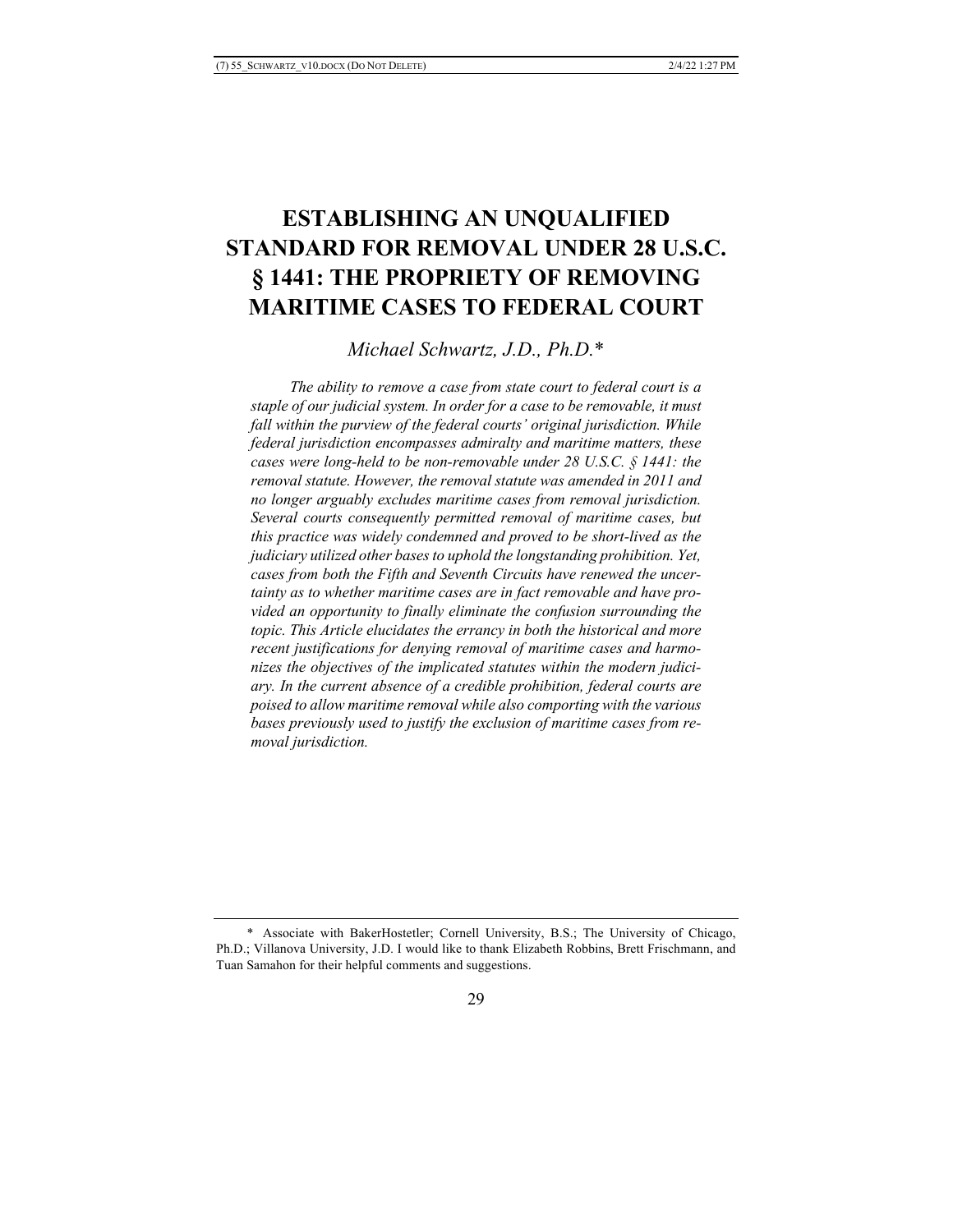# ESTABLISHING AN UNQUALIFIED STANDARD FOR REMOVAL UNDER 28 U.S.C. § 1441: THE PROPRIETY OF REMOVING MARITIME CASES TO FEDERAL COURT

*Michael Schwartz, J.D., Ph.D.**

*The ability to remove a case from state court to federal court is a staple of our judicial system. In order for a case to be removable, it must fall within the purview of the federal courts' original jurisdiction. While federal jurisdiction encompasses admiralty and maritime matters, these cases were long-held to be non-removable under 28 U.S.C. § 1441: the removal statute. However, the removal statute was amended in 2011 and no longer arguably excludes maritime cases from removal jurisdiction. Several courts consequently permitted removal of maritime cases, but this practice was widely condemned and proved to be short-lived as the judiciary utilized other bases to uphold the longstanding prohibition. Yet, cases from both the Fifth and Seventh Circuits have renewed the uncertainty as to whether maritime cases are in fact removable and have provided an opportunity to finally eliminate the confusion surrounding the topic. This Article elucidates the errancy in both the historical and more recent justifications for denying removal of maritime cases and harmonizes the objectives of the implicated statutes within the modern judiciary. In the current absence of a credible prohibition, federal courts are poised to allow maritime removal while also comporting with the various bases previously used to justify the exclusion of maritime cases from removal jurisdiction.*

---

\* Associate with BakerHostetler; Cornell University, B.S.; The University of Chicago, Ph.D.; Villanova University, J.D. I would like to thank Elizabeth Robbins, Brett Frischmann, and Tuan Samahon for their helpful comments and suggestions.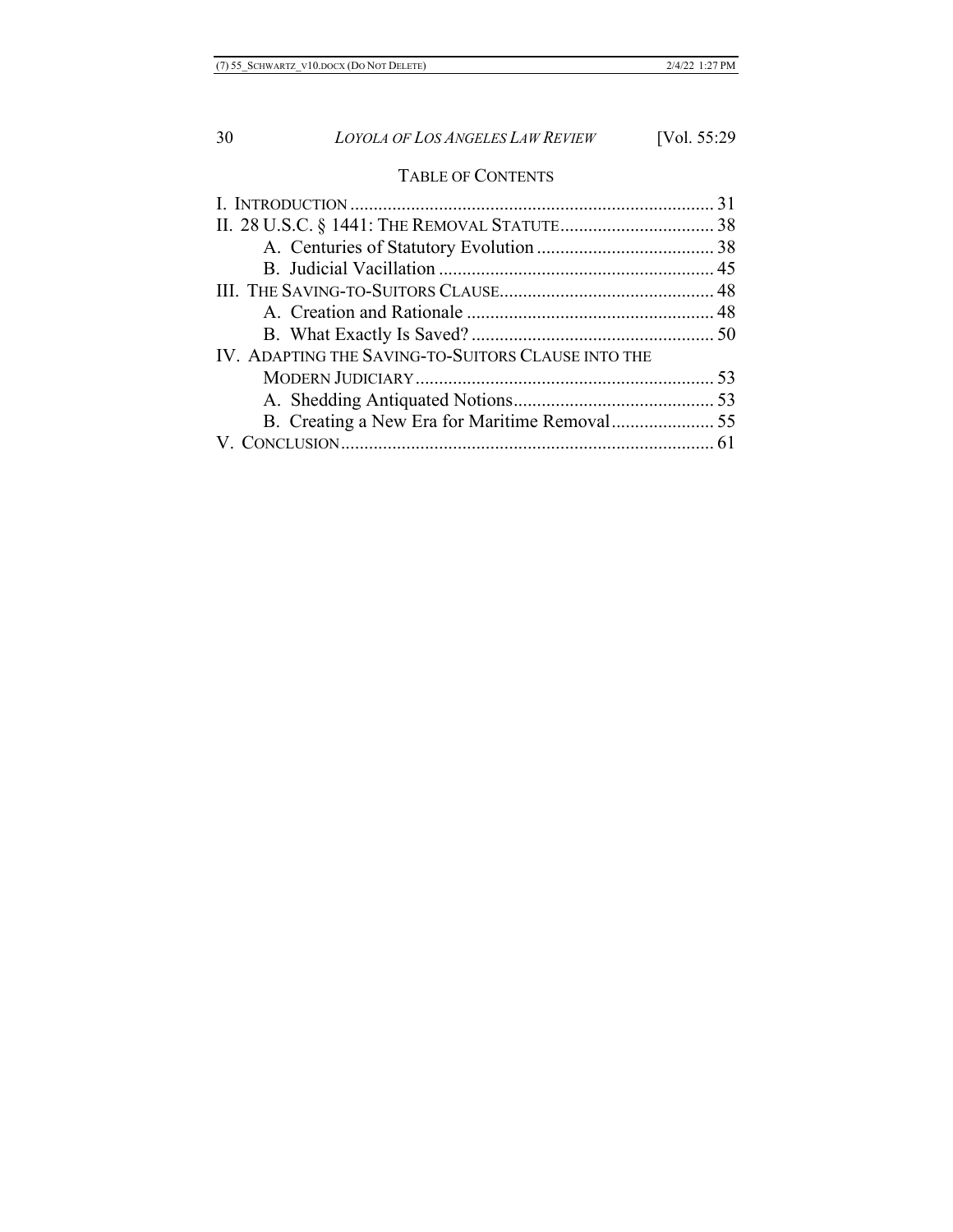## TABLE OF CONTENTS

I. INTRODUCTION .............................................................................. 31

II. 28 U.S.C. § 1441: THE REMOVAL STATUTE................................. 38

- A. Centuries of Statutory Evolution ...................................... 38
- B. Judicial Vacillation ........................................................... 45

III. THE SAVING-TO-SUITORS CLAUSE.............................................. 48

- A. Creation and Rationale ..................................................... 48
- B. What Exactly Is Saved? .................................................... 50

IV. ADAPTING THE SAVING-TO-SUITORS CLAUSE INTO THE MODERN JUDICIARY ................................................................ 53

- A. Shedding Antiquated Notions........................................... 53
- B. Creating a New Era for Maritime Removal...................... 55

V. CONCLUSION................................................................................ 61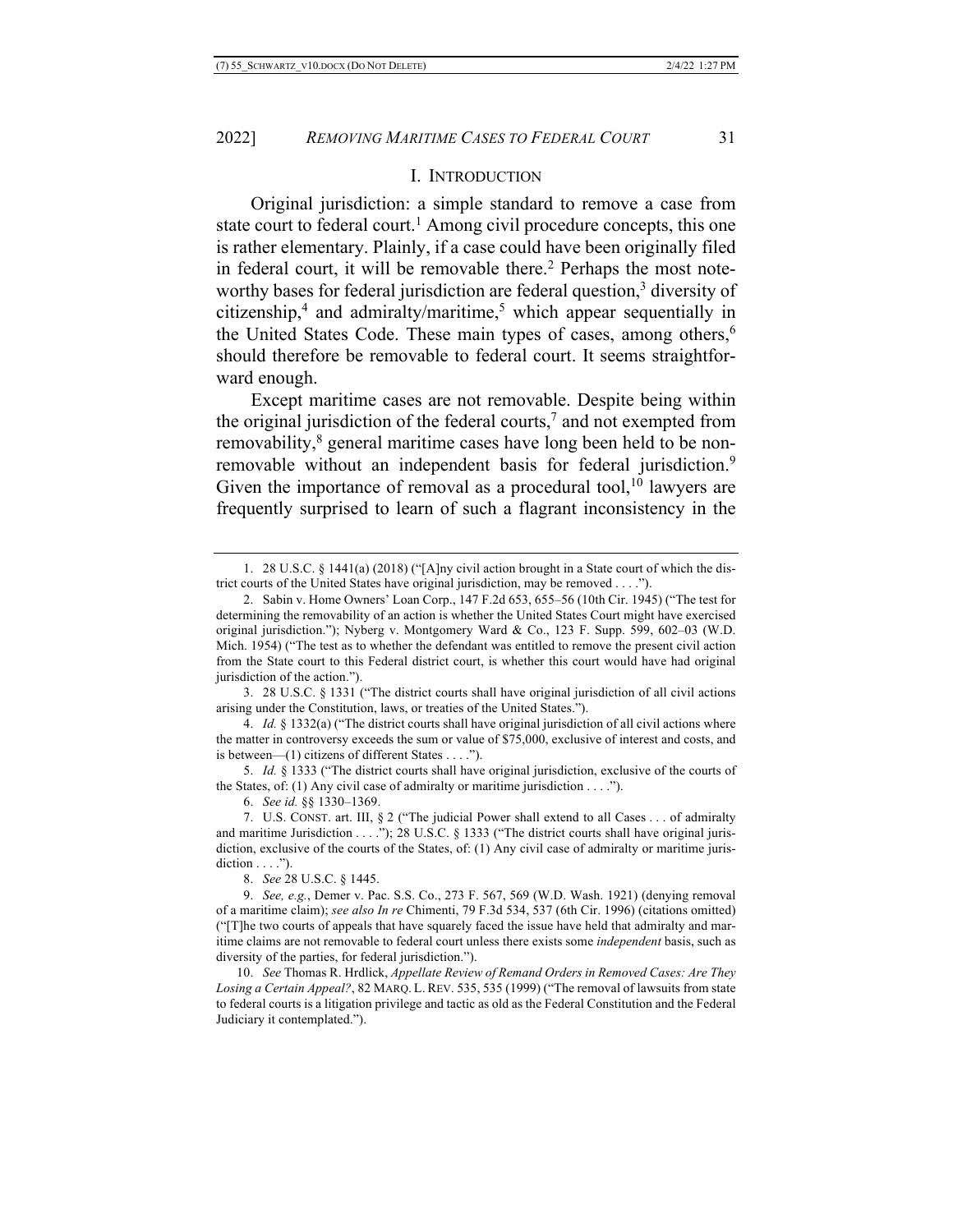## I. INTRODUCTION

Original jurisdiction: a simple standard to remove a case from state court to federal court.[1] Among civil procedure concepts, this one is rather elementary. Plainly, if a case could have been originally filed in federal court, it will be removable there.[2] Perhaps the most noteworthy bases for federal jurisdiction are federal question,[3] diversity of citizenship,[4] and admiralty/maritime,[5] which appear sequentially in the United States Code. These main types of cases, among others,[6] should therefore be removable to federal court. It seems straightforward enough.

Except maritime cases are not removable. Despite being within the original jurisdiction of the federal courts,[7] and not exempted from removability,[8] general maritime cases have long been held to be non-removable without an independent basis for federal jurisdiction.[9] Given the importance of removal as a procedural tool,[10] lawyers are frequently surprised to learn of such a flagrant inconsistency in the

---

1. 28 U.S.C. § 1441(a) (2018) ("[A]ny civil action brought in a State court of which the district courts of the United States have original jurisdiction, may be removed . . . .").

2. Sabin v. Home Owners' Loan Corp., 147 F.2d 653, 655–56 (10th Cir. 1945) ("The test for determining the removability of an action is whether the United States Court might have exercised original jurisdiction."); Nyberg v. Montgomery Ward & Co., 123 F. Supp. 599, 602–03 (W.D. Mich. 1954) ("The test as to whether the defendant was entitled to remove the present civil action from the State court to this Federal district court, is whether this court would have had original jurisdiction of the action.").

3. 28 U.S.C. § 1331 ("The district courts shall have original jurisdiction of all civil actions arising under the Constitution, laws, or treaties of the United States.").

4. *Id.* § 1332(a) ("The district courts shall have original jurisdiction of all civil actions where the matter in controversy exceeds the sum or value of $75,000, exclusive of interest and costs, and is between—(1) citizens of different States . . . .").

5. *Id.* § 1333 ("The district courts shall have original jurisdiction, exclusive of the courts of the States, of: (1) Any civil case of admiralty or maritime jurisdiction . . . .").

6. *See id.* §§ 1330–1369.

7. U.S. CONST. art. III, § 2 ("The judicial Power shall extend to all Cases . . . of admiralty and maritime Jurisdiction . . . ."); 28 U.S.C. § 1333 ("The district courts shall have original jurisdiction, exclusive of the courts of the States, of: (1) Any civil case of admiralty or maritime jurisdiction . . . .").

8. *See* 28 U.S.C. § 1445.

9. *See, e.g.*, Demer v. Pac. S.S. Co., 273 F. 567, 569 (W.D. Wash. 1921) (denying removal of a maritime claim); *see also In re* Chimenti, 79 F.3d 534, 537 (6th Cir. 1996) (citations omitted) ("[T]he two courts of appeals that have squarely faced the issue have held that admiralty and maritime claims are not removable to federal court unless there exists some *independent* basis, such as diversity of the parties, for federal jurisdiction.").

10. *See* Thomas R. Hrdlick, *Appellate Review of Remand Orders in Removed Cases: Are They Losing a Certain Appeal?*, 82 MARQ. L. REV. 535, 535 (1999) ("The removal of lawsuits from state to federal courts is a litigation privilege and tactic as old as the Federal Constitution and the Federal Judiciary it contemplated.").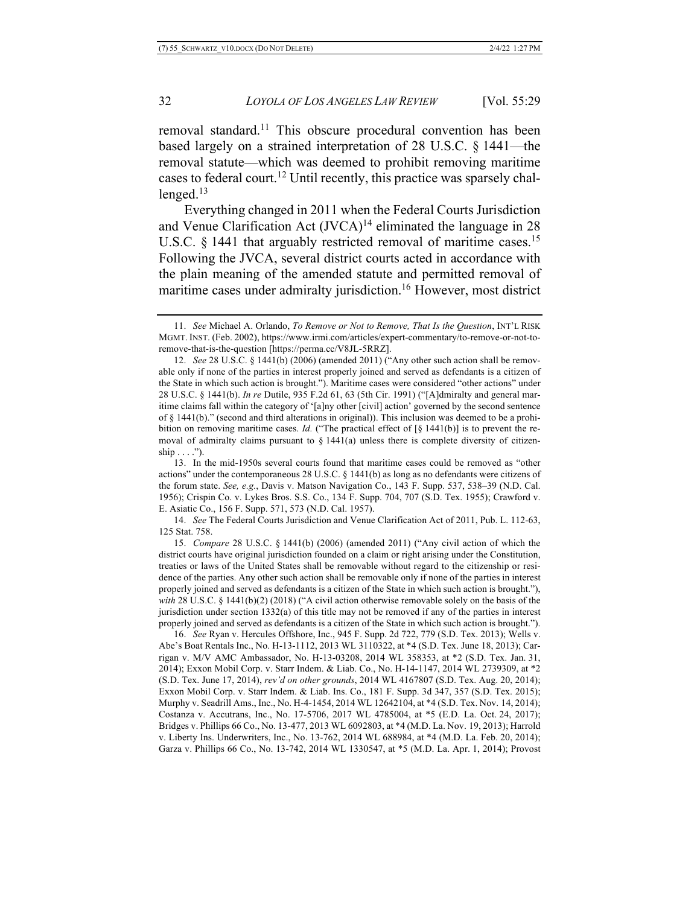removal standard.[11] This obscure procedural convention has been based largely on a strained interpretation of 28 U.S.C. § 1441—the removal statute—which was deemed to prohibit removing maritime cases to federal court.[12] Until recently, this practice was sparsely challenged.[13]

Everything changed in 2011 when the Federal Courts Jurisdiction and Venue Clarification Act (JVCA)[14] eliminated the language in 28 U.S.C. § 1441 that arguably restricted removal of maritime cases.[15] Following the JVCA, several district courts acted in accordance with the plain meaning of the amended statute and permitted removal of maritime cases under admiralty jurisdiction.[16] However, most district

---

11. *See* Michael A. Orlando, *To Remove or Not to Remove, That Is the Question*, INT'L RISK MGMT. INST. (Feb. 2002), https://www.irmi.com/articles/expert-commentary/to-remove-or-not-to-remove-that-is-the-question [https://perma.cc/V8JL-5RRZ].

12. *See* 28 U.S.C. § 1441(b) (2006) (amended 2011) ("Any other such action shall be removable only if none of the parties in interest properly joined and served as defendants is a citizen of the State in which such action is brought."). Maritime cases were considered "other actions" under 28 U.S.C. § 1441(b). *In re* Dutile, 935 F.2d 61, 63 (5th Cir. 1991) ("[A]dmiralty and general maritime claims fall within the category of '[a]ny other [civil] action' governed by the second sentence of § 1441(b)." (second and third alterations in original)). This inclusion was deemed to be a prohibition on removing maritime cases. *Id.* ("The practical effect of [§ 1441(b)] is to prevent the removal of admiralty claims pursuant to § 1441(a) unless there is complete diversity of citizenship . . . .").

13. In the mid-1950s several courts found that maritime cases could be removed as "other actions" under the contemporaneous 28 U.S.C. § 1441(b) as long as no defendants were citizens of the forum state. *See, e.g.*, Davis v. Matson Navigation Co., 143 F. Supp. 537, 538–39 (N.D. Cal. 1956); Crispin Co. v. Lykes Bros. S.S. Co., 134 F. Supp. 704, 707 (S.D. Tex. 1955); Crawford v. E. Asiatic Co., 156 F. Supp. 571, 573 (N.D. Cal. 1957).

14. *See* The Federal Courts Jurisdiction and Venue Clarification Act of 2011, Pub. L. 112-63, 125 Stat. 758.

15. *Compare* 28 U.S.C. § 1441(b) (2006) (amended 2011) ("Any civil action of which the district courts have original jurisdiction founded on a claim or right arising under the Constitution, treaties or laws of the United States shall be removable without regard to the citizenship or residence of the parties. Any other such action shall be removable only if none of the parties in interest properly joined and served as defendants is a citizen of the State in which such action is brought."), *with* 28 U.S.C. § 1441(b)(2) (2018) ("A civil action otherwise removable solely on the basis of the jurisdiction under section 1332(a) of this title may not be removed if any of the parties in interest properly joined and served as defendants is a citizen of the State in which such action is brought.").

16. *See* Ryan v. Hercules Offshore, Inc., 945 F. Supp. 2d 722, 779 (S.D. Tex. 2013); Wells v. Abe's Boat Rentals Inc., No. H-13-1112, 2013 WL 3110322, at *4 (S.D. Tex. June 18, 2013); Carrigan v. M/V AMC Ambassador, No. H-13-03208, 2014 WL 358353, at *2 (S.D. Tex. Jan. 31, 2014); Exxon Mobil Corp. v. Starr Indem. & Liab. Co., No. H-14-1147, 2014 WL 2739309, at *2 (S.D. Tex. June 17, 2014), *rev'd on other grounds*, 2014 WL 4167807 (S.D. Tex. Aug. 20, 2014); Exxon Mobil Corp. v. Starr Indem. & Liab. Ins. Co., 181 F. Supp. 3d 347, 357 (S.D. Tex. 2015); Murphy v. Seadrill Ams., Inc., No. H-4-1454, 2014 WL 12642104, at *4 (S.D. Tex. Nov. 14, 2014); Costanza v. Accutrans, Inc., No. 17-5706, 2017 WL 4785004, at *5 (E.D. La. Oct. 24, 2017); Bridges v. Phillips 66 Co., No. 13-477, 2013 WL 6092803, at *4 (M.D. La. Nov. 19, 2013); Harrold v. Liberty Ins. Underwriters, Inc., No. 13-762, 2014 WL 688984, at *4 (M.D. La. Feb. 20, 2014); Garza v. Phillips 66 Co., No. 13-742, 2014 WL 1330547, at *5 (M.D. La. Apr. 1, 2014); Provost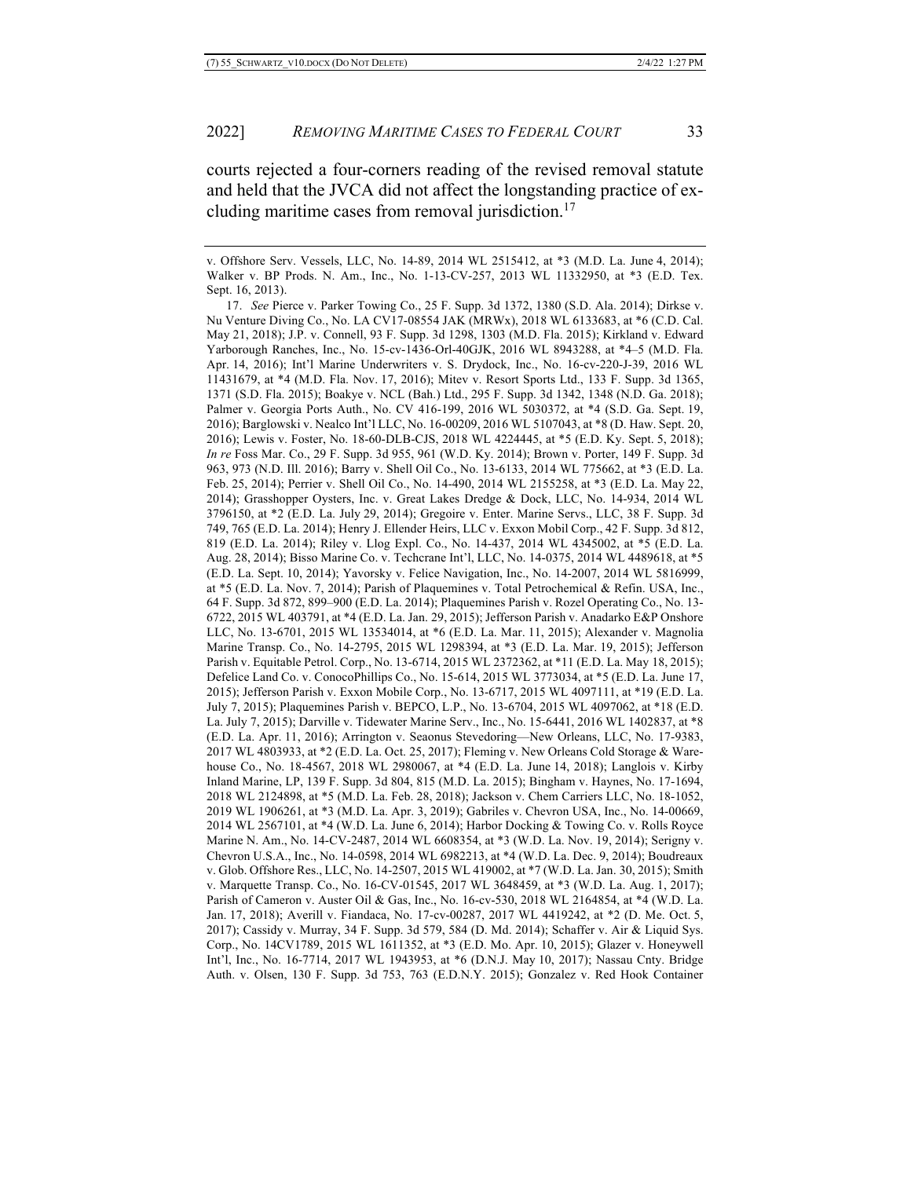courts rejected a four-corners reading of the revised removal statute and held that the JVCA did not affect the longstanding practice of excluding maritime cases from removal jurisdiction.[17]

---

v. Offshore Serv. Vessels, LLC, No. 14-89, 2014 WL 2515412, at *3 (M.D. La. June 4, 2014); Walker v. BP Prods. N. Am., Inc., No. 1-13-CV-257, 2013 WL 11332950, at *3 (E.D. Tex. Sept. 16, 2013).

17. *See* Pierce v. Parker Towing Co., 25 F. Supp. 3d 1372, 1380 (S.D. Ala. 2014); Dirkse v. Nu Venture Diving Co., No. LA CV17-08554 JAK (MRWx), 2018 WL 6133683, at *6 (C.D. Cal. May 21, 2018); J.P. v. Connell, 93 F. Supp. 3d 1298, 1303 (M.D. Fla. 2015); Kirkland v. Edward Yarborough Ranches, Inc., No. 15-cv-1436-Orl-40GJK, 2016 WL 8943288, at *4–5 (M.D. Fla. Apr. 14, 2016); Int'l Marine Underwriters v. S. Drydock, Inc., No. 16-cv-220-J-39, 2016 WL 11431679, at *4 (M.D. Fla. Nov. 17, 2016); Mitev v. Resort Sports Ltd., 133 F. Supp. 3d 1365, 1371 (S.D. Fla. 2015); Boakye v. NCL (Bah.) Ltd., 295 F. Supp. 3d 1342, 1348 (N.D. Ga. 2018); Palmer v. Georgia Ports Auth., No. CV 416-199, 2016 WL 5030372, at *4 (S.D. Ga. Sept. 19, 2016); Barglowski v. Nealco Int'l LLC, No. 16-00209, 2016 WL 5107043, at *8 (D. Haw. Sept. 20, 2016); Lewis v. Foster, No. 18-60-DLB-CJS, 2018 WL 4224445, at *5 (E.D. Ky. Sept. 5, 2018); *In re* Foss Mar. Co., 29 F. Supp. 3d 955, 961 (W.D. Ky. 2014); Brown v. Porter, 149 F. Supp. 3d 963, 973 (N.D. Ill. 2016); Barry v. Shell Oil Co., No. 13-6133, 2014 WL 775662, at *3 (E.D. La. Feb. 25, 2014); Perrier v. Shell Oil Co., No. 14-490, 2014 WL 2155258, at *3 (E.D. La. May 22, 2014); Grasshopper Oysters, Inc. v. Great Lakes Dredge & Dock, LLC, No. 14-934, 2014 WL 3796150, at *2 (E.D. La. July 29, 2014); Gregoire v. Enter. Marine Servs., LLC, 38 F. Supp. 3d 749, 765 (E.D. La. 2014); Henry J. Ellender Heirs, LLC v. Exxon Mobil Corp., 42 F. Supp. 3d 812, 819 (E.D. La. 2014); Riley v. Llog Expl. Co., No. 14-437, 2014 WL 4345002, at *5 (E.D. La. Aug. 28, 2014); Bisso Marine Co. v. Techcrane Int'l, LLC, No. 14-0375, 2014 WL 4489618, at *5 (E.D. La. Sept. 10, 2014); Yavorsky v. Felice Navigation, Inc., No. 14-2007, 2014 WL 5816999, at *5 (E.D. La. Nov. 7, 2014); Parish of Plaquemines v. Total Petrochemical & Refin. USA, Inc., 64 F. Supp. 3d 872, 899–900 (E.D. La. 2014); Plaquemines Parish v. Rozel Operating Co., No. 13-6722, 2015 WL 403791, at *4 (E.D. La. Jan. 29, 2015); Jefferson Parish v. Anadarko E&P Onshore LLC, No. 13-6701, 2015 WL 13534014, at *6 (E.D. La. Mar. 11, 2015); Alexander v. Magnolia Marine Transp. Co., No. 14-2795, 2015 WL 1298394, at *3 (E.D. La. Mar. 19, 2015); Jefferson Parish v. Equitable Petrol. Corp., No. 13-6714, 2015 WL 2372362, at *11 (E.D. La. May 18, 2015); Defelice Land Co. v. ConocoPhillips Co., No. 15-614, 2015 WL 3773034, at *5 (E.D. La. June 17, 2015); Jefferson Parish v. Exxon Mobile Corp., No. 13-6717, 2015 WL 4097111, at *19 (E.D. La. July 7, 2015); Plaquemines Parish v. BEPCO, L.P., No. 13-6704, 2015 WL 4097062, at *18 (E.D. La. July 7, 2015); Darville v. Tidewater Marine Serv., Inc., No. 15-6441, 2016 WL 1402837, at *8 (E.D. La. Apr. 11, 2016); Arrington v. Seaonus Stevedoring—New Orleans, LLC, No. 17-9383, 2017 WL 4803933, at *2 (E.D. La. Oct. 25, 2017); Fleming v. New Orleans Cold Storage & Warehouse Co., No. 18-4567, 2018 WL 2980067, at *4 (E.D. La. June 14, 2018); Langlois v. Kirby Inland Marine, LP, 139 F. Supp. 3d 804, 815 (M.D. La. 2015); Bingham v. Haynes, No. 17-1694, 2018 WL 2124898, at *5 (M.D. La. Feb. 28, 2018); Jackson v. Chem Carriers LLC, No. 18-1052, 2019 WL 1906261, at *3 (M.D. La. Apr. 3, 2019); Gabriles v. Chevron USA, Inc., No. 14-00669, 2014 WL 2567101, at *4 (W.D. La. June 6, 2014); Harbor Docking & Towing Co. v. Rolls Royce Marine N. Am., No. 14-CV-2487, 2014 WL 6608354, at *3 (W.D. La. Nov. 19, 2014); Serigny v. Chevron U.S.A., Inc., No. 14-0598, 2014 WL 6982213, at *4 (W.D. La. Dec. 9, 2014); Boudreaux v. Glob. Offshore Res., LLC, No. 14-2507, 2015 WL 419002, at *7 (W.D. La. Jan. 30, 2015); Smith v. Marquette Transp. Co., No. 16-CV-01545, 2017 WL 3648459, at *3 (W.D. La. Aug. 1, 2017); Parish of Cameron v. Auster Oil & Gas, Inc., No. 16-cv-530, 2018 WL 2164854, at *4 (W.D. La. Jan. 17, 2018); Averill v. Fiandaca, No. 17-cv-00287, 2017 WL 4419242, at *2 (D. Me. Oct. 5, 2017); Cassidy v. Murray, 34 F. Supp. 3d 579, 584 (D. Md. 2014); Schaffer v. Air & Liquid Sys. Corp., No. 14CV1789, 2015 WL 1611352, at *3 (E.D. Mo. Apr. 10, 2015); Glazer v. Honeywell Int'l, Inc., No. 16-7714, 2017 WL 1943953, at *6 (D.N.J. May 10, 2017); Nassau Cnty. Bridge Auth. v. Olsen, 130 F. Supp. 3d 753, 763 (E.D.N.Y. 2015); Gonzalez v. Red Hook Container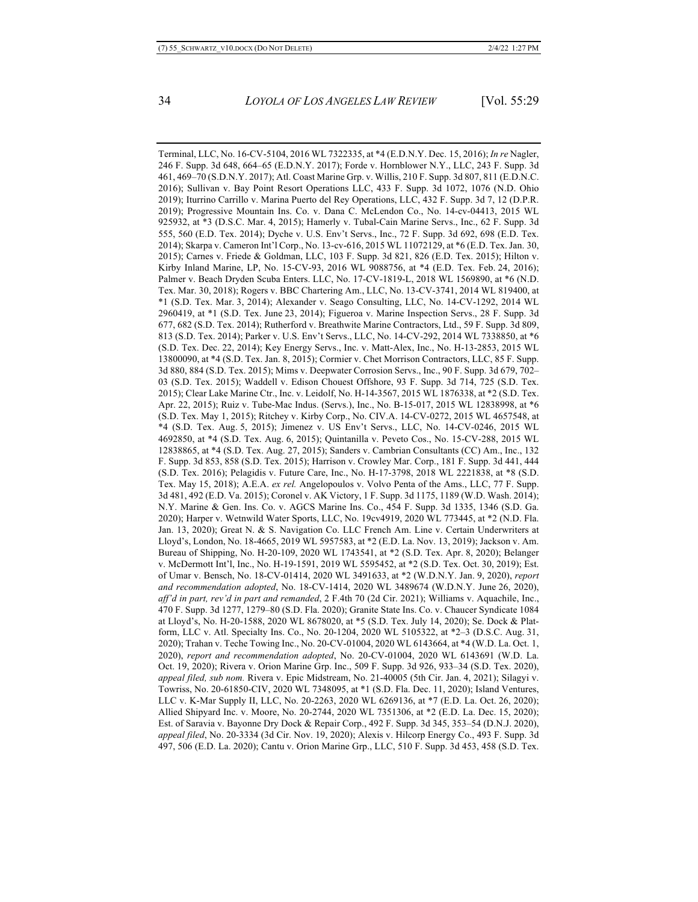Terminal, LLC, No. 16-CV-5104, 2016 WL 7322335, at *4 (E.D.N.Y. Dec. 15, 2016); *In re* Nagler, 246 F. Supp. 3d 648, 664–65 (E.D.N.Y. 2017); Forde v. Hornblower N.Y., LLC, 243 F. Supp. 3d 461, 469–70 (S.D.N.Y. 2017); Atl. Coast Marine Grp. v. Willis, 210 F. Supp. 3d 807, 811 (E.D.N.C. 2016); Sullivan v. Bay Point Resort Operations LLC, 433 F. Supp. 3d 1072, 1076 (N.D. Ohio 2019); Iturrino Carrillo v. Marina Puerto del Rey Operations, LLC, 432 F. Supp. 3d 7, 12 (D.P.R. 2019); Progressive Mountain Ins. Co. v. Dana C. McLendon Co., No. 14-cv-04413, 2015 WL 925932, at *3 (D.S.C. Mar. 4, 2015); Hamerly v. Tubal-Cain Marine Servs., Inc., 62 F. Supp. 3d 555, 560 (E.D. Tex. 2014); Dyche v. U.S. Env't Servs., Inc., 72 F. Supp. 3d 692, 698 (E.D. Tex. 2014); Skarpa v. Cameron Int'l Corp., No. 13-cv-616, 2015 WL 11072129, at *6 (E.D. Tex. Jan. 30, 2015); Carnes v. Friede & Goldman, LLC, 103 F. Supp. 3d 821, 826 (E.D. Tex. 2015); Hilton v. Kirby Inland Marine, LP, No. 15-CV-93, 2016 WL 9088756, at *4 (E.D. Tex. Feb. 24, 2016); Palmer v. Beach Dryden Scuba Enters. LLC, No. 17-CV-1819-L, 2018 WL 1569890, at *6 (N.D. Tex. Mar. 30, 2018); Rogers v. BBC Chartering Am., LLC, No. 13-CV-3741, 2014 WL 819400, at *1 (S.D. Tex. Mar. 3, 2014); Alexander v. Seago Consulting, LLC, No. 14-CV-1292, 2014 WL 2960419, at *1 (S.D. Tex. June 23, 2014); Figueroa v. Marine Inspection Servs., 28 F. Supp. 3d 677, 682 (S.D. Tex. 2014); Rutherford v. Breathwite Marine Contractors, Ltd., 59 F. Supp. 3d 809, 813 (S.D. Tex. 2014); Parker v. U.S. Env't Servs., LLC, No. 14-CV-292, 2014 WL 7338850, at *6 (S.D. Tex. Dec. 22, 2014); Key Energy Servs., Inc. v. Matt-Alex, Inc., No. H-13-2853, 2015 WL 13800090, at *4 (S.D. Tex. Jan. 8, 2015); Cormier v. Chet Morrison Contractors, LLC, 85 F. Supp. 3d 880, 884 (S.D. Tex. 2015); Mims v. Deepwater Corrosion Servs., Inc., 90 F. Supp. 3d 679, 702–03 (S.D. Tex. 2015); Waddell v. Edison Chouest Offshore, 93 F. Supp. 3d 714, 725 (S.D. Tex. 2015); Clear Lake Marine Ctr., Inc. v. Leidolf, No. H-14-3567, 2015 WL 1876338, at *2 (S.D. Tex. Apr. 22, 2015); Ruiz v. Tube-Mac Indus. (Servs.), Inc., No. B-15-017, 2015 WL 12838998, at *6 (S.D. Tex. May 1, 2015); Ritchey v. Kirby Corp., No. CIV.A. 14-CV-0272, 2015 WL 4657548, at *4 (S.D. Tex. Aug. 5, 2015); Jimenez v. US Env't Servs., LLC, No. 14-CV-0246, 2015 WL 4692850, at *4 (S.D. Tex. Aug. 6, 2015); Quintanilla v. Peveto Cos., No. 15-CV-288, 2015 WL 12838865, at *4 (S.D. Tex. Aug. 27, 2015); Sanders v. Cambrian Consultants (CC) Am., Inc., 132 F. Supp. 3d 853, 858 (S.D. Tex. 2015); Harrison v. Crowley Mar. Corp., 181 F. Supp. 3d 441, 444 (S.D. Tex. 2016); Pelagidis v. Future Care, Inc., No. H-17-3798, 2018 WL 2221838, at *8 (S.D. Tex. May 15, 2018); A.E.A. *ex rel.* Angelopoulos v. Volvo Penta of the Ams., LLC, 77 F. Supp. 3d 481, 492 (E.D. Va. 2015); Coronel v. AK Victory, 1 F. Supp. 3d 1175, 1189 (W.D. Wash. 2014); N.Y. Marine & Gen. Ins. Co. v. AGCS Marine Ins. Co., 454 F. Supp. 3d 1335, 1346 (S.D. Ga. 2020); Harper v. Wetnwild Water Sports, LLC, No. 19cv4919, 2020 WL 773445, at *2 (N.D. Fla. Jan. 13, 2020); Great N. & S. Navigation Co. LLC French Am. Line v. Certain Underwriters at Lloyd's, London, No. 18-4665, 2019 WL 5957583, at *2 (E.D. La. Nov. 13, 2019); Jackson v. Am. Bureau of Shipping, No. H-20-109, 2020 WL 1743541, at *2 (S.D. Tex. Apr. 8, 2020); Belanger v. McDermott Int'l, Inc., No. H-19-1591, 2019 WL 5595452, at *2 (S.D. Tex. Oct. 30, 2019); Est. of Umar v. Bensch, No. 18-CV-01414, 2020 WL 3491633, at *2 (W.D.N.Y. Jan. 9, 2020), *report and recommendation adopted*, No. 18-CV-1414, 2020 WL 3489674 (W.D.N.Y. June 26, 2020), *aff'd in part, rev'd in part and remanded*, 2 F.4th 70 (2d Cir. 2021); Williams v. Aquachile, Inc., 470 F. Supp. 3d 1277, 1279–80 (S.D. Fla. 2020); Granite State Ins. Co. v. Chaucer Syndicate 1084 at Lloyd's, No. H-20-1588, 2020 WL 8678020, at *5 (S.D. Tex. July 14, 2020); Se. Dock & Platform, LLC v. Atl. Specialty Ins. Co., No. 20-1204, 2020 WL 5105322, at *2–3 (D.S.C. Aug. 31, 2020); Trahan v. Teche Towing Inc., No. 20-CV-01004, 2020 WL 6143664, at *4 (W.D. La. Oct. 1, 2020), *report and recommendation adopted*, No. 20-CV-01004, 2020 WL 6143691 (W.D. La. Oct. 19, 2020); Rivera v. Orion Marine Grp. Inc., 509 F. Supp. 3d 926, 933–34 (S.D. Tex. 2020), *appeal filed, sub nom.* Rivera v. Epic Midstream, No. 21-40005 (5th Cir. Jan. 4, 2021); Silagyi v. Towriss, No. 20-61850-CIV, 2020 WL 7348095, at *1 (S.D. Fla. Dec. 11, 2020); Island Ventures, LLC v. K-Mar Supply II, LLC, No. 20-2263, 2020 WL 6269136, at *7 (E.D. La. Oct. 26, 2020); Allied Shipyard Inc. v. Moore, No. 20-2744, 2020 WL 7351306, at *2 (E.D. La. Dec. 15, 2020); Est. of Saravia v. Bayonne Dry Dock & Repair Corp., 492 F. Supp. 3d 345, 353–54 (D.N.J. 2020), *appeal filed*, No. 20-3334 (3d Cir. Nov. 19, 2020); Alexis v. Hilcorp Energy Co., 493 F. Supp. 3d 497, 506 (E.D. La. 2020); Cantu v. Orion Marine Grp., LLC, 510 F. Supp. 3d 453, 458 (S.D. Tex.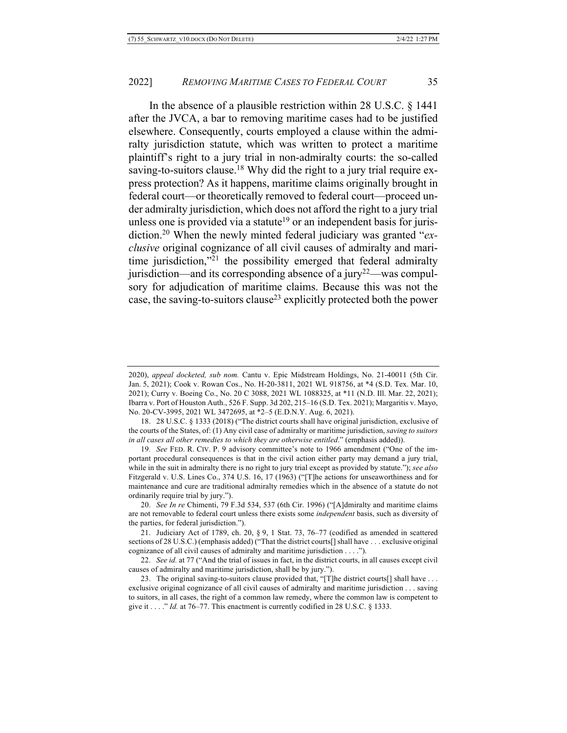In the absence of a plausible restriction within 28 U.S.C. § 1441 after the JVCA, a bar to removing maritime cases had to be justified elsewhere. Consequently, courts employed a clause within the admiralty jurisdiction statute, which was written to protect a maritime plaintiff's right to a jury trial in non-admiralty courts: the so-called saving-to-suitors clause.[18] Why did the right to a jury trial require express protection? As it happens, maritime claims originally brought in federal court—or theoretically removed to federal court—proceed under admiralty jurisdiction, which does not afford the right to a jury trial unless one is provided via a statute[19] or an independent basis for jurisdiction.[20] When the newly minted federal judiciary was granted "*exclusive* original cognizance of all civil causes of admiralty and maritime jurisdiction,"[21] the possibility emerged that federal admiralty jurisdiction—and its corresponding absence of a jury[22]—was compulsory for adjudication of maritime claims. Because this was not the case, the saving-to-suitors clause[23] explicitly protected both the power

---

2020), *appeal docketed, sub nom.* Cantu v. Epic Midstream Holdings, No. 21-40011 (5th Cir. Jan. 5, 2021); Cook v. Rowan Cos., No. H-20-3811, 2021 WL 918756, at *4 (S.D. Tex. Mar. 10, 2021); Curry v. Boeing Co., No. 20 C 3088, 2021 WL 1088325, at *11 (N.D. Ill. Mar. 22, 2021); Ibarra v. Port of Houston Auth., 526 F. Supp. 3d 202, 215–16 (S.D. Tex. 2021); Margaritis v. Mayo, No. 20-CV-3995, 2021 WL 3472695, at *2–5 (E.D.N.Y. Aug. 6, 2021).

18. 28 U.S.C. § 1333 (2018) ("The district courts shall have original jurisdiction, exclusive of the courts of the States, of: (1) Any civil case of admiralty or maritime jurisdiction, *saving to suitors in all cases all other remedies to which they are otherwise entitled*." (emphasis added)).

19. *See* FED. R. CIV. P. 9 advisory committee's note to 1966 amendment ("One of the important procedural consequences is that in the civil action either party may demand a jury trial, while in the suit in admiralty there is no right to jury trial except as provided by statute."); *see also* Fitzgerald v. U.S. Lines Co., 374 U.S. 16, 17 (1963) ("[T]he actions for unseaworthiness and for maintenance and cure are traditional admiralty remedies which in the absence of a statute do not ordinarily require trial by jury.").

20. *See In re* Chimenti, 79 F.3d 534, 537 (6th Cir. 1996) ("[A]dmiralty and maritime claims are not removable to federal court unless there exists some *independent* basis, such as diversity of the parties, for federal jurisdiction.").

21. Judiciary Act of 1789, ch. 20, § 9, 1 Stat. 73, 76–77 (codified as amended in scattered sections of 28 U.S.C.) (emphasis added) ("That the district courts[] shall have . . . exclusive original cognizance of all civil causes of admiralty and maritime jurisdiction . . . .").

22. *See id.* at 77 ("And the trial of issues in fact, in the district courts, in all causes except civil causes of admiralty and maritime jurisdiction, shall be by jury.").

23. The original saving-to-suitors clause provided that, "[T]he district courts[] shall have . . . exclusive original cognizance of all civil causes of admiralty and maritime jurisdiction . . . saving to suitors, in all cases, the right of a common law remedy, where the common law is competent to give it . . . ." *Id.* at 76–77. This enactment is currently codified in 28 U.S.C. § 1333.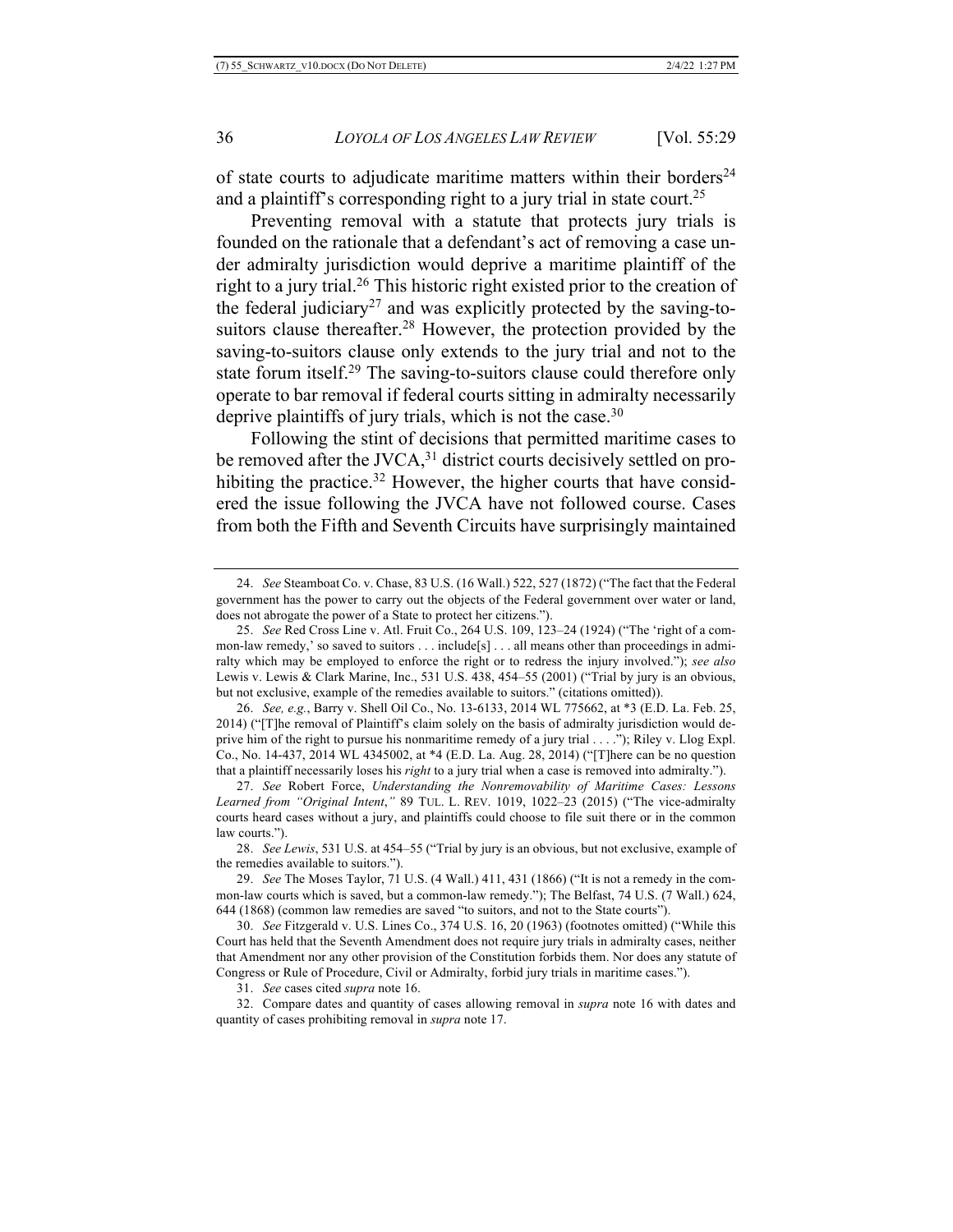of state courts to adjudicate maritime matters within their borders[24] and a plaintiff's corresponding right to a jury trial in state court.[25]

Preventing removal with a statute that protects jury trials is founded on the rationale that a defendant's act of removing a case under admiralty jurisdiction would deprive a maritime plaintiff of the right to a jury trial.[26] This historic right existed prior to the creation of the federal judiciary[27] and was explicitly protected by the saving-to-suitors clause thereafter.[28] However, the protection provided by the saving-to-suitors clause only extends to the jury trial and not to the state forum itself.[29] The saving-to-suitors clause could therefore only operate to bar removal if federal courts sitting in admiralty necessarily deprive plaintiffs of jury trials, which is not the case.[30]

Following the stint of decisions that permitted maritime cases to be removed after the JVCA,[31] district courts decisively settled on prohibiting the practice.[32] However, the higher courts that have considered the issue following the JVCA have not followed course. Cases from both the Fifth and Seventh Circuits have surprisingly maintained

---

24. *See* Steamboat Co. v. Chase, 83 U.S. (16 Wall.) 522, 527 (1872) ("The fact that the Federal government has the power to carry out the objects of the Federal government over water or land, does not abrogate the power of a State to protect her citizens.").

25. *See* Red Cross Line v. Atl. Fruit Co., 264 U.S. 109, 123–24 (1924) ("The 'right of a common-law remedy,' so saved to suitors . . . include[s] . . . all means other than proceedings in admiralty which may be employed to enforce the right or to redress the injury involved."); *see also* Lewis v. Lewis & Clark Marine, Inc., 531 U.S. 438, 454–55 (2001) ("Trial by jury is an obvious, but not exclusive, example of the remedies available to suitors." (citations omitted)).

26. *See, e.g.*, Barry v. Shell Oil Co., No. 13-6133, 2014 WL 775662, at *3 (E.D. La. Feb. 25, 2014) ("[T]he removal of Plaintiff's claim solely on the basis of admiralty jurisdiction would deprive him of the right to pursue his nonmaritime remedy of a jury trial . . . ."); Riley v. Llog Expl. Co., No. 14-437, 2014 WL 4345002, at *4 (E.D. La. Aug. 28, 2014) ("[T]here can be no question that a plaintiff necessarily loses his *right* to a jury trial when a case is removed into admiralty.").

27. *See* Robert Force, *Understanding the Nonremovability of Maritime Cases: Lessons Learned from "Original Intent*,*"* 89 TUL. L. REV. 1019, 1022–23 (2015) ("The vice-admiralty courts heard cases without a jury, and plaintiffs could choose to file suit there or in the common law courts.").

28. *See Lewis*, 531 U.S. at 454–55 ("Trial by jury is an obvious, but not exclusive, example of the remedies available to suitors.").

29. *See* The Moses Taylor, 71 U.S. (4 Wall.) 411, 431 (1866) ("It is not a remedy in the common-law courts which is saved, but a common-law remedy."); The Belfast, 74 U.S. (7 Wall.) 624, 644 (1868) (common law remedies are saved "to suitors, and not to the State courts").

30. *See* Fitzgerald v. U.S. Lines Co., 374 U.S. 16, 20 (1963) (footnotes omitted) ("While this Court has held that the Seventh Amendment does not require jury trials in admiralty cases, neither that Amendment nor any other provision of the Constitution forbids them. Nor does any statute of Congress or Rule of Procedure, Civil or Admiralty, forbid jury trials in maritime cases.").

31. *See* cases cited *supra* note 16.

32. Compare dates and quantity of cases allowing removal in *supra* note 16 with dates and quantity of cases prohibiting removal in *supra* note 17.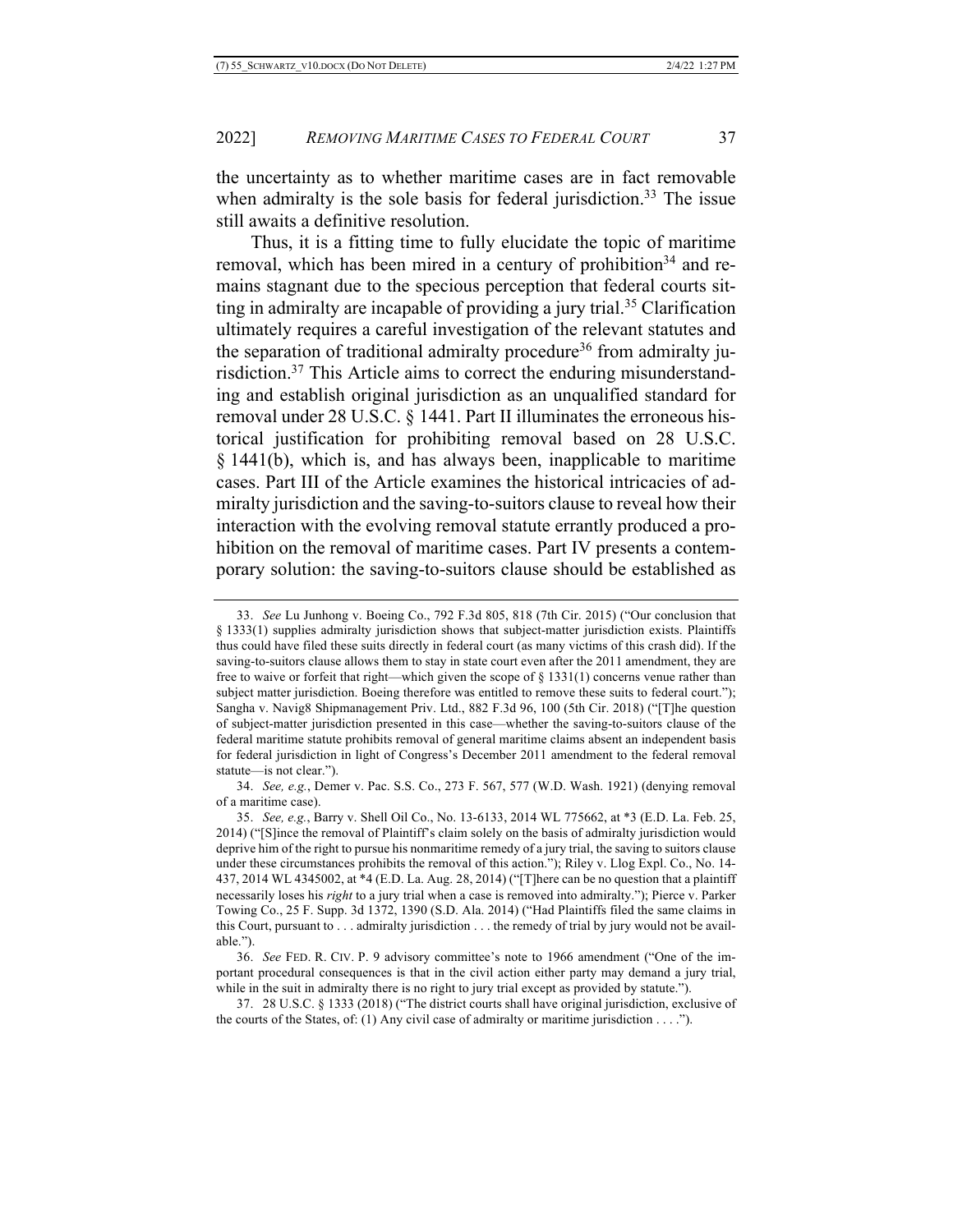the uncertainty as to whether maritime cases are in fact removable when admiralty is the sole basis for federal jurisdiction.[33] The issue still awaits a definitive resolution.

Thus, it is a fitting time to fully elucidate the topic of maritime removal, which has been mired in a century of prohibition[34] and remains stagnant due to the specious perception that federal courts sitting in admiralty are incapable of providing a jury trial.[35] Clarification ultimately requires a careful investigation of the relevant statutes and the separation of traditional admiralty procedure[36] from admiralty jurisdiction.[37] This Article aims to correct the enduring misunderstanding and establish original jurisdiction as an unqualified standard for removal under 28 U.S.C. § 1441. Part II illuminates the erroneous historical justification for prohibiting removal based on 28 U.S.C. § 1441(b), which is, and has always been, inapplicable to maritime cases. Part III of the Article examines the historical intricacies of admiralty jurisdiction and the saving-to-suitors clause to reveal how their interaction with the evolving removal statute errantly produced a prohibition on the removal of maritime cases. Part IV presents a contemporary solution: the saving-to-suitors clause should be established as

---

33. *See* Lu Junhong v. Boeing Co., 792 F.3d 805, 818 (7th Cir. 2015) ("Our conclusion that § 1333(1) supplies admiralty jurisdiction shows that subject-matter jurisdiction exists. Plaintiffs thus could have filed these suits directly in federal court (as many victims of this crash did). If the saving-to-suitors clause allows them to stay in state court even after the 2011 amendment, they are free to waive or forfeit that right—which given the scope of § 1331(1) concerns venue rather than subject matter jurisdiction. Boeing therefore was entitled to remove these suits to federal court."); Sangha v. Navig8 Shipmanagement Priv. Ltd., 882 F.3d 96, 100 (5th Cir. 2018) ("[T]he question of subject-matter jurisdiction presented in this case—whether the saving-to-suitors clause of the federal maritime statute prohibits removal of general maritime claims absent an independent basis for federal jurisdiction in light of Congress's December 2011 amendment to the federal removal statute—is not clear.").

34. *See, e.g.*, Demer v. Pac. S.S. Co., 273 F. 567, 577 (W.D. Wash. 1921) (denying removal of a maritime case).

35. *See, e.g.*, Barry v. Shell Oil Co., No. 13-6133, 2014 WL 775662, at *3 (E.D. La. Feb. 25, 2014) ("[S]ince the removal of Plaintiff's claim solely on the basis of admiralty jurisdiction would deprive him of the right to pursue his nonmaritime remedy of a jury trial, the saving to suitors clause under these circumstances prohibits the removal of this action."); Riley v. Llog Expl. Co., No. 14-437, 2014 WL 4345002, at *4 (E.D. La. Aug. 28, 2014) ("[T]here can be no question that a plaintiff necessarily loses his *right* to a jury trial when a case is removed into admiralty."); Pierce v. Parker Towing Co., 25 F. Supp. 3d 1372, 1390 (S.D. Ala. 2014) ("Had Plaintiffs filed the same claims in this Court, pursuant to . . . admiralty jurisdiction . . . the remedy of trial by jury would not be available.").

36. *See* FED. R. CIV. P. 9 advisory committee's note to 1966 amendment ("One of the important procedural consequences is that in the civil action either party may demand a jury trial, while in the suit in admiralty there is no right to jury trial except as provided by statute.").

37. 28 U.S.C. § 1333 (2018) ("The district courts shall have original jurisdiction, exclusive of the courts of the States, of: (1) Any civil case of admiralty or maritime jurisdiction . . . .").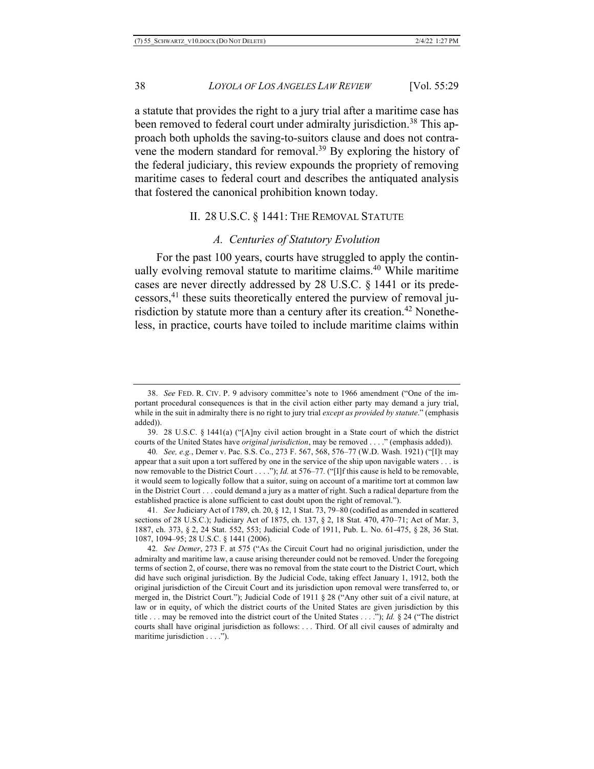a statute that provides the right to a jury trial after a maritime case has been removed to federal court under admiralty jurisdiction.[38] This approach both upholds the saving-to-suitors clause and does not contravene the modern standard for removal.[39] By exploring the history of the federal judiciary, this review expounds the propriety of removing maritime cases to federal court and describes the antiquated analysis that fostered the canonical prohibition known today.

## II. 28 U.S.C. § 1441: THE REMOVAL STATUTE

### *A. Centuries of Statutory Evolution*

For the past 100 years, courts have struggled to apply the continually evolving removal statute to maritime claims.[40] While maritime cases are never directly addressed by 28 U.S.C. § 1441 or its predecessors,[41] these suits theoretically entered the purview of removal jurisdiction by statute more than a century after its creation.[42] Nonetheless, in practice, courts have toiled to include maritime claims within

---

38. *See* FED. R. CIV. P. 9 advisory committee's note to 1966 amendment ("One of the important procedural consequences is that in the civil action either party may demand a jury trial, while in the suit in admiralty there is no right to jury trial *except as provided by statute*." (emphasis added)).

39. 28 U.S.C. § 1441(a) ("[A]ny civil action brought in a State court of which the district courts of the United States have *original jurisdiction*, may be removed . . . ." (emphasis added)).

40. *See, e.g.*, Demer v. Pac. S.S. Co., 273 F. 567, 568, 576–77 (W.D. Wash. 1921) ("[I]t may appear that a suit upon a tort suffered by one in the service of the ship upon navigable waters . . . is now removable to the District Court . . . ."); *Id.* at 576–77. ("[I]f this cause is held to be removable, it would seem to logically follow that a suitor, suing on account of a maritime tort at common law in the District Court . . . could demand a jury as a matter of right. Such a radical departure from the established practice is alone sufficient to cast doubt upon the right of removal.").

41. *See* Judiciary Act of 1789, ch. 20, § 12, 1 Stat. 73, 79–80 (codified as amended in scattered sections of 28 U.S.C.); Judiciary Act of 1875, ch. 137, § 2, 18 Stat. 470, 470–71; Act of Mar. 3, 1887, ch. 373, § 2, 24 Stat. 552, 553; Judicial Code of 1911, Pub. L. No. 61-475, § 28, 36 Stat. 1087, 1094–95; 28 U.S.C. § 1441 (2006).

42. *See Demer*, 273 F. at 575 ("As the Circuit Court had no original jurisdiction, under the admiralty and maritime law, a cause arising thereunder could not be removed. Under the foregoing terms of section 2, of course, there was no removal from the state court to the District Court, which did have such original jurisdiction. By the Judicial Code, taking effect January 1, 1912, both the original jurisdiction of the Circuit Court and its jurisdiction upon removal were transferred to, or merged in, the District Court."); Judicial Code of 1911 § 28 ("Any other suit of a civil nature, at law or in equity, of which the district courts of the United States are given jurisdiction by this title . . . may be removed into the district court of the United States . . . ."); *Id.* § 24 ("The district courts shall have original jurisdiction as follows: . . . Third. Of all civil causes of admiralty and maritime jurisdiction . . . .").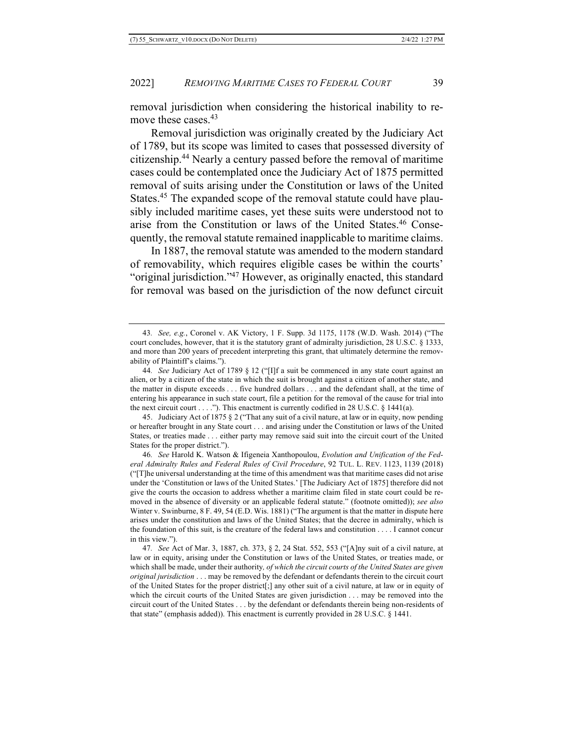removal jurisdiction when considering the historical inability to remove these cases.[43]

Removal jurisdiction was originally created by the Judiciary Act of 1789, but its scope was limited to cases that possessed diversity of citizenship.[44] Nearly a century passed before the removal of maritime cases could be contemplated once the Judiciary Act of 1875 permitted removal of suits arising under the Constitution or laws of the United States.[45] The expanded scope of the removal statute could have plausibly included maritime cases, yet these suits were understood not to arise from the Constitution or laws of the United States.[46] Consequently, the removal statute remained inapplicable to maritime claims.

In 1887, the removal statute was amended to the modern standard of removability, which requires eligible cases be within the courts' "original jurisdiction."[47] However, as originally enacted, this standard for removal was based on the jurisdiction of the now defunct circuit

---

43. *See, e.g.*, Coronel v. AK Victory, 1 F. Supp. 3d 1175, 1178 (W.D. Wash. 2014) ("The court concludes, however, that it is the statutory grant of admiralty jurisdiction, 28 U.S.C. § 1333, and more than 200 years of precedent interpreting this grant, that ultimately determine the removability of Plaintiff's claims.").

44. *See* Judiciary Act of 1789 § 12 ("[I]f a suit be commenced in any state court against an alien, or by a citizen of the state in which the suit is brought against a citizen of another state, and the matter in dispute exceeds . . . five hundred dollars . . . and the defendant shall, at the time of entering his appearance in such state court, file a petition for the removal of the cause for trial into the next circuit court . . . ."). This enactment is currently codified in 28 U.S.C. § 1441(a).

45. Judiciary Act of 1875 § 2 ("That any suit of a civil nature, at law or in equity, now pending or hereafter brought in any State court . . . and arising under the Constitution or laws of the United States, or treaties made . . . either party may remove said suit into the circuit court of the United States for the proper district.").

46. *See* Harold K. Watson & Ifigeneia Xanthopoulou, *Evolution and Unification of the Federal Admiralty Rules and Federal Rules of Civil Procedure*, 92 TUL. L. REV. 1123, 1139 (2018) ("[T]he universal understanding at the time of this amendment was that maritime cases did not arise under the 'Constitution or laws of the United States.' [The Judiciary Act of 1875] therefore did not give the courts the occasion to address whether a maritime claim filed in state court could be removed in the absence of diversity or an applicable federal statute." (footnote omitted)); *see also* Winter v. Swinburne, 8 F. 49, 54 (E.D. Wis. 1881) ("The argument is that the matter in dispute here arises under the constitution and laws of the United States; that the decree in admiralty, which is the foundation of this suit, is the creature of the federal laws and constitution . . . . I cannot concur in this view.").

47. *See* Act of Mar. 3, 1887, ch. 373, § 2, 24 Stat. 552, 553 ("[A]ny suit of a civil nature, at law or in equity, arising under the Constitution or laws of the United States, or treaties made, or which shall be made, under their authority*, of which the circuit courts of the United States are given original jurisdiction* . . . may be removed by the defendant or defendants therein to the circuit court of the United States for the proper district[;] any other suit of a civil nature, at law or in equity of which the circuit courts of the United States are given jurisdiction . . . may be removed into the circuit court of the United States . . . by the defendant or defendants therein being non-residents of that state" (emphasis added)). This enactment is currently provided in 28 U.S.C. § 1441.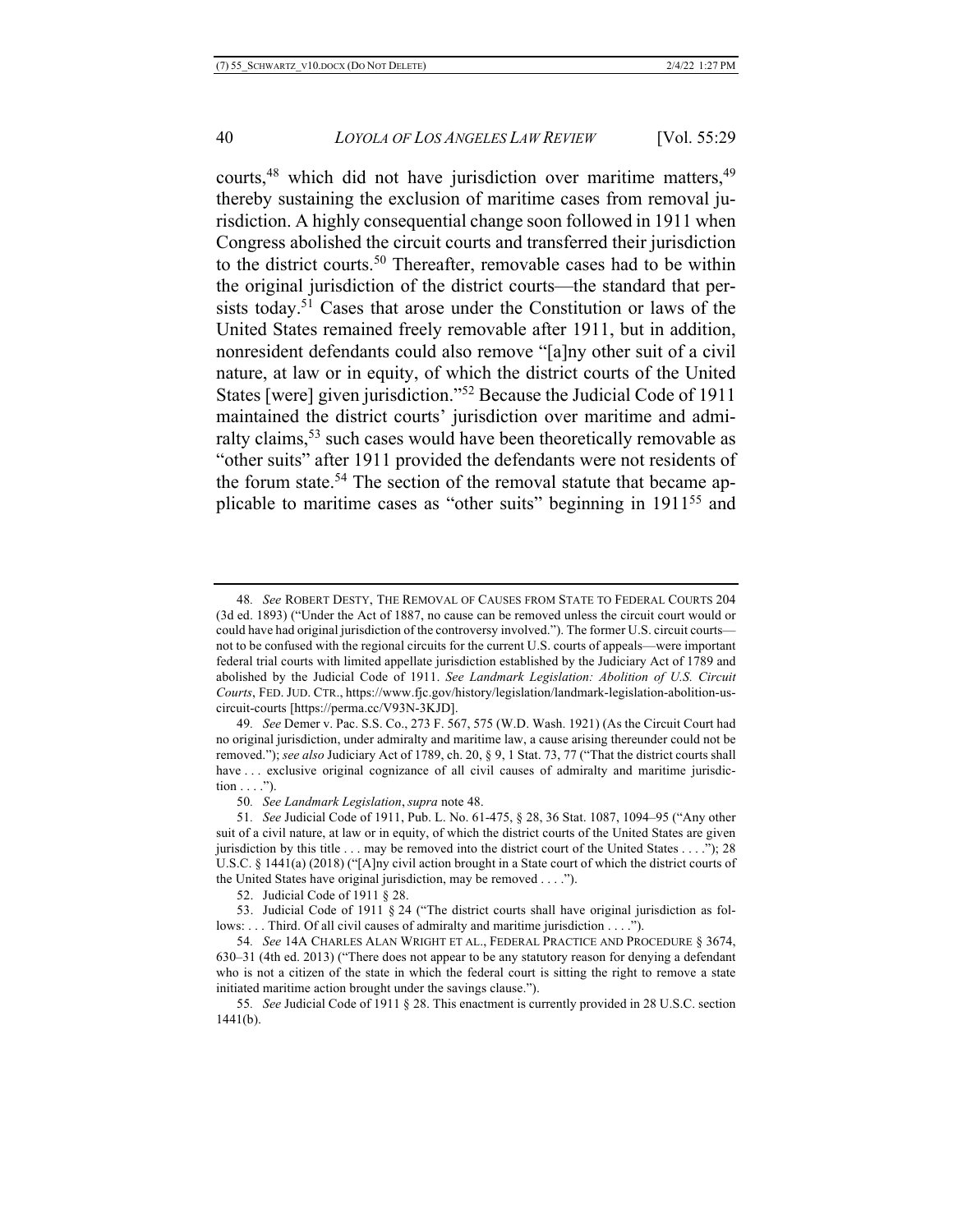courts,[48] which did not have jurisdiction over maritime matters,[49] thereby sustaining the exclusion of maritime cases from removal jurisdiction. A highly consequential change soon followed in 1911 when Congress abolished the circuit courts and transferred their jurisdiction to the district courts.[50] Thereafter, removable cases had to be within the original jurisdiction of the district courts—the standard that persists today.[51] Cases that arose under the Constitution or laws of the United States remained freely removable after 1911, but in addition, nonresident defendants could also remove "[a]ny other suit of a civil nature, at law or in equity, of which the district courts of the United States [were] given jurisdiction."[52] Because the Judicial Code of 1911 maintained the district courts' jurisdiction over maritime and admiralty claims,[53] such cases would have been theoretically removable as "other suits" after 1911 provided the defendants were not residents of the forum state.[54] The section of the removal statute that became applicable to maritime cases as "other suits" beginning in 1911[55] and

---

48. *See* ROBERT DESTY, THE REMOVAL OF CAUSES FROM STATE TO FEDERAL COURTS 204 (3d ed. 1893) ("Under the Act of 1887, no cause can be removed unless the circuit court would or could have had original jurisdiction of the controversy involved."). The former U.S. circuit courts—not to be confused with the regional circuits for the current U.S. courts of appeals—were important federal trial courts with limited appellate jurisdiction established by the Judiciary Act of 1789 and abolished by the Judicial Code of 1911. *See Landmark Legislation: Abolition of U.S. Circuit Courts*, FED. JUD. CTR., https://www.fjc.gov/history/legislation/landmark-legislation-abolition-us-circuit-courts [https://perma.cc/V93N-3KJD].

49. *See* Demer v. Pac. S.S. Co., 273 F. 567, 575 (W.D. Wash. 1921) (As the Circuit Court had no original jurisdiction, under admiralty and maritime law, a cause arising thereunder could not be removed."); *see also* Judiciary Act of 1789, ch. 20, § 9, 1 Stat. 73, 77 ("That the district courts shall have . . . exclusive original cognizance of all civil causes of admiralty and maritime jurisdiction . . . .").

50. *See Landmark Legislation*, *supra* note 48.

51. *See* Judicial Code of 1911, Pub. L. No. 61-475, § 28, 36 Stat. 1087, 1094–95 ("Any other suit of a civil nature, at law or in equity, of which the district courts of the United States are given jurisdiction by this title . . . may be removed into the district court of the United States . . . ."); 28 U.S.C. § 1441(a) (2018) ("[A]ny civil action brought in a State court of which the district courts of the United States have original jurisdiction, may be removed . . . .").

52. Judicial Code of 1911 § 28.

53. Judicial Code of 1911 § 24 ("The district courts shall have original jurisdiction as follows: . . . Third. Of all civil causes of admiralty and maritime jurisdiction . . . .").

54. *See* 14A CHARLES ALAN WRIGHT ET AL., FEDERAL PRACTICE AND PROCEDURE § 3674, 630–31 (4th ed. 2013) ("There does not appear to be any statutory reason for denying a defendant who is not a citizen of the state in which the federal court is sitting the right to remove a state initiated maritime action brought under the savings clause.").

55. *See* Judicial Code of 1911 § 28. This enactment is currently provided in 28 U.S.C. section 1441(b).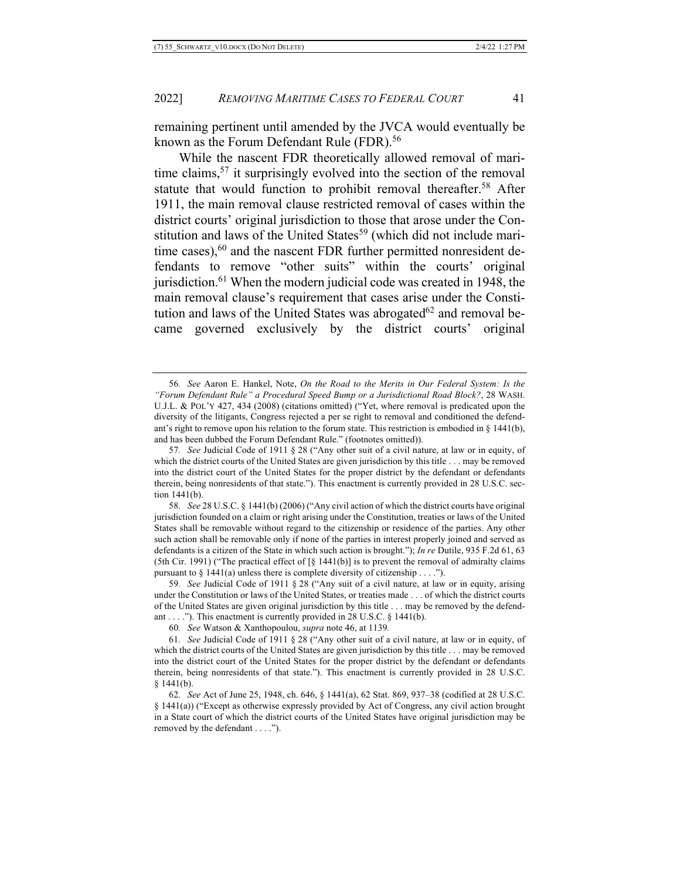remaining pertinent until amended by the JVCA would eventually be known as the Forum Defendant Rule (FDR).[56]

While the nascent FDR theoretically allowed removal of maritime claims,[57] it surprisingly evolved into the section of the removal statute that would function to prohibit removal thereafter.[58] After 1911, the main removal clause restricted removal of cases within the district courts' original jurisdiction to those that arose under the Constitution and laws of the United States[59] (which did not include maritime cases),[60] and the nascent FDR further permitted nonresident defendants to remove "other suits" within the courts' original jurisdiction.[61] When the modern judicial code was created in 1948, the main removal clause's requirement that cases arise under the Constitution and laws of the United States was abrogated[62] and removal became governed exclusively by the district courts' original

---

56. *See* Aaron E. Hankel, Note, *On the Road to the Merits in Our Federal System: Is the "Forum Defendant Rule" a Procedural Speed Bump or a Jurisdictional Road Block?*, 28 WASH. U.J.L. & POL'Y 427, 434 (2008) (citations omitted) ("Yet, where removal is predicated upon the diversity of the litigants, Congress rejected a per se right to removal and conditioned the defendant's right to remove upon his relation to the forum state. This restriction is embodied in § 1441(b), and has been dubbed the Forum Defendant Rule." (footnotes omitted)).

57. *See* Judicial Code of 1911 § 28 ("Any other suit of a civil nature, at law or in equity, of which the district courts of the United States are given jurisdiction by this title . . . may be removed into the district court of the United States for the proper district by the defendant or defendants therein, being nonresidents of that state."). This enactment is currently provided in 28 U.S.C. section 1441(b).

58. *See* 28 U.S.C. § 1441(b) (2006) ("Any civil action of which the district courts have original jurisdiction founded on a claim or right arising under the Constitution, treaties or laws of the United States shall be removable without regard to the citizenship or residence of the parties. Any other such action shall be removable only if none of the parties in interest properly joined and served as defendants is a citizen of the State in which such action is brought."); *In re* Dutile, 935 F.2d 61, 63 (5th Cir. 1991) ("The practical effect of [§ 1441(b)] is to prevent the removal of admiralty claims pursuant to § 1441(a) unless there is complete diversity of citizenship . . . .").

59. *See* Judicial Code of 1911 § 28 ("Any suit of a civil nature, at law or in equity, arising under the Constitution or laws of the United States, or treaties made . . . of which the district courts of the United States are given original jurisdiction by this title . . . may be removed by the defendant . . . ."). This enactment is currently provided in 28 U.S.C. § 1441(b).

60. *See* Watson & Xanthopoulou, *supra* note 46, at 1139.

61. *See* Judicial Code of 1911 § 28 ("Any other suit of a civil nature, at law or in equity, of which the district courts of the United States are given jurisdiction by this title . . . may be removed into the district court of the United States for the proper district by the defendant or defendants therein, being nonresidents of that state."). This enactment is currently provided in 28 U.S.C. § 1441(b).

62. *See* Act of June 25, 1948, ch. 646, § 1441(a), 62 Stat. 869, 937–38 (codified at 28 U.S.C. § 1441(a)) ("Except as otherwise expressly provided by Act of Congress, any civil action brought in a State court of which the district courts of the United States have original jurisdiction may be removed by the defendant . . . .").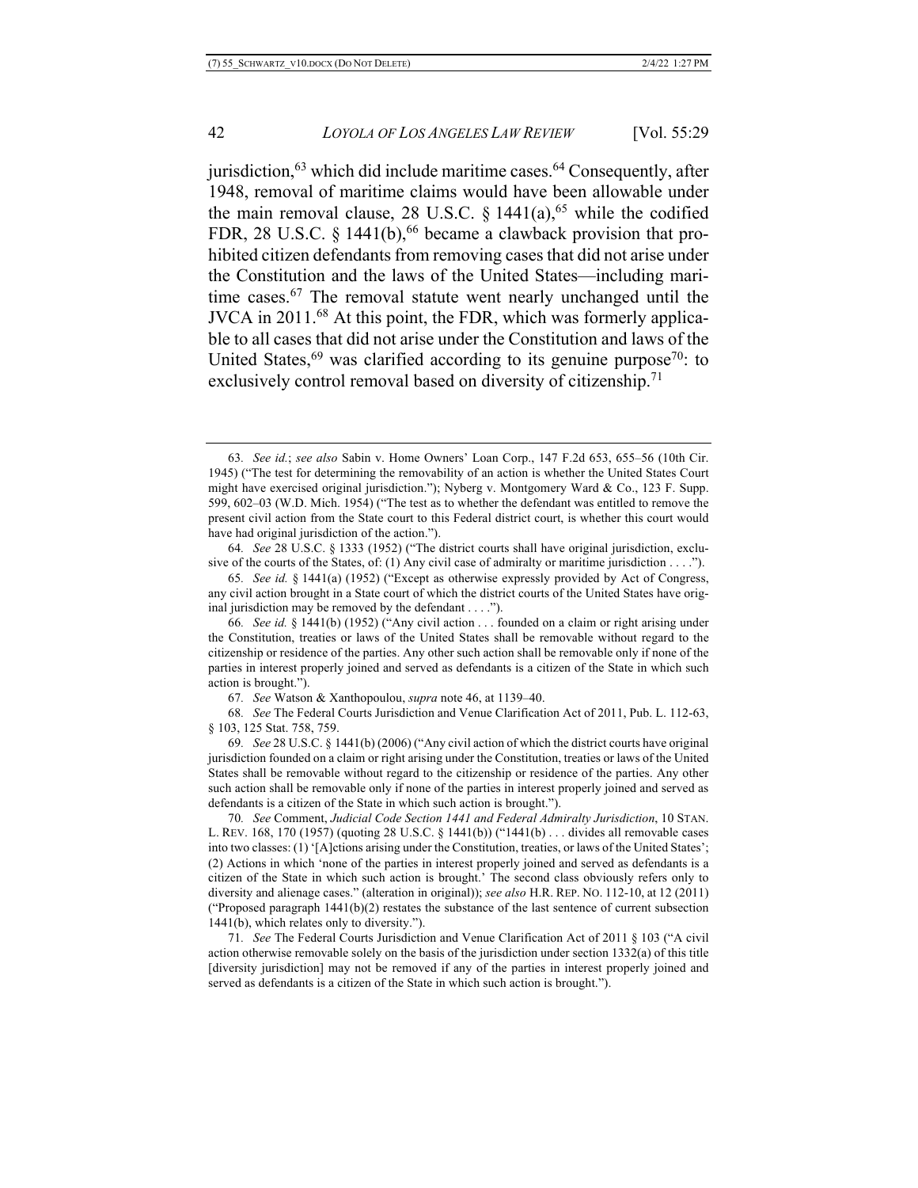jurisdiction,[63] which did include maritime cases.[64] Consequently, after 1948, removal of maritime claims would have been allowable under the main removal clause, 28 U.S.C. § 1441(a),[65] while the codified FDR, 28 U.S.C. § 1441(b),[66] became a clawback provision that prohibited citizen defendants from removing cases that did not arise under the Constitution and the laws of the United States—including maritime cases.[67] The removal statute went nearly unchanged until the JVCA in 2011.[68] At this point, the FDR, which was formerly applicable to all cases that did not arise under the Constitution and laws of the United States,[69] was clarified according to its genuine purpose[70]: to exclusively control removal based on diversity of citizenship.[71]

---

63. *See id.*; *see also* Sabin v. Home Owners' Loan Corp., 147 F.2d 653, 655–56 (10th Cir. 1945) ("The test for determining the removability of an action is whether the United States Court might have exercised original jurisdiction."); Nyberg v. Montgomery Ward & Co., 123 F. Supp. 599, 602–03 (W.D. Mich. 1954) ("The test as to whether the defendant was entitled to remove the present civil action from the State court to this Federal district court, is whether this court would have had original jurisdiction of the action.").

64. *See* 28 U.S.C. § 1333 (1952) ("The district courts shall have original jurisdiction, exclusive of the courts of the States, of: (1) Any civil case of admiralty or maritime jurisdiction . . . .").

65. *See id.* § 1441(a) (1952) ("Except as otherwise expressly provided by Act of Congress, any civil action brought in a State court of which the district courts of the United States have original jurisdiction may be removed by the defendant . . . .").

66. *See id.* § 1441(b) (1952) ("Any civil action . . . founded on a claim or right arising under the Constitution, treaties or laws of the United States shall be removable without regard to the citizenship or residence of the parties. Any other such action shall be removable only if none of the parties in interest properly joined and served as defendants is a citizen of the State in which such action is brought.").

67. *See* Watson & Xanthopoulou, *supra* note 46, at 1139–40.

68. *See* The Federal Courts Jurisdiction and Venue Clarification Act of 2011, Pub. L. 112-63, § 103, 125 Stat. 758, 759.

69. *See* 28 U.S.C. § 1441(b) (2006) ("Any civil action of which the district courts have original jurisdiction founded on a claim or right arising under the Constitution, treaties or laws of the United States shall be removable without regard to the citizenship or residence of the parties. Any other such action shall be removable only if none of the parties in interest properly joined and served as defendants is a citizen of the State in which such action is brought.").

70. *See* Comment, *Judicial Code Section 1441 and Federal Admiralty Jurisdiction*, 10 STAN. L. REV. 168, 170 (1957) (quoting 28 U.S.C. § 1441(b)) ("1441(b) . . . divides all removable cases into two classes: (1) '[A]ctions arising under the Constitution, treaties, or laws of the United States'; (2) Actions in which 'none of the parties in interest properly joined and served as defendants is a citizen of the State in which such action is brought.' The second class obviously refers only to diversity and alienage cases." (alteration in original)); *see also* H.R. REP. NO. 112-10, at 12 (2011) ("Proposed paragraph 1441(b)(2) restates the substance of the last sentence of current subsection 1441(b), which relates only to diversity.").

71. *See* The Federal Courts Jurisdiction and Venue Clarification Act of 2011 § 103 ("A civil action otherwise removable solely on the basis of the jurisdiction under section 1332(a) of this title [diversity jurisdiction] may not be removed if any of the parties in interest properly joined and served as defendants is a citizen of the State in which such action is brought.").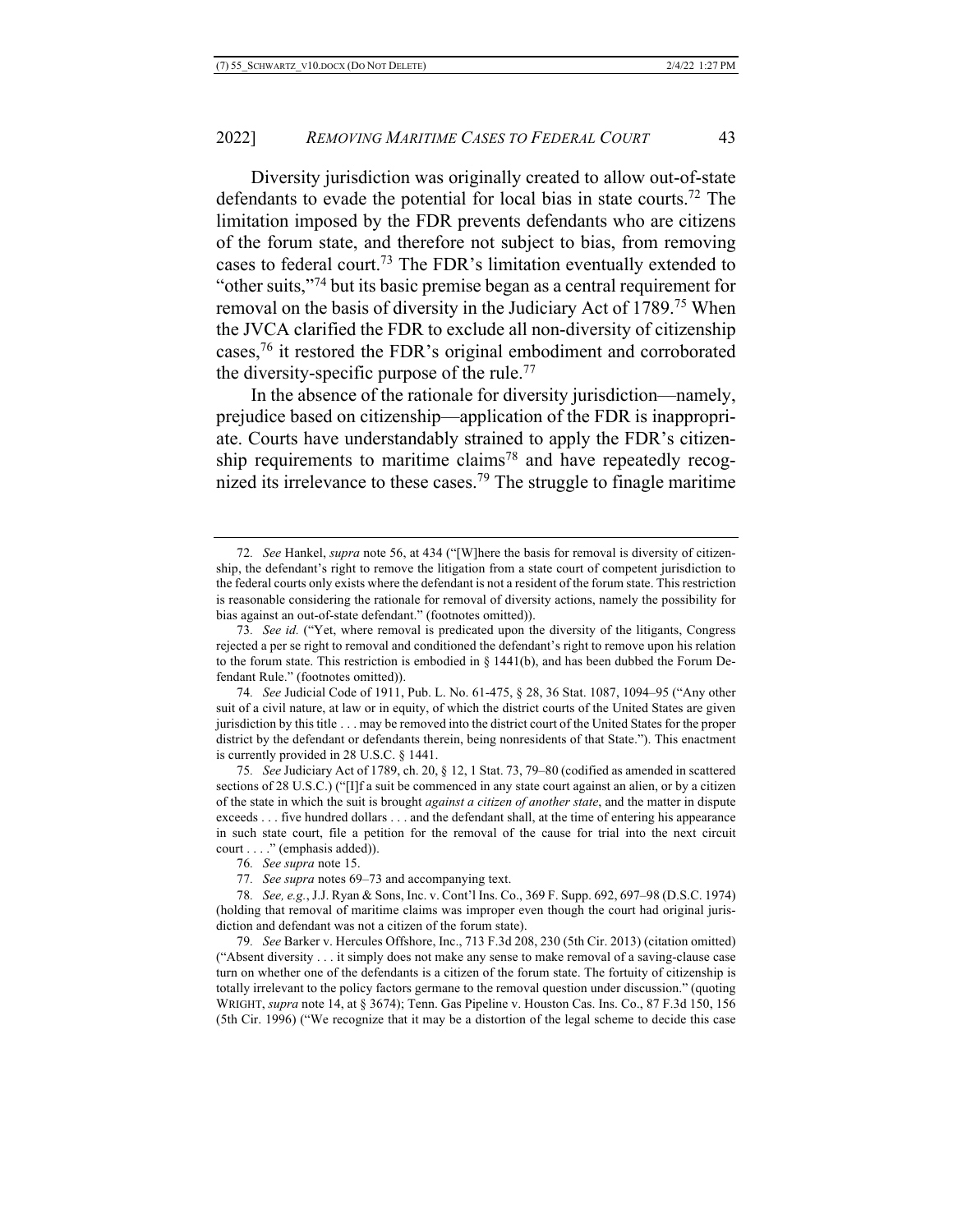Diversity jurisdiction was originally created to allow out-of-state defendants to evade the potential for local bias in state courts.[72] The limitation imposed by the FDR prevents defendants who are citizens of the forum state, and therefore not subject to bias, from removing cases to federal court.[73] The FDR's limitation eventually extended to "other suits,"[74] but its basic premise began as a central requirement for removal on the basis of diversity in the Judiciary Act of 1789.[75] When the JVCA clarified the FDR to exclude all non-diversity of citizenship cases,[76] it restored the FDR's original embodiment and corroborated the diversity-specific purpose of the rule.[77]

In the absence of the rationale for diversity jurisdiction—namely, prejudice based on citizenship—application of the FDR is inappropriate. Courts have understandably strained to apply the FDR's citizenship requirements to maritime claims[78] and have repeatedly recognized its irrelevance to these cases.[79] The struggle to finagle maritime

---

72. *See* Hankel, *supra* note 56, at 434 ("[W]here the basis for removal is diversity of citizenship, the defendant's right to remove the litigation from a state court of competent jurisdiction to the federal courts only exists where the defendant is not a resident of the forum state. This restriction is reasonable considering the rationale for removal of diversity actions, namely the possibility for bias against an out-of-state defendant." (footnotes omitted)).

73. *See id.* ("Yet, where removal is predicated upon the diversity of the litigants, Congress rejected a per se right to removal and conditioned the defendant's right to remove upon his relation to the forum state. This restriction is embodied in § 1441(b), and has been dubbed the Forum Defendant Rule." (footnotes omitted)).

74. *See* Judicial Code of 1911, Pub. L. No. 61-475, § 28, 36 Stat. 1087, 1094–95 ("Any other suit of a civil nature, at law or in equity, of which the district courts of the United States are given jurisdiction by this title . . . may be removed into the district court of the United States for the proper district by the defendant or defendants therein, being nonresidents of that State."). This enactment is currently provided in 28 U.S.C. § 1441.

75. *See* Judiciary Act of 1789, ch. 20, § 12, 1 Stat. 73, 79–80 (codified as amended in scattered sections of 28 U.S.C.) ("[I]f a suit be commenced in any state court against an alien, or by a citizen of the state in which the suit is brought *against a citizen of another state*, and the matter in dispute exceeds . . . five hundred dollars . . . and the defendant shall, at the time of entering his appearance in such state court, file a petition for the removal of the cause for trial into the next circuit court . . . ." (emphasis added)).

76. *See supra* note 15.

77. *See supra* notes 69–73 and accompanying text.

78. *See, e.g.*, J.J. Ryan & Sons, Inc. v. Cont'l Ins. Co., 369 F. Supp. 692, 697–98 (D.S.C. 1974) (holding that removal of maritime claims was improper even though the court had original jurisdiction and defendant was not a citizen of the forum state).

79. *See* Barker v. Hercules Offshore, Inc., 713 F.3d 208, 230 (5th Cir. 2013) (citation omitted) ("Absent diversity . . . it simply does not make any sense to make removal of a saving-clause case turn on whether one of the defendants is a citizen of the forum state. The fortuity of citizenship is totally irrelevant to the policy factors germane to the removal question under discussion." (quoting WRIGHT, *supra* note 14, at § 3674); Tenn. Gas Pipeline v. Houston Cas. Ins. Co., 87 F.3d 150, 156 (5th Cir. 1996) ("We recognize that it may be a distortion of the legal scheme to decide this case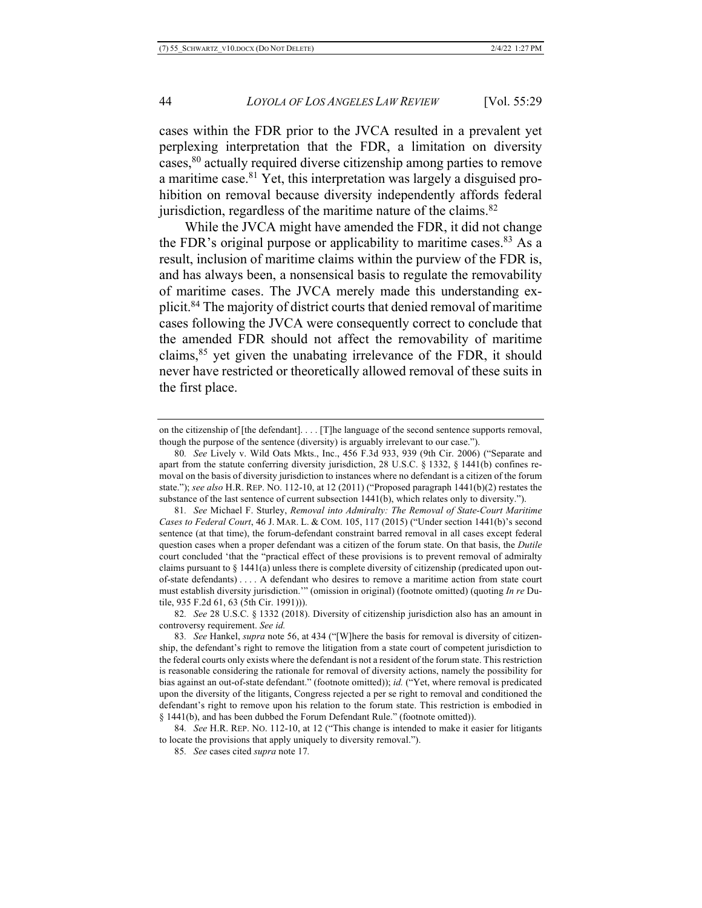cases within the FDR prior to the JVCA resulted in a prevalent yet perplexing interpretation that the FDR, a limitation on diversity cases,[80] actually required diverse citizenship among parties to remove a maritime case.[81] Yet, this interpretation was largely a disguised prohibition on removal because diversity independently affords federal jurisdiction, regardless of the maritime nature of the claims.[82]

While the JVCA might have amended the FDR, it did not change the FDR's original purpose or applicability to maritime cases.[83] As a result, inclusion of maritime claims within the purview of the FDR is, and has always been, a nonsensical basis to regulate the removability of maritime cases. The JVCA merely made this understanding explicit.[84] The majority of district courts that denied removal of maritime cases following the JVCA were consequently correct to conclude that the amended FDR should not affect the removability of maritime claims,[85] yet given the unabating irrelevance of the FDR, it should never have restricted or theoretically allowed removal of these suits in the first place.

---

on the citizenship of [the defendant]. . . . [T]he language of the second sentence supports removal, though the purpose of the sentence (diversity) is arguably irrelevant to our case.").

80. *See* Lively v. Wild Oats Mkts., Inc., 456 F.3d 933, 939 (9th Cir. 2006) ("Separate and apart from the statute conferring diversity jurisdiction, 28 U.S.C. § 1332, § 1441(b) confines removal on the basis of diversity jurisdiction to instances where no defendant is a citizen of the forum state."); *see also* H.R. REP. NO. 112-10, at 12 (2011) ("Proposed paragraph 1441(b)(2) restates the substance of the last sentence of current subsection 1441(b), which relates only to diversity.").

81. *See* Michael F. Sturley, *Removal into Admiralty: The Removal of State-Court Maritime Cases to Federal Court*, 46 J. MAR. L. & COM. 105, 117 (2015) ("Under section 1441(b)'s second sentence (at that time), the forum-defendant constraint barred removal in all cases except federal question cases when a proper defendant was a citizen of the forum state. On that basis, the *Dutile* court concluded 'that the "practical effect of these provisions is to prevent removal of admiralty claims pursuant to § 1441(a) unless there is complete diversity of citizenship (predicated upon out-of-state defendants) . . . . A defendant who desires to remove a maritime action from state court must establish diversity jurisdiction.'" (omission in original) (footnote omitted) (quoting *In re* Dutile, 935 F.2d 61, 63 (5th Cir. 1991))).

82. *See* 28 U.S.C. § 1332 (2018). Diversity of citizenship jurisdiction also has an amount in controversy requirement. *See id.*

83. *See* Hankel, *supra* note 56, at 434 ("[W]here the basis for removal is diversity of citizenship, the defendant's right to remove the litigation from a state court of competent jurisdiction to the federal courts only exists where the defendant is not a resident of the forum state. This restriction is reasonable considering the rationale for removal of diversity actions, namely the possibility for bias against an out-of-state defendant." (footnote omitted)); *id.* ("Yet, where removal is predicated upon the diversity of the litigants, Congress rejected a per se right to removal and conditioned the defendant's right to remove upon his relation to the forum state. This restriction is embodied in § 1441(b), and has been dubbed the Forum Defendant Rule." (footnote omitted)).

84. *See* H.R. REP. NO. 112-10, at 12 ("This change is intended to make it easier for litigants to locate the provisions that apply uniquely to diversity removal.").

85. *See* cases cited *supra* note 17.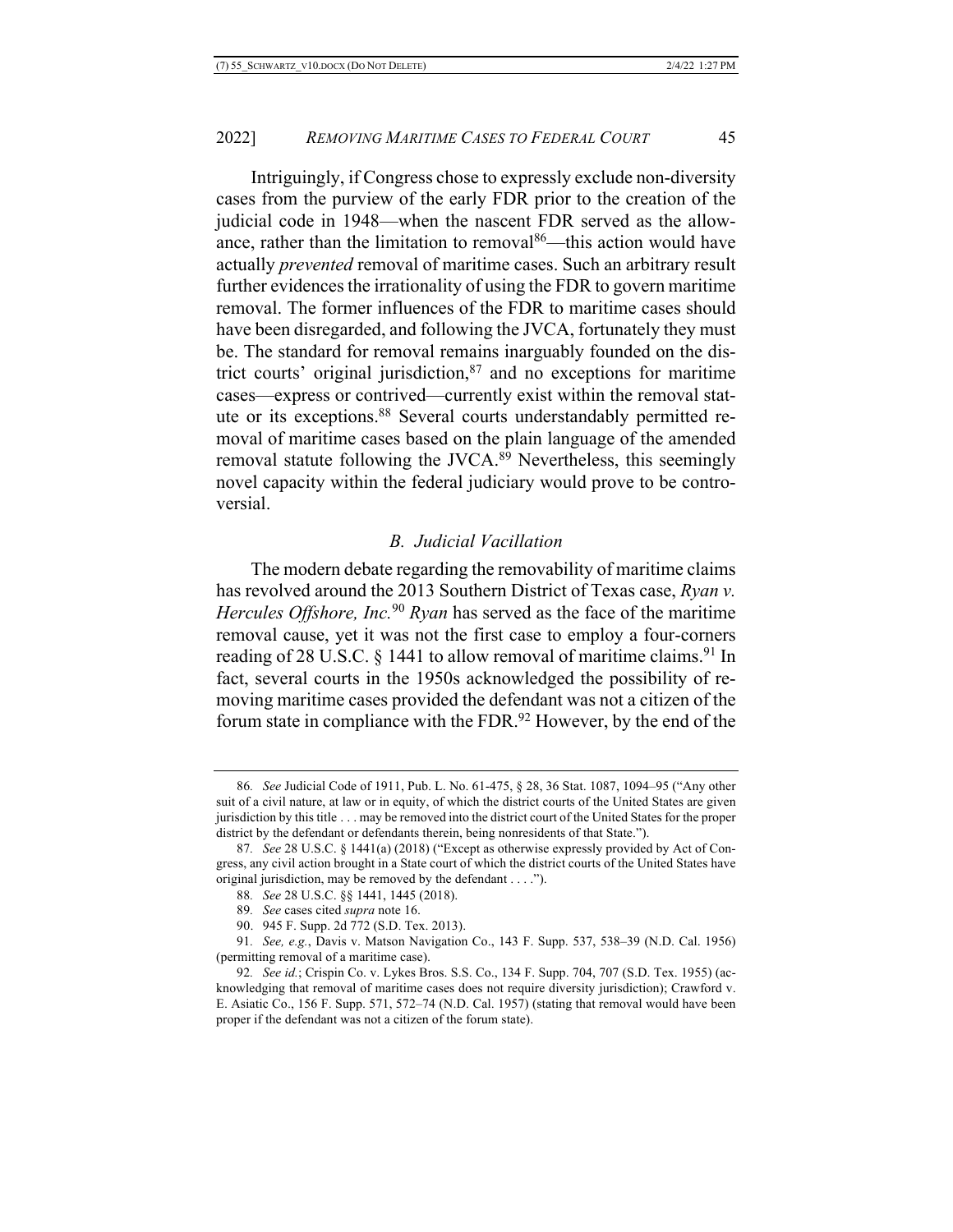Intriguingly, if Congress chose to expressly exclude non-diversity cases from the purview of the early FDR prior to the creation of the judicial code in 1948—when the nascent FDR served as the allowance, rather than the limitation to removal[86]—this action would have actually *prevented* removal of maritime cases. Such an arbitrary result further evidences the irrationality of using the FDR to govern maritime removal. The former influences of the FDR to maritime cases should have been disregarded, and following the JVCA, fortunately they must be. The standard for removal remains inarguably founded on the district courts' original jurisdiction,[87] and no exceptions for maritime cases—express or contrived—currently exist within the removal statute or its exceptions.[88] Several courts understandably permitted removal of maritime cases based on the plain language of the amended removal statute following the JVCA.[89] Nevertheless, this seemingly novel capacity within the federal judiciary would prove to be controversial.

### *B. Judicial Vacillation*

The modern debate regarding the removability of maritime claims has revolved around the 2013 Southern District of Texas case, *Ryan v. Hercules Offshore, Inc.*[90] *Ryan* has served as the face of the maritime removal cause, yet it was not the first case to employ a four-corners reading of 28 U.S.C. § 1441 to allow removal of maritime claims.[91] In fact, several courts in the 1950s acknowledged the possibility of removing maritime cases provided the defendant was not a citizen of the forum state in compliance with the FDR.[92] However, by the end of the

---

86. *See* Judicial Code of 1911, Pub. L. No. 61-475, § 28, 36 Stat. 1087, 1094–95 ("Any other suit of a civil nature, at law or in equity, of which the district courts of the United States are given jurisdiction by this title . . . may be removed into the district court of the United States for the proper district by the defendant or defendants therein, being nonresidents of that State.").

87. *See* 28 U.S.C. § 1441(a) (2018) ("Except as otherwise expressly provided by Act of Congress, any civil action brought in a State court of which the district courts of the United States have original jurisdiction, may be removed by the defendant . . . .").

88. *See* 28 U.S.C. §§ 1441, 1445 (2018).

89. *See* cases cited *supra* note 16.

90. 945 F. Supp. 2d 772 (S.D. Tex. 2013).

91. *See, e.g.*, Davis v. Matson Navigation Co., 143 F. Supp. 537, 538–39 (N.D. Cal. 1956) (permitting removal of a maritime case).

92. *See id.*; Crispin Co. v. Lykes Bros. S.S. Co., 134 F. Supp. 704, 707 (S.D. Tex. 1955) (acknowledging that removal of maritime cases does not require diversity jurisdiction); Crawford v. E. Asiatic Co., 156 F. Supp. 571, 572–74 (N.D. Cal. 1957) (stating that removal would have been proper if the defendant was not a citizen of the forum state).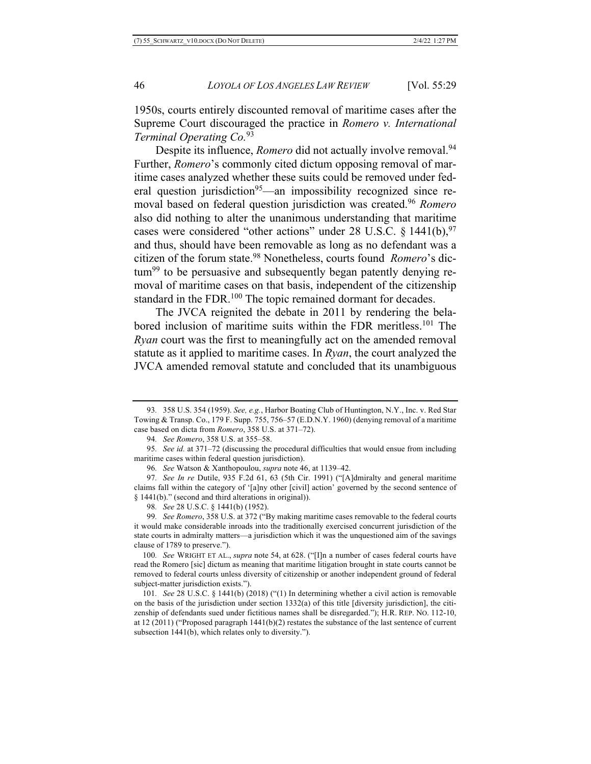1950s, courts entirely discounted removal of maritime cases after the Supreme Court discouraged the practice in *Romero v. International Terminal Operating Co.*[93]

Despite its influence, *Romero* did not actually involve removal.[94] Further, *Romero*'s commonly cited dictum opposing removal of maritime cases analyzed whether these suits could be removed under federal question jurisdiction[95]—an impossibility recognized since removal based on federal question jurisdiction was created.[96] *Romero* also did nothing to alter the unanimous understanding that maritime cases were considered "other actions" under 28 U.S.C. § 1441(b),[97] and thus, should have been removable as long as no defendant was a citizen of the forum state.[98] Nonetheless, courts found *Romero*'s dictum[99] to be persuasive and subsequently began patently denying removal of maritime cases on that basis, independent of the citizenship standard in the FDR.[100] The topic remained dormant for decades.

The JVCA reignited the debate in 2011 by rendering the belabored inclusion of maritime suits within the FDR meritless.[101] The *Ryan* court was the first to meaningfully act on the amended removal statute as it applied to maritime cases. In *Ryan*, the court analyzed the JVCA amended removal statute and concluded that its unambiguous

---

93. 358 U.S. 354 (1959). *See, e.g.*, Harbor Boating Club of Huntington, N.Y., Inc. v. Red Star Towing & Transp. Co., 179 F. Supp. 755, 756–57 (E.D.N.Y. 1960) (denying removal of a maritime case based on dicta from *Romero*, 358 U.S. at 371–72).

94. *See Romero*, 358 U.S. at 355–58.

95. *See id.* at 371–72 (discussing the procedural difficulties that would ensue from including maritime cases within federal question jurisdiction).

96. *See* Watson & Xanthopoulou, *supra* note 46, at 1139–42.

97. *See In re* Dutile, 935 F.2d 61, 63 (5th Cir. 1991) ("[A]dmiralty and general maritime claims fall within the category of '[a]ny other [civil] action' governed by the second sentence of § 1441(b)." (second and third alterations in original)).

98. *See* 28 U.S.C. § 1441(b) (1952).

99. *See Romero*, 358 U.S. at 372 ("By making maritime cases removable to the federal courts it would make considerable inroads into the traditionally exercised concurrent jurisdiction of the state courts in admiralty matters—a jurisdiction which it was the unquestioned aim of the savings clause of 1789 to preserve.").

100. *See* WRIGHT ET AL., *supra* note 54, at 628. ("[I]n a number of cases federal courts have read the Romero [sic] dictum as meaning that maritime litigation brought in state courts cannot be removed to federal courts unless diversity of citizenship or another independent ground of federal subject-matter jurisdiction exists.").

101. *See* 28 U.S.C. § 1441(b) (2018) ("(1) In determining whether a civil action is removable on the basis of the jurisdiction under section 1332(a) of this title [diversity jurisdiction], the citizenship of defendants sued under fictitious names shall be disregarded."); H.R. REP. NO. 112-10, at 12 (2011) ("Proposed paragraph 1441(b)(2) restates the substance of the last sentence of current subsection 1441(b), which relates only to diversity.").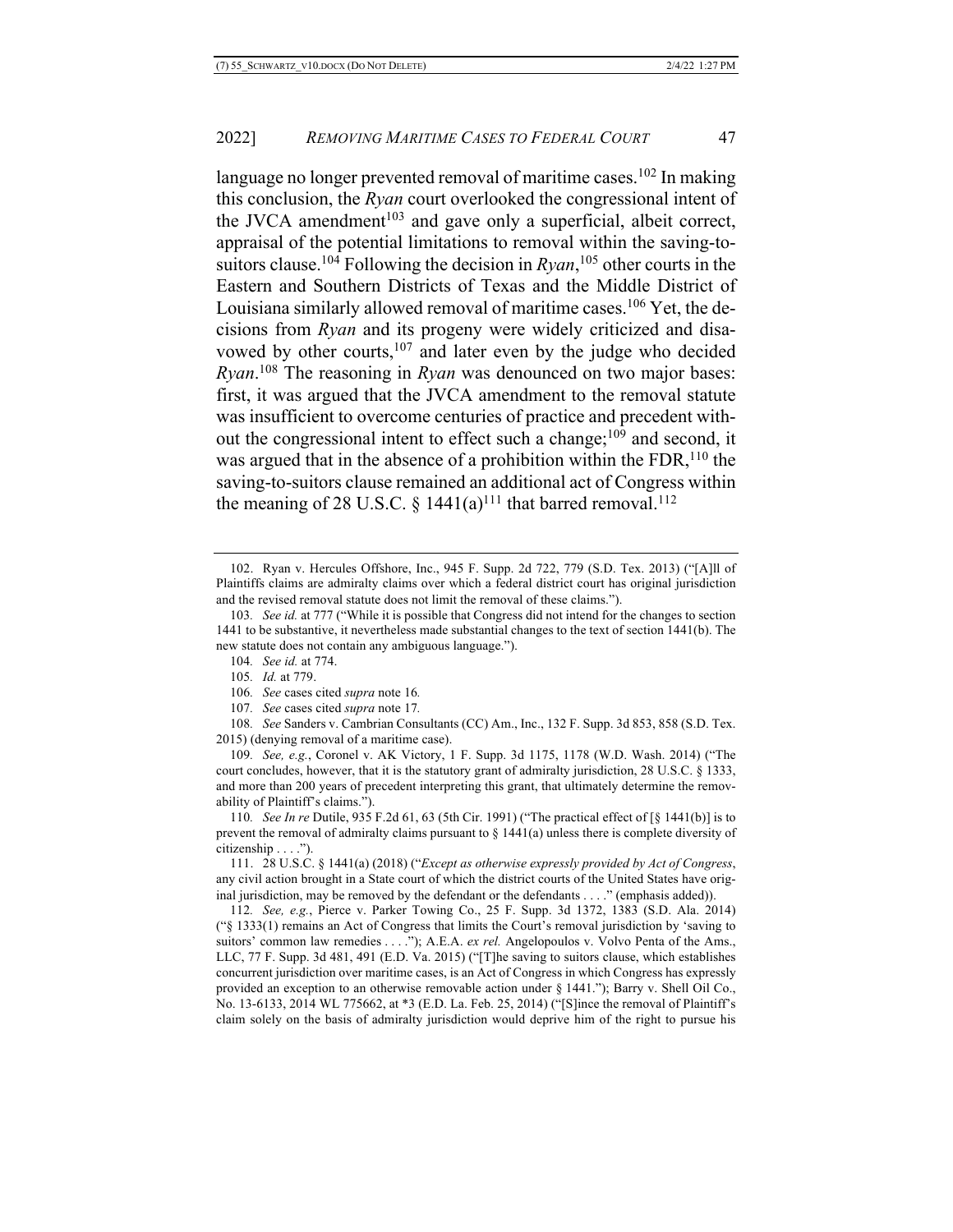language no longer prevented removal of maritime cases.[102] In making this conclusion, the *Ryan* court overlooked the congressional intent of the JVCA amendment[103] and gave only a superficial, albeit correct, appraisal of the potential limitations to removal within the saving-to-suitors clause.[104] Following the decision in *Ryan*,[105] other courts in the Eastern and Southern Districts of Texas and the Middle District of Louisiana similarly allowed removal of maritime cases.[106] Yet, the decisions from *Ryan* and its progeny were widely criticized and disavowed by other courts,[107] and later even by the judge who decided *Ryan*.[108] The reasoning in *Ryan* was denounced on two major bases: first, it was argued that the JVCA amendment to the removal statute was insufficient to overcome centuries of practice and precedent without the congressional intent to effect such a change;[109] and second, it was argued that in the absence of a prohibition within the FDR,[110] the saving-to-suitors clause remained an additional act of Congress within the meaning of 28 U.S.C. § 1441(a)[111] that barred removal.[112]

---

102. Ryan v. Hercules Offshore, Inc., 945 F. Supp. 2d 722, 779 (S.D. Tex. 2013) ("[A]ll of Plaintiffs claims are admiralty claims over which a federal district court has original jurisdiction and the revised removal statute does not limit the removal of these claims.").

103. *See id.* at 777 ("While it is possible that Congress did not intend for the changes to section 1441 to be substantive, it nevertheless made substantial changes to the text of section 1441(b). The new statute does not contain any ambiguous language.").

104. *See id.* at 774.

105. *Id.* at 779.

106. *See* cases cited *supra* note 16*.*

107. *See* cases cited *supra* note 17*.*

108. *See* Sanders v. Cambrian Consultants (CC) Am., Inc., 132 F. Supp. 3d 853, 858 (S.D. Tex. 2015) (denying removal of a maritime case).

109. *See, e.g.*, Coronel v. AK Victory, 1 F. Supp. 3d 1175, 1178 (W.D. Wash. 2014) ("The court concludes, however, that it is the statutory grant of admiralty jurisdiction, 28 U.S.C. § 1333, and more than 200 years of precedent interpreting this grant, that ultimately determine the removability of Plaintiff's claims.").

110. *See In re* Dutile, 935 F.2d 61, 63 (5th Cir. 1991) ("The practical effect of [§ 1441(b)] is to prevent the removal of admiralty claims pursuant to § 1441(a) unless there is complete diversity of citizenship . . . .").

111. 28 U.S.C. § 1441(a) (2018) ("*Except as otherwise expressly provided by Act of Congress*, any civil action brought in a State court of which the district courts of the United States have original jurisdiction, may be removed by the defendant or the defendants . . . ." (emphasis added)).

112. *See, e.g.*, Pierce v. Parker Towing Co., 25 F. Supp. 3d 1372, 1383 (S.D. Ala. 2014) ("§ 1333(1) remains an Act of Congress that limits the Court's removal jurisdiction by 'saving to suitors' common law remedies . . . ."); A.E.A. *ex rel.* Angelopoulos v. Volvo Penta of the Ams., LLC, 77 F. Supp. 3d 481, 491 (E.D. Va. 2015) ("[T]he saving to suitors clause, which establishes concurrent jurisdiction over maritime cases, is an Act of Congress in which Congress has expressly provided an exception to an otherwise removable action under § 1441."); Barry v. Shell Oil Co., No. 13-6133, 2014 WL 775662, at *3 (E.D. La. Feb. 25, 2014) ("[S]ince the removal of Plaintiff's claim solely on the basis of admiralty jurisdiction would deprive him of the right to pursue his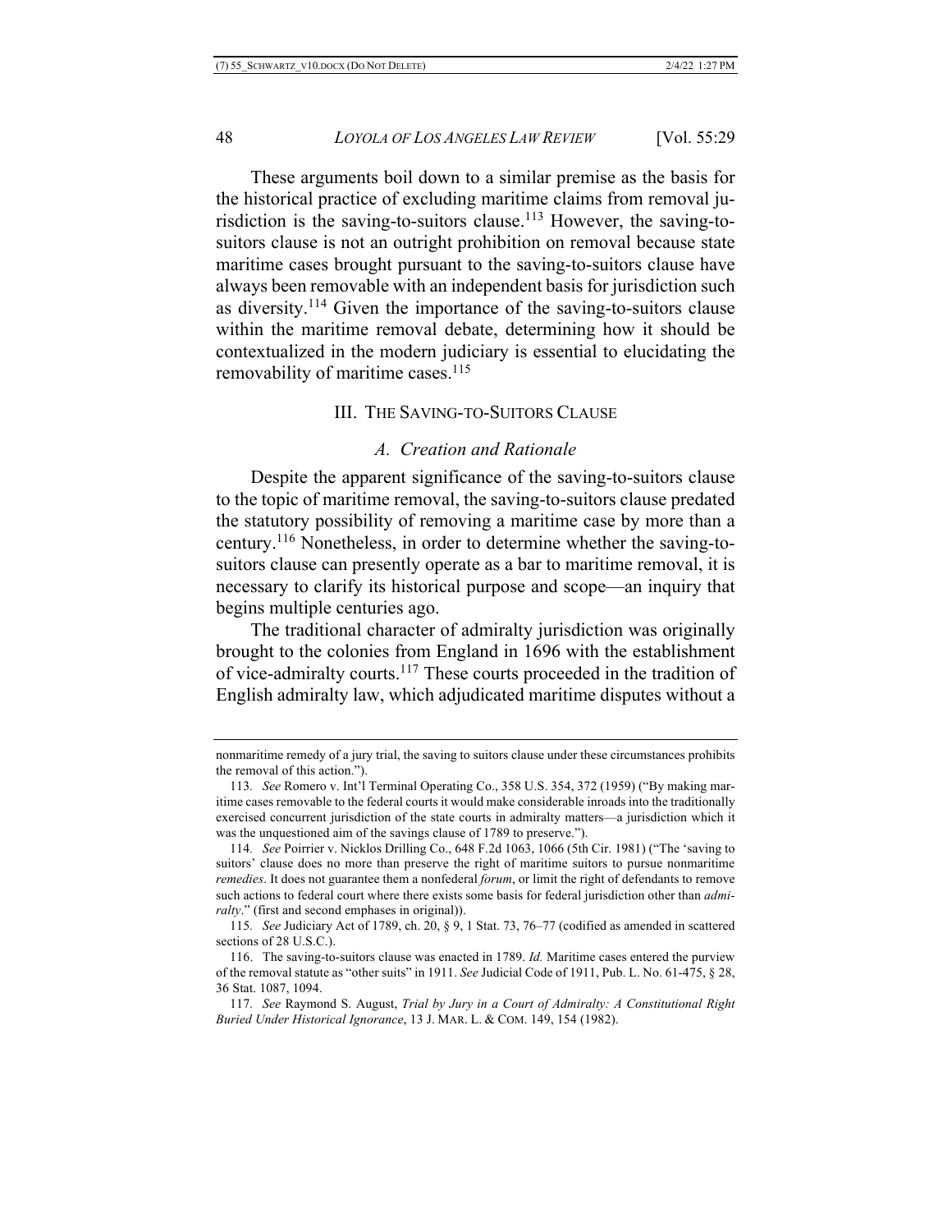These arguments boil down to a similar premise as the basis for the historical practice of excluding maritime claims from removal jurisdiction is the saving-to-suitors clause.[113] However, the saving-to-suitors clause is not an outright prohibition on removal because state maritime cases brought pursuant to the saving-to-suitors clause have always been removable with an independent basis for jurisdiction such as diversity.[114] Given the importance of the saving-to-suitors clause within the maritime removal debate, determining how it should be contextualized in the modern judiciary is essential to elucidating the removability of maritime cases.[115]

## III. THE SAVING-TO-SUITORS CLAUSE

### *A. Creation and Rationale*

Despite the apparent significance of the saving-to-suitors clause to the topic of maritime removal, the saving-to-suitors clause predated the statutory possibility of removing a maritime case by more than a century.[116] Nonetheless, in order to determine whether the saving-to-suitors clause can presently operate as a bar to maritime removal, it is necessary to clarify its historical purpose and scope—an inquiry that begins multiple centuries ago.

The traditional character of admiralty jurisdiction was originally brought to the colonies from England in 1696 with the establishment of vice-admiralty courts.[117] These courts proceeded in the tradition of English admiralty law, which adjudicated maritime disputes without a

---

nonmaritime remedy of a jury trial, the saving to suitors clause under these circumstances prohibits the removal of this action.").

113. *See* Romero v. Int'l Terminal Operating Co., 358 U.S. 354, 372 (1959) ("By making maritime cases removable to the federal courts it would make considerable inroads into the traditionally exercised concurrent jurisdiction of the state courts in admiralty matters—a jurisdiction which it was the unquestioned aim of the savings clause of 1789 to preserve.").

114. *See* Poirrier v. Nicklos Drilling Co., 648 F.2d 1063, 1066 (5th Cir. 1981) ("The 'saving to suitors' clause does no more than preserve the right of maritime suitors to pursue nonmaritime *remedies*. It does not guarantee them a nonfederal *forum*, or limit the right of defendants to remove such actions to federal court where there exists some basis for federal jurisdiction other than *admiralty*." (first and second emphases in original)).

115. *See* Judiciary Act of 1789, ch. 20, § 9, 1 Stat. 73, 76–77 (codified as amended in scattered sections of 28 U.S.C.).

116. The saving-to-suitors clause was enacted in 1789. *Id.* Maritime cases entered the purview of the removal statute as "other suits" in 1911. *See* Judicial Code of 1911, Pub. L. No. 61-475, § 28, 36 Stat. 1087, 1094.

117. *See* Raymond S. August, *Trial by Jury in a Court of Admiralty: A Constitutional Right Buried Under Historical Ignorance*, 13 J. MAR. L. & COM. 149, 154 (1982).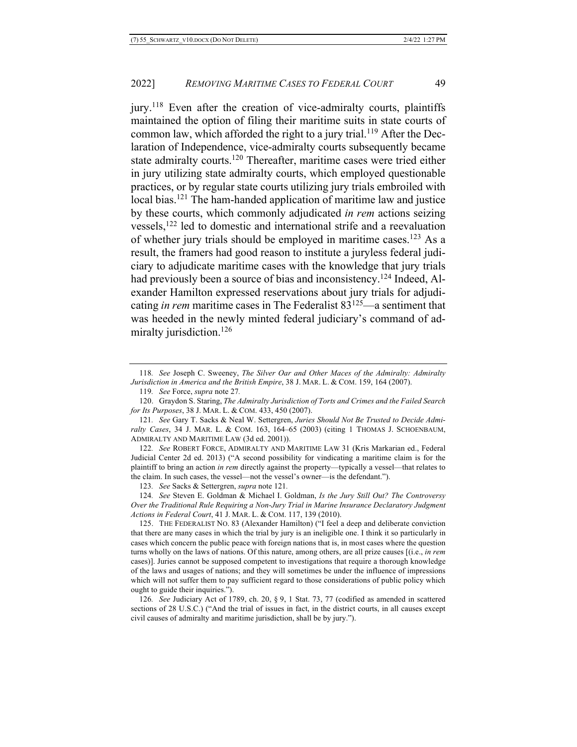jury.[118] Even after the creation of vice-admiralty courts, plaintiffs maintained the option of filing their maritime suits in state courts of common law, which afforded the right to a jury trial.[119] After the Declaration of Independence, vice-admiralty courts subsequently became state admiralty courts.[120] Thereafter, maritime cases were tried either in jury utilizing state admiralty courts, which employed questionable practices, or by regular state courts utilizing jury trials embroiled with local bias.[121] The ham-handed application of maritime law and justice by these courts, which commonly adjudicated *in rem* actions seizing vessels,[122] led to domestic and international strife and a reevaluation of whether jury trials should be employed in maritime cases.[123] As a result, the framers had good reason to institute a juryless federal judiciary to adjudicate maritime cases with the knowledge that jury trials had previously been a source of bias and inconsistency.[124] Indeed, Alexander Hamilton expressed reservations about jury trials for adjudicating *in rem* maritime cases in The Federalist 83[125]—a sentiment that was heeded in the newly minted federal judiciary's command of admiralty jurisdiction.[126]

---

118. *See* Joseph C. Sweeney, *The Silver Oar and Other Maces of the Admiralty: Admiralty Jurisdiction in America and the British Empire*, 38 J. MAR. L. & COM. 159, 164 (2007).

119. *See* Force, *supra* note 27.

120. Graydon S. Staring, *The Admiralty Jurisdiction of Torts and Crimes and the Failed Search for Its Purposes*, 38 J. MAR. L. & COM. 433, 450 (2007).

121. *See* Gary T. Sacks & Neal W. Settergren, *Juries Should Not Be Trusted to Decide Admiralty Cases*, 34 J. MAR. L. & COM. 163, 164–65 (2003) (citing 1 THOMAS J. SCHOENBAUM, ADMIRALTY AND MARITIME LAW (3d ed. 2001)).

122. *See* ROBERT FORCE, ADMIRALTY AND MARITIME LAW 31 (Kris Markarian ed., Federal Judicial Center 2d ed. 2013) ("A second possibility for vindicating a maritime claim is for the plaintiff to bring an action *in rem* directly against the property—typically a vessel—that relates to the claim. In such cases, the vessel—not the vessel's owner—is the defendant.").

123. *See* Sacks & Settergren, *supra* note 121.

124. *See* Steven E. Goldman & Michael I. Goldman, *Is the Jury Still Out? The Controversy Over the Traditional Rule Requiring a Non-Jury Trial in Marine Insurance Declaratory Judgment Actions in Federal Court*, 41 J. MAR. L. & COM. 117, 139 (2010).

125. THE FEDERALIST NO. 83 (Alexander Hamilton) ("I feel a deep and deliberate conviction that there are many cases in which the trial by jury is an ineligible one. I think it so particularly in cases which concern the public peace with foreign nations that is, in most cases where the question turns wholly on the laws of nations. Of this nature, among others, are all prize causes [(i.e., *in rem* cases)]. Juries cannot be supposed competent to investigations that require a thorough knowledge of the laws and usages of nations; and they will sometimes be under the influence of impressions which will not suffer them to pay sufficient regard to those considerations of public policy which ought to guide their inquiries.").

126. *See* Judiciary Act of 1789, ch. 20, § 9, 1 Stat. 73, 77 (codified as amended in scattered sections of 28 U.S.C.) ("And the trial of issues in fact, in the district courts, in all causes except civil causes of admiralty and maritime jurisdiction, shall be by jury.").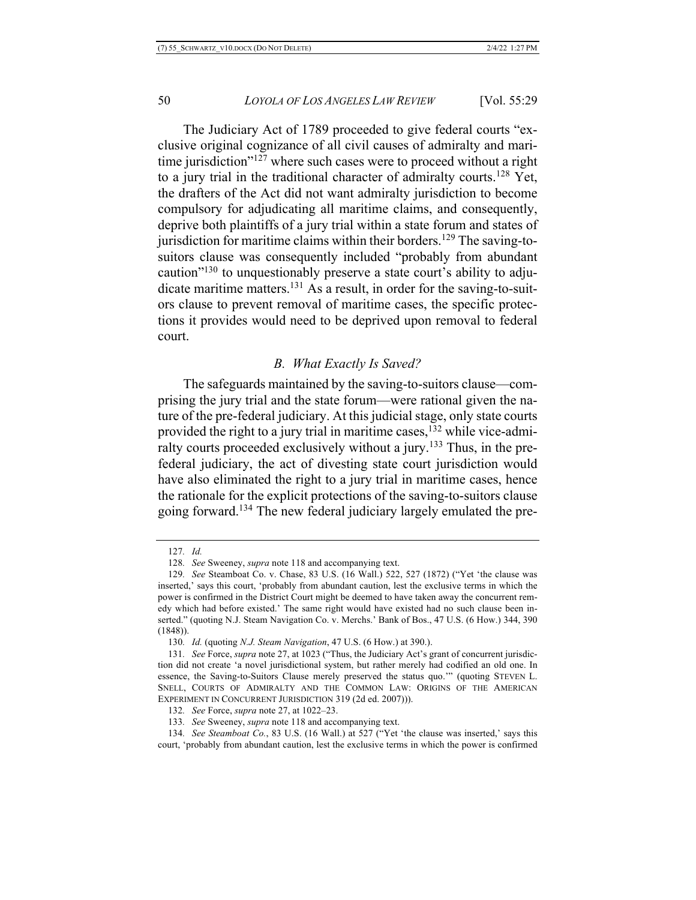The Judiciary Act of 1789 proceeded to give federal courts "exclusive original cognizance of all civil causes of admiralty and maritime jurisdiction"[127] where such cases were to proceed without a right to a jury trial in the traditional character of admiralty courts.[128] Yet, the drafters of the Act did not want admiralty jurisdiction to become compulsory for adjudicating all maritime claims, and consequently, deprive both plaintiffs of a jury trial within a state forum and states of jurisdiction for maritime claims within their borders.[129] The saving-to-suitors clause was consequently included "probably from abundant caution"[130] to unquestionably preserve a state court's ability to adjudicate maritime matters.[131] As a result, in order for the saving-to-suitors clause to prevent removal of maritime cases, the specific protections it provides would need to be deprived upon removal to federal court.

### *B. What Exactly Is Saved?*

The safeguards maintained by the saving-to-suitors clause—comprising the jury trial and the state forum—were rational given the nature of the pre-federal judiciary. At this judicial stage, only state courts provided the right to a jury trial in maritime cases,[132] while vice-admiralty courts proceeded exclusively without a jury.[133] Thus, in the pre-federal judiciary, the act of divesting state court jurisdiction would have also eliminated the right to a jury trial in maritime cases, hence the rationale for the explicit protections of the saving-to-suitors clause going forward.[134] The new federal judiciary largely emulated the pre-

---

127. *Id.*

128. *See* Sweeney, *supra* note 118 and accompanying text.

129. *See* Steamboat Co. v. Chase, 83 U.S. (16 Wall.) 522, 527 (1872) ("Yet 'the clause was inserted,' says this court, 'probably from abundant caution, lest the exclusive terms in which the power is confirmed in the District Court might be deemed to have taken away the concurrent remedy which had before existed.' The same right would have existed had no such clause been inserted." (quoting N.J. Steam Navigation Co. v. Merchs.' Bank of Bos., 47 U.S. (6 How.) 344, 390 (1848)).

130. *Id.* (quoting *N.J. Steam Navigation*, 47 U.S. (6 How.) at 390.).

131. *See* Force, *supra* note 27, at 1023 ("Thus, the Judiciary Act's grant of concurrent jurisdiction did not create 'a novel jurisdictional system, but rather merely had codified an old one. In essence, the Saving-to-Suitors Clause merely preserved the status quo.'" (quoting STEVEN L. SNELL, COURTS OF ADMIRALTY AND THE COMMON LAW: ORIGINS OF THE AMERICAN EXPERIMENT IN CONCURRENT JURISDICTION 319 (2d ed. 2007))).

132. *See* Force, *supra* note 27, at 1022–23.

133. *See* Sweeney, *supra* note 118 and accompanying text.

134. *See Steamboat Co.*, 83 U.S. (16 Wall.) at 527 ("Yet 'the clause was inserted,' says this court, 'probably from abundant caution, lest the exclusive terms in which the power is confirmed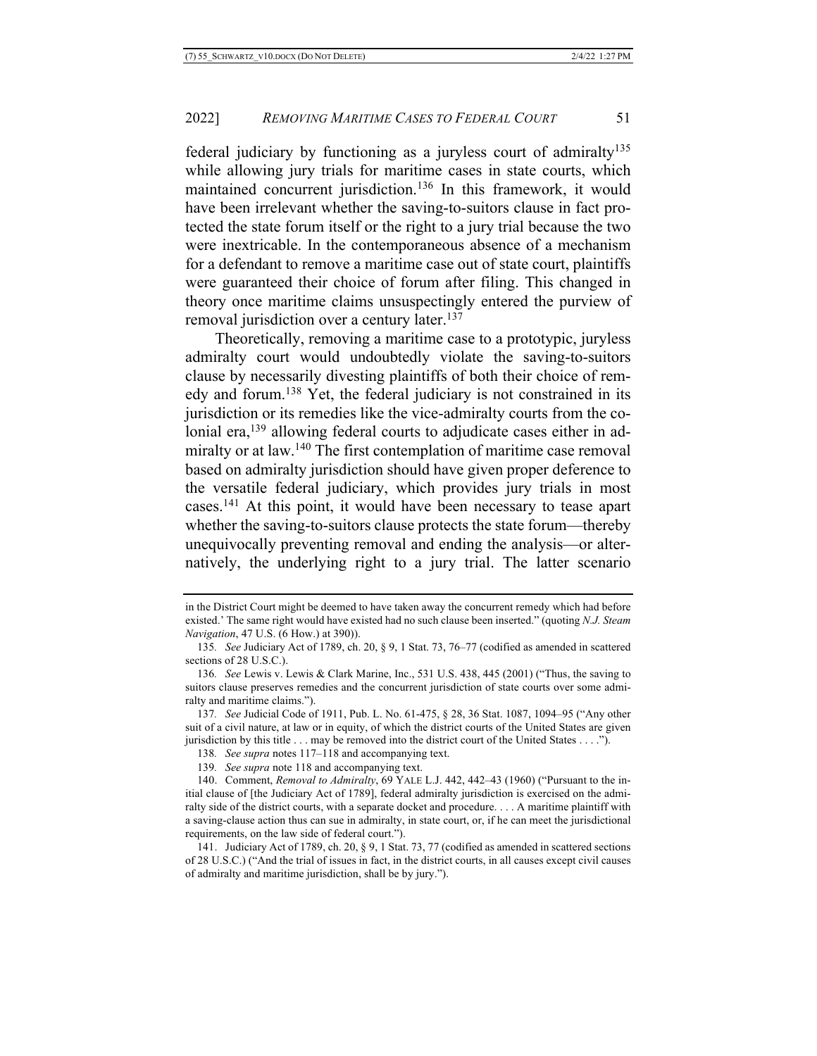federal judiciary by functioning as a juryless court of admiralty[135] while allowing jury trials for maritime cases in state courts, which maintained concurrent jurisdiction.[136] In this framework, it would have been irrelevant whether the saving-to-suitors clause in fact protected the state forum itself or the right to a jury trial because the two were inextricable. In the contemporaneous absence of a mechanism for a defendant to remove a maritime case out of state court, plaintiffs were guaranteed their choice of forum after filing. This changed in theory once maritime claims unsuspectingly entered the purview of removal jurisdiction over a century later.[137]

Theoretically, removing a maritime case to a prototypic, juryless admiralty court would undoubtedly violate the saving-to-suitors clause by necessarily divesting plaintiffs of both their choice of remedy and forum.[138] Yet, the federal judiciary is not constrained in its jurisdiction or its remedies like the vice-admiralty courts from the colonial era,[139] allowing federal courts to adjudicate cases either in admiralty or at law.[140] The first contemplation of maritime case removal based on admiralty jurisdiction should have given proper deference to the versatile federal judiciary, which provides jury trials in most cases.[141] At this point, it would have been necessary to tease apart whether the saving-to-suitors clause protects the state forum—thereby unequivocally preventing removal and ending the analysis—or alternatively, the underlying right to a jury trial. The latter scenario

---

in the District Court might be deemed to have taken away the concurrent remedy which had before existed.' The same right would have existed had no such clause been inserted." (quoting *N.J. Steam Navigation*, 47 U.S. (6 How.) at 390)).

135. *See* Judiciary Act of 1789, ch. 20, § 9, 1 Stat. 73, 76–77 (codified as amended in scattered sections of 28 U.S.C.).

136. *See* Lewis v. Lewis & Clark Marine, Inc., 531 U.S. 438, 445 (2001) ("Thus, the saving to suitors clause preserves remedies and the concurrent jurisdiction of state courts over some admiralty and maritime claims.").

137. *See* Judicial Code of 1911, Pub. L. No. 61-475, § 28, 36 Stat. 1087, 1094–95 ("Any other suit of a civil nature, at law or in equity, of which the district courts of the United States are given jurisdiction by this title . . . may be removed into the district court of the United States . . . .").

138. *See supra* notes 117–118 and accompanying text.

139. *See supra* note 118 and accompanying text.

140. Comment, *Removal to Admiralty*, 69 YALE L.J. 442, 442–43 (1960) ("Pursuant to the initial clause of [the Judiciary Act of 1789], federal admiralty jurisdiction is exercised on the admiralty side of the district courts, with a separate docket and procedure. . . . A maritime plaintiff with a saving-clause action thus can sue in admiralty, in state court, or, if he can meet the jurisdictional requirements, on the law side of federal court.").

141. Judiciary Act of 1789, ch. 20, § 9, 1 Stat. 73, 77 (codified as amended in scattered sections of 28 U.S.C.) ("And the trial of issues in fact, in the district courts, in all causes except civil causes of admiralty and maritime jurisdiction, shall be by jury.").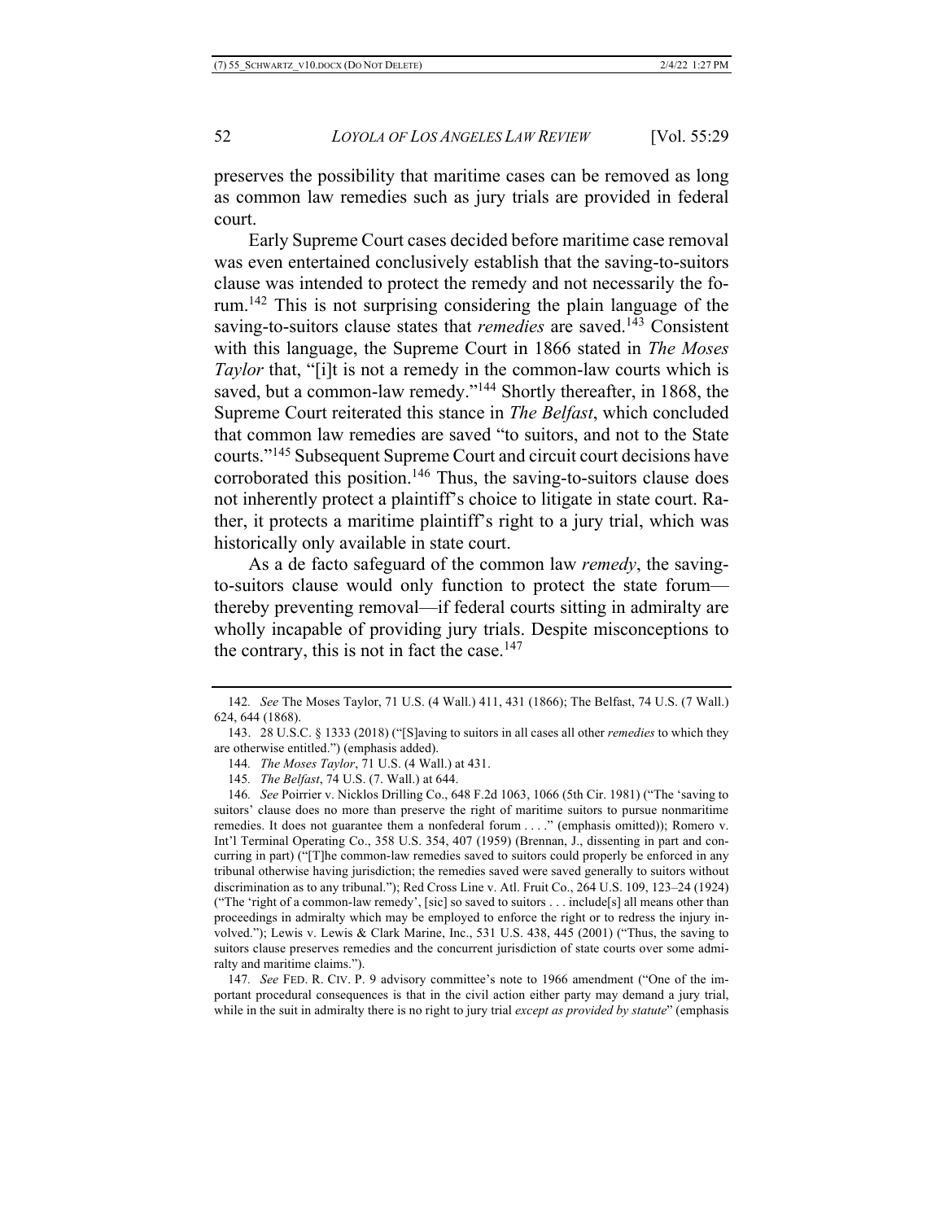preserves the possibility that maritime cases can be removed as long as common law remedies such as jury trials are provided in federal court.

Early Supreme Court cases decided before maritime case removal was even entertained conclusively establish that the saving-to-suitors clause was intended to protect the remedy and not necessarily the forum.[142] This is not surprising considering the plain language of the saving-to-suitors clause states that *remedies* are saved.[143] Consistent with this language, the Supreme Court in 1866 stated in *The Moses Taylor* that, "[i]t is not a remedy in the common-law courts which is saved, but a common-law remedy."[144] Shortly thereafter, in 1868, the Supreme Court reiterated this stance in *The Belfast*, which concluded that common law remedies are saved "to suitors, and not to the State courts."[145] Subsequent Supreme Court and circuit court decisions have corroborated this position.[146] Thus, the saving-to-suitors clause does not inherently protect a plaintiff's choice to litigate in state court. Rather, it protects a maritime plaintiff's right to a jury trial, which was historically only available in state court.

As a de facto safeguard of the common law *remedy*, the saving-to-suitors clause would only function to protect the state forum—thereby preventing removal—if federal courts sitting in admiralty are wholly incapable of providing jury trials. Despite misconceptions to the contrary, this is not in fact the case.[147]

---

142. *See* The Moses Taylor, 71 U.S. (4 Wall.) 411, 431 (1866); The Belfast, 74 U.S. (7 Wall.) 624, 644 (1868).

143. 28 U.S.C. § 1333 (2018) ("[S]aving to suitors in all cases all other *remedies* to which they are otherwise entitled.") (emphasis added).

144. *The Moses Taylor*, 71 U.S. (4 Wall.) at 431.

145. *The Belfast*, 74 U.S. (7. Wall.) at 644.

146. *See* Poirrier v. Nicklos Drilling Co., 648 F.2d 1063, 1066 (5th Cir. 1981) ("The 'saving to suitors' clause does no more than preserve the right of maritime suitors to pursue nonmaritime remedies. It does not guarantee them a nonfederal forum . . . ." (emphasis omitted)); Romero v. Int'l Terminal Operating Co., 358 U.S. 354, 407 (1959) (Brennan, J., dissenting in part and concurring in part) ("[T]he common-law remedies saved to suitors could properly be enforced in any tribunal otherwise having jurisdiction; the remedies saved were saved generally to suitors without discrimination as to any tribunal."); Red Cross Line v. Atl. Fruit Co., 264 U.S. 109, 123–24 (1924) ("The 'right of a common-law remedy', [sic] so saved to suitors . . . include[s] all means other than proceedings in admiralty which may be employed to enforce the right or to redress the injury involved."); Lewis v. Lewis & Clark Marine, Inc., 531 U.S. 438, 445 (2001) ("Thus, the saving to suitors clause preserves remedies and the concurrent jurisdiction of state courts over some admiralty and maritime claims.").

147. *See* FED. R. CIV. P. 9 advisory committee's note to 1966 amendment ("One of the important procedural consequences is that in the civil action either party may demand a jury trial, while in the suit in admiralty there is no right to jury trial *except as provided by statute*" (emphasis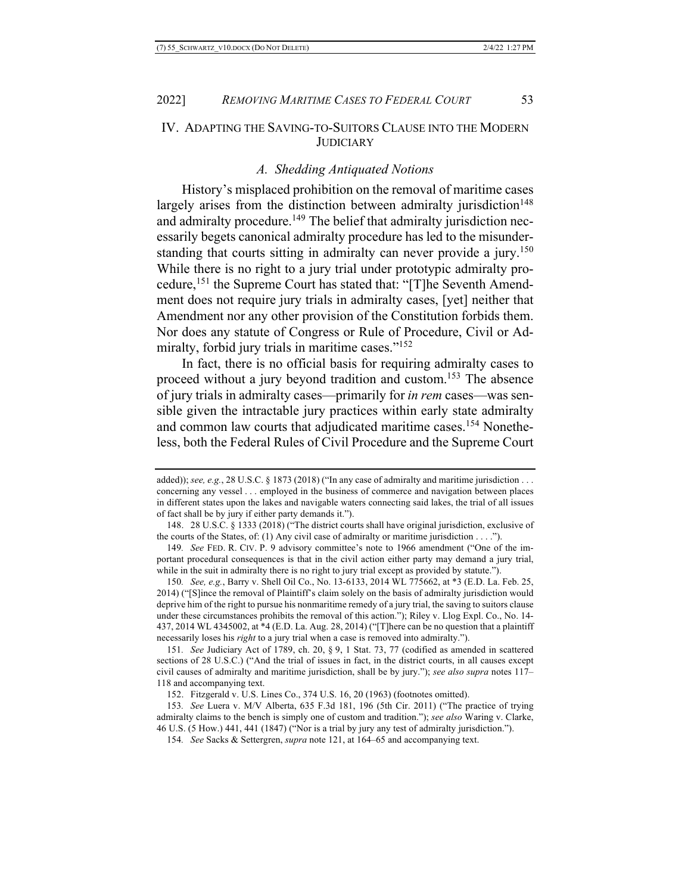## IV. ADAPTING THE SAVING-TO-SUITORS CLAUSE INTO THE MODERN JUDICIARY

### *A. Shedding Antiquated Notions*

History's misplaced prohibition on the removal of maritime cases largely arises from the distinction between admiralty jurisdiction[148] and admiralty procedure.[149] The belief that admiralty jurisdiction necessarily begets canonical admiralty procedure has led to the misunderstanding that courts sitting in admiralty can never provide a jury.[150] While there is no right to a jury trial under prototypic admiralty procedure,[151] the Supreme Court has stated that: "[T]he Seventh Amendment does not require jury trials in admiralty cases, [yet] neither that Amendment nor any other provision of the Constitution forbids them. Nor does any statute of Congress or Rule of Procedure, Civil or Admiralty, forbid jury trials in maritime cases."[152]

In fact, there is no official basis for requiring admiralty cases to proceed without a jury beyond tradition and custom.[153] The absence of jury trials in admiralty cases—primarily for *in rem* cases—was sensible given the intractable jury practices within early state admiralty and common law courts that adjudicated maritime cases.[154] Nonetheless, both the Federal Rules of Civil Procedure and the Supreme Court

---

added)); *see, e.g.*, 28 U.S.C. § 1873 (2018) ("In any case of admiralty and maritime jurisdiction . . . concerning any vessel . . . employed in the business of commerce and navigation between places in different states upon the lakes and navigable waters connecting said lakes, the trial of all issues of fact shall be by jury if either party demands it.").

148. 28 U.S.C. § 1333 (2018) ("The district courts shall have original jurisdiction, exclusive of the courts of the States, of: (1) Any civil case of admiralty or maritime jurisdiction . . . .").

149. *See* FED. R. CIV. P. 9 advisory committee's note to 1966 amendment ("One of the important procedural consequences is that in the civil action either party may demand a jury trial, while in the suit in admiralty there is no right to jury trial except as provided by statute.").

150. *See, e.g.*, Barry v. Shell Oil Co., No. 13-6133, 2014 WL 775662, at *3 (E.D. La. Feb. 25, 2014) ("[S]ince the removal of Plaintiff's claim solely on the basis of admiralty jurisdiction would deprive him of the right to pursue his nonmaritime remedy of a jury trial, the saving to suitors clause under these circumstances prohibits the removal of this action."); Riley v. Llog Expl. Co., No. 14-437, 2014 WL 4345002, at *4 (E.D. La. Aug. 28, 2014) ("[T]here can be no question that a plaintiff necessarily loses his *right* to a jury trial when a case is removed into admiralty.").

151. *See* Judiciary Act of 1789, ch. 20, § 9, 1 Stat. 73, 77 (codified as amended in scattered sections of 28 U.S.C.) ("And the trial of issues in fact, in the district courts, in all causes except civil causes of admiralty and maritime jurisdiction, shall be by jury."); *see also supra* notes 117–118 and accompanying text.

152. Fitzgerald v. U.S. Lines Co., 374 U.S. 16, 20 (1963) (footnotes omitted).

153. *See* Luera v. M/V Alberta, 635 F.3d 181, 196 (5th Cir. 2011) ("The practice of trying admiralty claims to the bench is simply one of custom and tradition."); *see also* Waring v. Clarke, 46 U.S. (5 How.) 441, 441 (1847) ("Nor is a trial by jury any test of admiralty jurisdiction.").

154. *See* Sacks & Settergren, *supra* note 121, at 164–65 and accompanying text.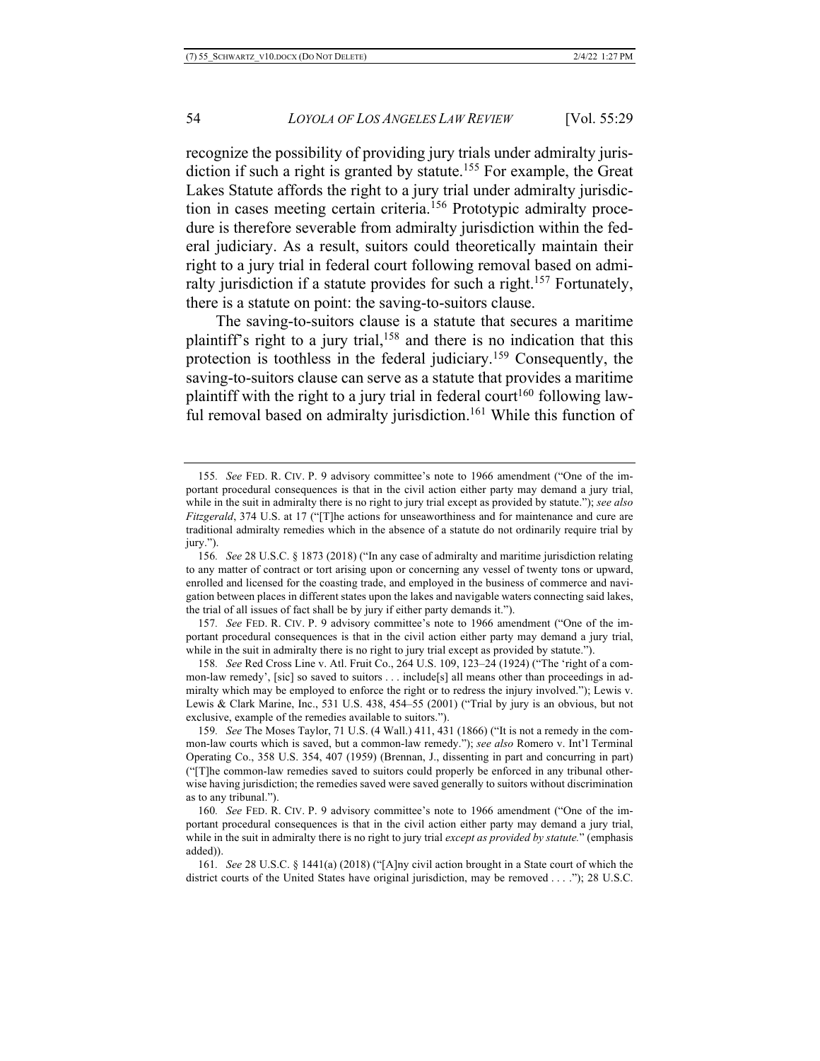recognize the possibility of providing jury trials under admiralty jurisdiction if such a right is granted by statute.[155] For example, the Great Lakes Statute affords the right to a jury trial under admiralty jurisdiction in cases meeting certain criteria.[156] Prototypic admiralty procedure is therefore severable from admiralty jurisdiction within the federal judiciary. As a result, suitors could theoretically maintain their right to a jury trial in federal court following removal based on admiralty jurisdiction if a statute provides for such a right.[157] Fortunately, there is a statute on point: the saving-to-suitors clause.

The saving-to-suitors clause is a statute that secures a maritime plaintiff's right to a jury trial,[158] and there is no indication that this protection is toothless in the federal judiciary.[159] Consequently, the saving-to-suitors clause can serve as a statute that provides a maritime plaintiff with the right to a jury trial in federal court[160] following lawful removal based on admiralty jurisdiction.[161] While this function of

---

155. *See* FED. R. CIV. P. 9 advisory committee's note to 1966 amendment ("One of the important procedural consequences is that in the civil action either party may demand a jury trial, while in the suit in admiralty there is no right to jury trial except as provided by statute."); *see also Fitzgerald*, 374 U.S. at 17 ("[T]he actions for unseaworthiness and for maintenance and cure are traditional admiralty remedies which in the absence of a statute do not ordinarily require trial by jury.").

156. *See* 28 U.S.C. § 1873 (2018) ("In any case of admiralty and maritime jurisdiction relating to any matter of contract or tort arising upon or concerning any vessel of twenty tons or upward, enrolled and licensed for the coasting trade, and employed in the business of commerce and navigation between places in different states upon the lakes and navigable waters connecting said lakes, the trial of all issues of fact shall be by jury if either party demands it.").

157. *See* FED. R. CIV. P. 9 advisory committee's note to 1966 amendment ("One of the important procedural consequences is that in the civil action either party may demand a jury trial, while in the suit in admiralty there is no right to jury trial except as provided by statute.").

158. *See* Red Cross Line v. Atl. Fruit Co., 264 U.S. 109, 123–24 (1924) ("The 'right of a common-law remedy', [sic] so saved to suitors . . . include[s] all means other than proceedings in admiralty which may be employed to enforce the right or to redress the injury involved."); Lewis v. Lewis & Clark Marine, Inc., 531 U.S. 438, 454–55 (2001) ("Trial by jury is an obvious, but not exclusive, example of the remedies available to suitors.").

159. *See* The Moses Taylor, 71 U.S. (4 Wall.) 411, 431 (1866) ("It is not a remedy in the common-law courts which is saved, but a common-law remedy."); *see also* Romero v. Int'l Terminal Operating Co., 358 U.S. 354, 407 (1959) (Brennan, J., dissenting in part and concurring in part) ("[T]he common-law remedies saved to suitors could properly be enforced in any tribunal otherwise having jurisdiction; the remedies saved were saved generally to suitors without discrimination as to any tribunal.").

160. *See* FED. R. CIV. P. 9 advisory committee's note to 1966 amendment ("One of the important procedural consequences is that in the civil action either party may demand a jury trial, while in the suit in admiralty there is no right to jury trial *except as provided by statute.*" (emphasis added)).

161. *See* 28 U.S.C. § 1441(a) (2018) ("[A]ny civil action brought in a State court of which the district courts of the United States have original jurisdiction, may be removed . . . ."); 28 U.S.C.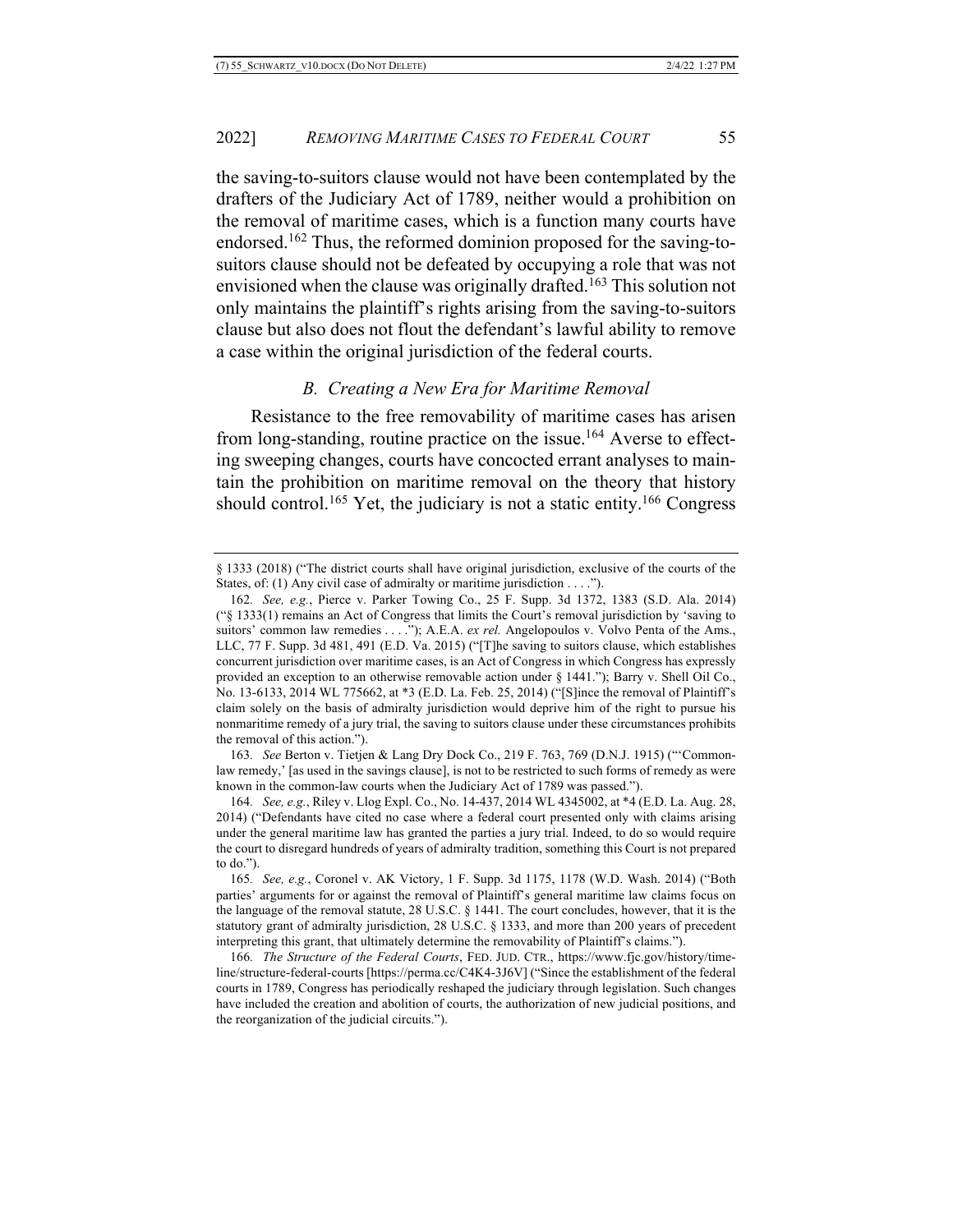the saving-to-suitors clause would not have been contemplated by the drafters of the Judiciary Act of 1789, neither would a prohibition on the removal of maritime cases, which is a function many courts have endorsed.[162] Thus, the reformed dominion proposed for the saving-to-suitors clause should not be defeated by occupying a role that was not envisioned when the clause was originally drafted.[163] This solution not only maintains the plaintiff's rights arising from the saving-to-suitors clause but also does not flout the defendant's lawful ability to remove a case within the original jurisdiction of the federal courts.

### *B. Creating a New Era for Maritime Removal*

Resistance to the free removability of maritime cases has arisen from long-standing, routine practice on the issue.[164] Averse to effecting sweeping changes, courts have concocted errant analyses to maintain the prohibition on maritime removal on the theory that history should control.[165] Yet, the judiciary is not a static entity.[166] Congress

---

§ 1333 (2018) ("The district courts shall have original jurisdiction, exclusive of the courts of the States, of: (1) Any civil case of admiralty or maritime jurisdiction . . . .").

162. *See, e.g.*, Pierce v. Parker Towing Co., 25 F. Supp. 3d 1372, 1383 (S.D. Ala. 2014) ("§ 1333(1) remains an Act of Congress that limits the Court's removal jurisdiction by 'saving to suitors' common law remedies . . . ."); A.E.A. *ex rel.* Angelopoulos v. Volvo Penta of the Ams., LLC, 77 F. Supp. 3d 481, 491 (E.D. Va. 2015) ("[T]he saving to suitors clause, which establishes concurrent jurisdiction over maritime cases, is an Act of Congress in which Congress has expressly provided an exception to an otherwise removable action under § 1441."); Barry v. Shell Oil Co., No. 13-6133, 2014 WL 775662, at *3 (E.D. La. Feb. 25, 2014) ("[S]ince the removal of Plaintiff's claim solely on the basis of admiralty jurisdiction would deprive him of the right to pursue his nonmaritime remedy of a jury trial, the saving to suitors clause under these circumstances prohibits the removal of this action.").

163. *See* Berton v. Tietjen & Lang Dry Dock Co., 219 F. 763, 769 (D.N.J. 1915) ("'Common-law remedy,' [as used in the savings clause], is not to be restricted to such forms of remedy as were known in the common-law courts when the Judiciary Act of 1789 was passed.").

164. *See, e.g.*, Riley v. Llog Expl. Co., No. 14-437, 2014 WL 4345002, at *4 (E.D. La. Aug. 28, 2014) ("Defendants have cited no case where a federal court presented only with claims arising under the general maritime law has granted the parties a jury trial. Indeed, to do so would require the court to disregard hundreds of years of admiralty tradition, something this Court is not prepared to do.").

165. *See, e.g.*, Coronel v. AK Victory, 1 F. Supp. 3d 1175, 1178 (W.D. Wash. 2014) ("Both parties' arguments for or against the removal of Plaintiff's general maritime law claims focus on the language of the removal statute, 28 U.S.C. § 1441. The court concludes, however, that it is the statutory grant of admiralty jurisdiction, 28 U.S.C. § 1333, and more than 200 years of precedent interpreting this grant, that ultimately determine the removability of Plaintiff's claims.").

166. *The Structure of the Federal Courts*, FED. JUD. CTR., https://www.fjc.gov/history/timeline/structure-federal-courts [https://perma.cc/C4K4-3J6V] ("Since the establishment of the federal courts in 1789, Congress has periodically reshaped the judiciary through legislation. Such changes have included the creation and abolition of courts, the authorization of new judicial positions, and the reorganization of the judicial circuits.").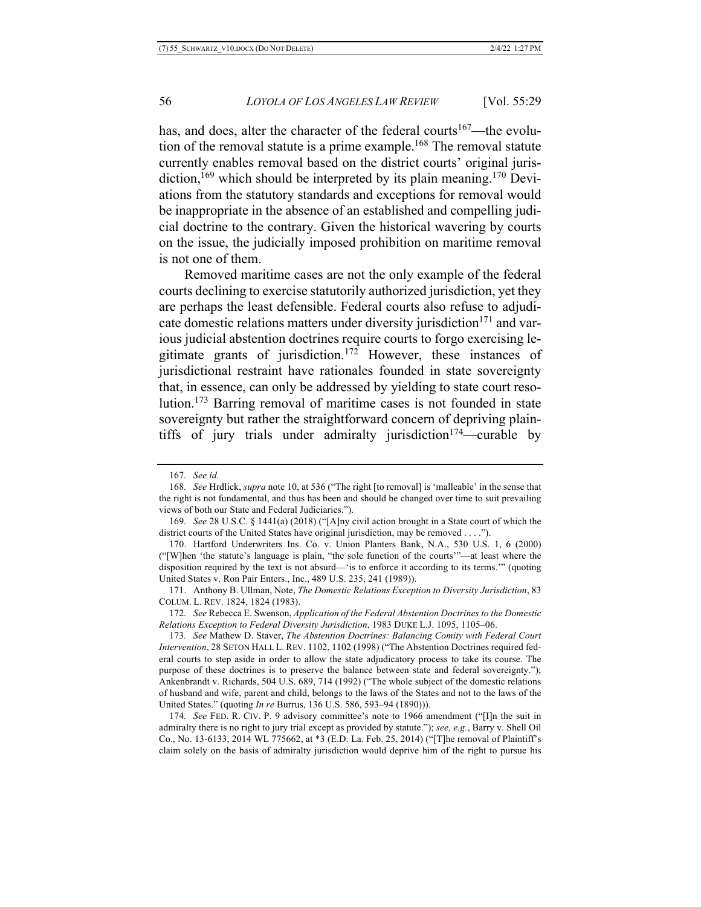has, and does, alter the character of the federal courts[167]—the evolution of the removal statute is a prime example.[168] The removal statute currently enables removal based on the district courts' original jurisdiction,[169] which should be interpreted by its plain meaning.[170] Deviations from the statutory standards and exceptions for removal would be inappropriate in the absence of an established and compelling judicial doctrine to the contrary. Given the historical wavering by courts on the issue, the judicially imposed prohibition on maritime removal is not one of them.

Removed maritime cases are not the only example of the federal courts declining to exercise statutorily authorized jurisdiction, yet they are perhaps the least defensible. Federal courts also refuse to adjudicate domestic relations matters under diversity jurisdiction[171] and various judicial abstention doctrines require courts to forgo exercising legitimate grants of jurisdiction.[172] However, these instances of jurisdictional restraint have rationales founded in state sovereignty that, in essence, can only be addressed by yielding to state court resolution.[173] Barring removal of maritime cases is not founded in state sovereignty but rather the straightforward concern of depriving plaintiffs of jury trials under admiralty jurisdiction[174]—curable by

---

167. *See id.*

168. *See* Hrdlick, *supra* note 10, at 536 ("The right [to removal] is 'malleable' in the sense that the right is not fundamental, and thus has been and should be changed over time to suit prevailing views of both our State and Federal Judiciaries.").

169. *See* 28 U.S.C. § 1441(a) (2018) ("[A]ny civil action brought in a State court of which the district courts of the United States have original jurisdiction, may be removed . . . .").

170. Hartford Underwriters Ins. Co. v. Union Planters Bank, N.A., 530 U.S. 1, 6 (2000) ("[W]hen 'the statute's language is plain, "the sole function of the courts"'—at least where the disposition required by the text is not absurd—'is to enforce it according to its terms.'" (quoting United States v. Ron Pair Enters., Inc., 489 U.S. 235, 241 (1989)).

171. Anthony B. Ullman, Note, *The Domestic Relations Exception to Diversity Jurisdiction*, 83 COLUM. L. REV. 1824, 1824 (1983).

172. *See* Rebecca E. Swenson, *Application of the Federal Abstention Doctrines to the Domestic Relations Exception to Federal Diversity Jurisdiction*, 1983 DUKE L.J. 1095, 1105–06.

173. *See* Mathew D. Staver, *The Abstention Doctrines: Balancing Comity with Federal Court Intervention*, 28 SETON HALL L. REV. 1102, 1102 (1998) ("The Abstention Doctrines required federal courts to step aside in order to allow the state adjudicatory process to take its course. The purpose of these doctrines is to preserve the balance between state and federal sovereignty."); Ankenbrandt v. Richards, 504 U.S. 689, 714 (1992) ("The whole subject of the domestic relations of husband and wife, parent and child, belongs to the laws of the States and not to the laws of the United States." (quoting *In re* Burrus, 136 U.S. 586, 593–94 (1890))).

174. *See* FED. R. CIV. P. 9 advisory committee's note to 1966 amendment ("[I]n the suit in admiralty there is no right to jury trial except as provided by statute."); *see, e.g.*, Barry v. Shell Oil Co., No. 13-6133, 2014 WL 775662, at *3 (E.D. La. Feb. 25, 2014) ("[T]he removal of Plaintiff's claim solely on the basis of admiralty jurisdiction would deprive him of the right to pursue his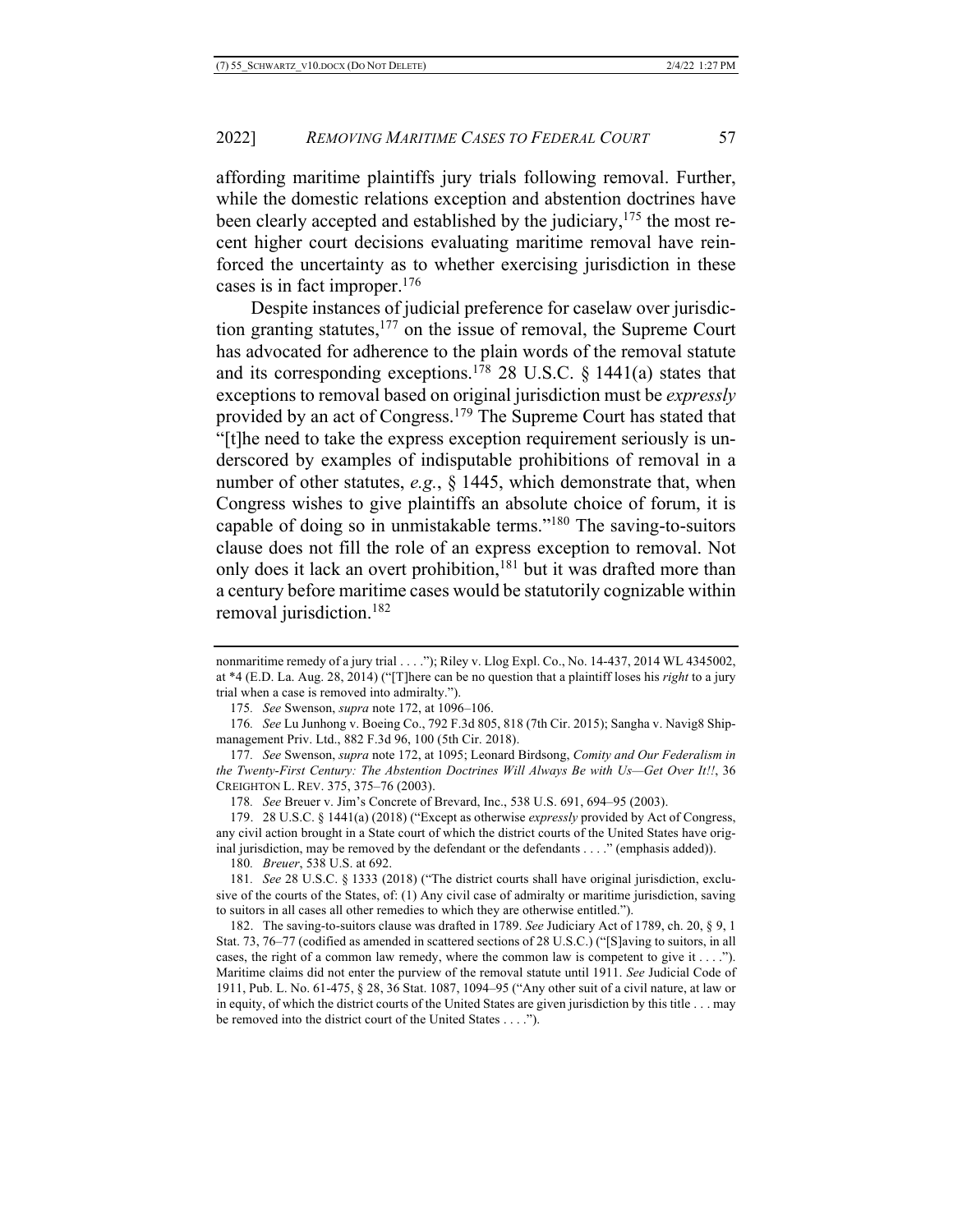affording maritime plaintiffs jury trials following removal. Further, while the domestic relations exception and abstention doctrines have been clearly accepted and established by the judiciary,[175] the most recent higher court decisions evaluating maritime removal have reinforced the uncertainty as to whether exercising jurisdiction in these cases is in fact improper.[176]

Despite instances of judicial preference for caselaw over jurisdiction granting statutes,[177] on the issue of removal, the Supreme Court has advocated for adherence to the plain words of the removal statute and its corresponding exceptions.[178] 28 U.S.C. § 1441(a) states that exceptions to removal based on original jurisdiction must be *expressly* provided by an act of Congress.[179] The Supreme Court has stated that "[t]he need to take the express exception requirement seriously is underscored by examples of indisputable prohibitions of removal in a number of other statutes, *e.g.*, § 1445, which demonstrate that, when Congress wishes to give plaintiffs an absolute choice of forum, it is capable of doing so in unmistakable terms."[180] The saving-to-suitors clause does not fill the role of an express exception to removal. Not only does it lack an overt prohibition,[181] but it was drafted more than a century before maritime cases would be statutorily cognizable within removal jurisdiction.[182]

---

nonmaritime remedy of a jury trial . . . ."); Riley v. Llog Expl. Co., No. 14-437, 2014 WL 4345002, at *4 (E.D. La. Aug. 28, 2014) ("[T]here can be no question that a plaintiff loses his *right* to a jury trial when a case is removed into admiralty.").

175. *See* Swenson, *supra* note 172, at 1096–106.

176. *See* Lu Junhong v. Boeing Co., 792 F.3d 805, 818 (7th Cir. 2015); Sangha v. Navig8 Shipmanagement Priv. Ltd., 882 F.3d 96, 100 (5th Cir. 2018).

177. *See* Swenson, *supra* note 172, at 1095; Leonard Birdsong, *Comity and Our Federalism in the Twenty-First Century: The Abstention Doctrines Will Always Be with Us—Get Over It!!*, 36 CREIGHTON L. REV. 375, 375–76 (2003).

178. *See* Breuer v. Jim's Concrete of Brevard, Inc., 538 U.S. 691, 694–95 (2003).

179. 28 U.S.C. § 1441(a) (2018) ("Except as otherwise *expressly* provided by Act of Congress, any civil action brought in a State court of which the district courts of the United States have original jurisdiction, may be removed by the defendant or the defendants . . . ." (emphasis added)).

180. *Breuer*, 538 U.S. at 692.

181. *See* 28 U.S.C. § 1333 (2018) ("The district courts shall have original jurisdiction, exclusive of the courts of the States, of: (1) Any civil case of admiralty or maritime jurisdiction, saving to suitors in all cases all other remedies to which they are otherwise entitled.").

182. The saving-to-suitors clause was drafted in 1789. *See* Judiciary Act of 1789, ch. 20, § 9, 1 Stat. 73, 76–77 (codified as amended in scattered sections of 28 U.S.C.) ("[S]aving to suitors, in all cases, the right of a common law remedy, where the common law is competent to give it . . . ."). Maritime claims did not enter the purview of the removal statute until 1911. *See* Judicial Code of 1911, Pub. L. No. 61-475, § 28, 36 Stat. 1087, 1094–95 ("Any other suit of a civil nature, at law or in equity, of which the district courts of the United States are given jurisdiction by this title . . . may be removed into the district court of the United States . . . .").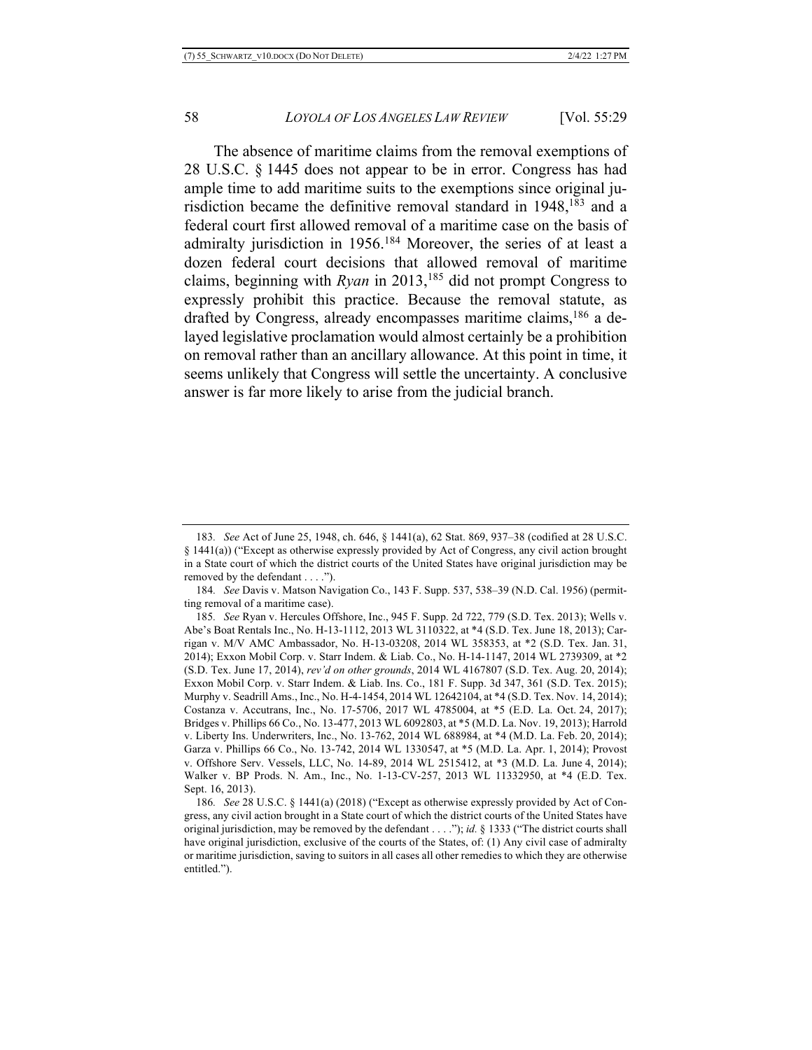The absence of maritime claims from the removal exemptions of 28 U.S.C. § 1445 does not appear to be in error. Congress has had ample time to add maritime suits to the exemptions since original jurisdiction became the definitive removal standard in 1948,[183] and a federal court first allowed removal of a maritime case on the basis of admiralty jurisdiction in 1956.[184] Moreover, the series of at least a dozen federal court decisions that allowed removal of maritime claims, beginning with *Ryan* in 2013,[185] did not prompt Congress to expressly prohibit this practice. Because the removal statute, as drafted by Congress, already encompasses maritime claims,[186] a delayed legislative proclamation would almost certainly be a prohibition on removal rather than an ancillary allowance. At this point in time, it seems unlikely that Congress will settle the uncertainty. A conclusive answer is far more likely to arise from the judicial branch.

---

183. *See* Act of June 25, 1948, ch. 646, § 1441(a), 62 Stat. 869, 937–38 (codified at 28 U.S.C. § 1441(a)) ("Except as otherwise expressly provided by Act of Congress, any civil action brought in a State court of which the district courts of the United States have original jurisdiction may be removed by the defendant . . . .").

184. *See* Davis v. Matson Navigation Co., 143 F. Supp. 537, 538–39 (N.D. Cal. 1956) (permitting removal of a maritime case).

185. *See* Ryan v. Hercules Offshore, Inc., 945 F. Supp. 2d 722, 779 (S.D. Tex. 2013); Wells v. Abe's Boat Rentals Inc., No. H-13-1112, 2013 WL 3110322, at *4 (S.D. Tex. June 18, 2013); Carrigan v. M/V AMC Ambassador, No. H-13-03208, 2014 WL 358353, at *2 (S.D. Tex. Jan. 31, 2014); Exxon Mobil Corp. v. Starr Indem. & Liab. Co., No. H-14-1147, 2014 WL 2739309, at *2 (S.D. Tex. June 17, 2014), *rev'd on other grounds*, 2014 WL 4167807 (S.D. Tex. Aug. 20, 2014); Exxon Mobil Corp. v. Starr Indem. & Liab. Ins. Co., 181 F. Supp. 3d 347, 361 (S.D. Tex. 2015); Murphy v. Seadrill Ams., Inc., No. H-4-1454, 2014 WL 12642104, at *4 (S.D. Tex. Nov. 14, 2014); Costanza v. Accutrans, Inc., No. 17-5706, 2017 WL 4785004, at *5 (E.D. La. Oct. 24, 2017); Bridges v. Phillips 66 Co., No. 13-477, 2013 WL 6092803, at *5 (M.D. La. Nov. 19, 2013); Harrold v. Liberty Ins. Underwriters, Inc., No. 13-762, 2014 WL 688984, at *4 (M.D. La. Feb. 20, 2014); Garza v. Phillips 66 Co., No. 13-742, 2014 WL 1330547, at *5 (M.D. La. Apr. 1, 2014); Provost v. Offshore Serv. Vessels, LLC, No. 14-89, 2014 WL 2515412, at *3 (M.D. La. June 4, 2014); Walker v. BP Prods. N. Am., Inc., No. 1-13-CV-257, 2013 WL 11332950, at *4 (E.D. Tex. Sept. 16, 2013).

186. *See* 28 U.S.C. § 1441(a) (2018) ("Except as otherwise expressly provided by Act of Congress, any civil action brought in a State court of which the district courts of the United States have original jurisdiction, may be removed by the defendant . . . ."); *id.* § 1333 ("The district courts shall have original jurisdiction, exclusive of the courts of the States, of: (1) Any civil case of admiralty or maritime jurisdiction, saving to suitors in all cases all other remedies to which they are otherwise entitled.").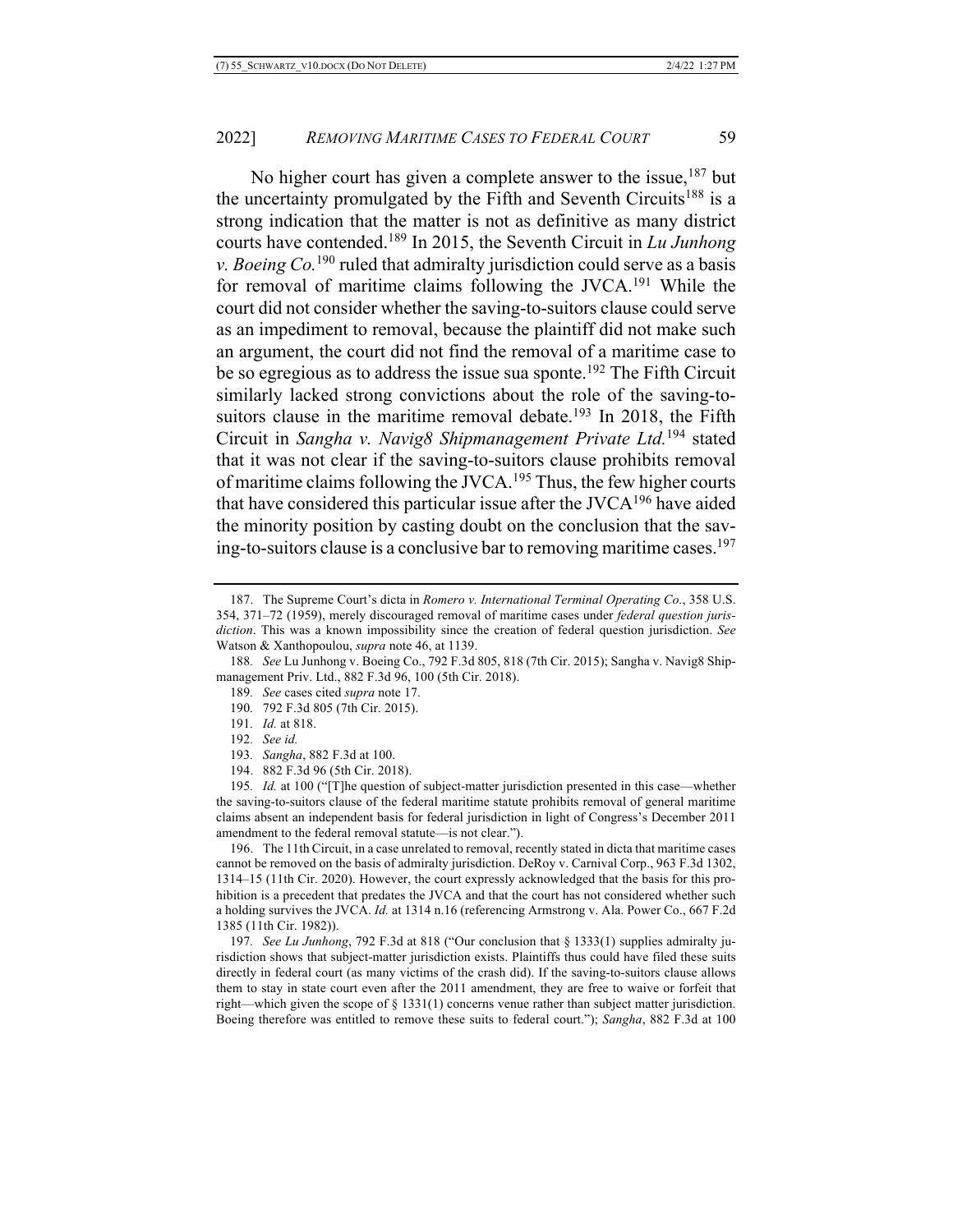No higher court has given a complete answer to the issue,[187] but the uncertainty promulgated by the Fifth and Seventh Circuits[188] is a strong indication that the matter is not as definitive as many district courts have contended.[189] In 2015, the Seventh Circuit in *Lu Junhong v. Boeing Co.*[190] ruled that admiralty jurisdiction could serve as a basis for removal of maritime claims following the JVCA.[191] While the court did not consider whether the saving-to-suitors clause could serve as an impediment to removal, because the plaintiff did not make such an argument, the court did not find the removal of a maritime case to be so egregious as to address the issue sua sponte.[192] The Fifth Circuit similarly lacked strong convictions about the role of the saving-to-suitors clause in the maritime removal debate.[193] In 2018, the Fifth Circuit in *Sangha v. Navig8 Shipmanagement Private Ltd.*[194] stated that it was not clear if the saving-to-suitors clause prohibits removal of maritime claims following the JVCA.[195] Thus, the few higher courts that have considered this particular issue after the JVCA[196] have aided the minority position by casting doubt on the conclusion that the saving-to-suitors clause is a conclusive bar to removing maritime cases.[197]

---

187. The Supreme Court's dicta in *Romero v. International Terminal Operating Co.*, 358 U.S. 354, 371–72 (1959), merely discouraged removal of maritime cases under *federal question jurisdiction*. This was a known impossibility since the creation of federal question jurisdiction. *See* Watson & Xanthopoulou, *supra* note 46, at 1139.

188. *See* Lu Junhong v. Boeing Co., 792 F.3d 805, 818 (7th Cir. 2015); Sangha v. Navig8 Shipmanagement Priv. Ltd., 882 F.3d 96, 100 (5th Cir. 2018).

189. *See* cases cited *supra* note 17.

190. 792 F.3d 805 (7th Cir. 2015).

191. *Id.* at 818.

192. *See id.*

193. *Sangha*, 882 F.3d at 100.

194. 882 F.3d 96 (5th Cir. 2018).

195. *Id.* at 100 ("[T]he question of subject-matter jurisdiction presented in this case—whether the saving-to-suitors clause of the federal maritime statute prohibits removal of general maritime claims absent an independent basis for federal jurisdiction in light of Congress's December 2011 amendment to the federal removal statute—is not clear.").

196. The 11th Circuit, in a case unrelated to removal, recently stated in dicta that maritime cases cannot be removed on the basis of admiralty jurisdiction. DeRoy v. Carnival Corp., 963 F.3d 1302, 1314–15 (11th Cir. 2020). However, the court expressly acknowledged that the basis for this prohibition is a precedent that predates the JVCA and that the court has not considered whether such a holding survives the JVCA. *Id.* at 1314 n.16 (referencing Armstrong v. Ala. Power Co., 667 F.2d 1385 (11th Cir. 1982)).

197. *See Lu Junhong*, 792 F.3d at 818 ("Our conclusion that § 1333(1) supplies admiralty jurisdiction shows that subject-matter jurisdiction exists. Plaintiffs thus could have filed these suits directly in federal court (as many victims of the crash did). If the saving-to-suitors clause allows them to stay in state court even after the 2011 amendment, they are free to waive or forfeit that right—which given the scope of § 1331(1) concerns venue rather than subject matter jurisdiction. Boeing therefore was entitled to remove these suits to federal court."); *Sangha*, 882 F.3d at 100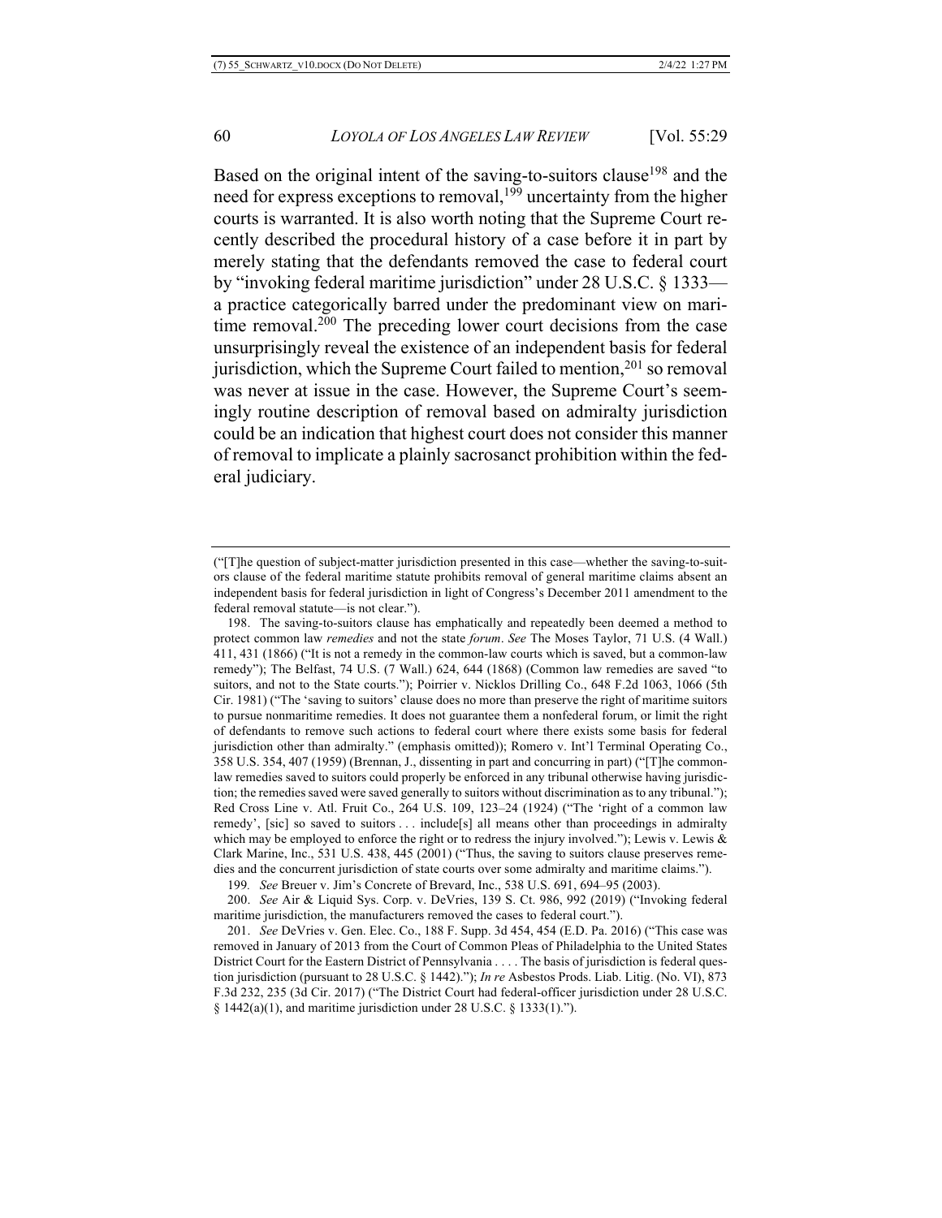Based on the original intent of the saving-to-suitors clause[198] and the need for express exceptions to removal,[199] uncertainty from the higher courts is warranted. It is also worth noting that the Supreme Court recently described the procedural history of a case before it in part by merely stating that the defendants removed the case to federal court by "invoking federal maritime jurisdiction" under 28 U.S.C. § 1333—a practice categorically barred under the predominant view on maritime removal.[200] The preceding lower court decisions from the case unsurprisingly reveal the existence of an independent basis for federal jurisdiction, which the Supreme Court failed to mention,[201] so removal was never at issue in the case. However, the Supreme Court's seemingly routine description of removal based on admiralty jurisdiction could be an indication that highest court does not consider this manner of removal to implicate a plainly sacrosanct prohibition within the federal judiciary.

---

("[T]he question of subject-matter jurisdiction presented in this case—whether the saving-to-suitors clause of the federal maritime statute prohibits removal of general maritime claims absent an independent basis for federal jurisdiction in light of Congress's December 2011 amendment to the federal removal statute—is not clear.").

198. The saving-to-suitors clause has emphatically and repeatedly been deemed a method to protect common law *remedies* and not the state *forum*. *See* The Moses Taylor, 71 U.S. (4 Wall.) 411, 431 (1866) ("It is not a remedy in the common-law courts which is saved, but a common-law remedy"); The Belfast, 74 U.S. (7 Wall.) 624, 644 (1868) (Common law remedies are saved "to suitors, and not to the State courts."); Poirrier v. Nicklos Drilling Co., 648 F.2d 1063, 1066 (5th Cir. 1981) ("The 'saving to suitors' clause does no more than preserve the right of maritime suitors to pursue nonmaritime remedies. It does not guarantee them a nonfederal forum, or limit the right of defendants to remove such actions to federal court where there exists some basis for federal jurisdiction other than admiralty." (emphasis omitted)); Romero v. Int'l Terminal Operating Co., 358 U.S. 354, 407 (1959) (Brennan, J., dissenting in part and concurring in part) ("[T]he common-law remedies saved to suitors could properly be enforced in any tribunal otherwise having jurisdiction; the remedies saved were saved generally to suitors without discrimination as to any tribunal."); Red Cross Line v. Atl. Fruit Co., 264 U.S. 109, 123–24 (1924) ("The 'right of a common law remedy', [sic] so saved to suitors . . . include[s] all means other than proceedings in admiralty which may be employed to enforce the right or to redress the injury involved."); Lewis v. Lewis & Clark Marine, Inc., 531 U.S. 438, 445 (2001) ("Thus, the saving to suitors clause preserves remedies and the concurrent jurisdiction of state courts over some admiralty and maritime claims.").

199. *See* Breuer v. Jim's Concrete of Brevard, Inc., 538 U.S. 691, 694–95 (2003).

200. *See* Air & Liquid Sys. Corp. v. DeVries, 139 S. Ct. 986, 992 (2019) ("Invoking federal maritime jurisdiction, the manufacturers removed the cases to federal court.").

201. *See* DeVries v. Gen. Elec. Co., 188 F. Supp. 3d 454, 454 (E.D. Pa. 2016) ("This case was removed in January of 2013 from the Court of Common Pleas of Philadelphia to the United States District Court for the Eastern District of Pennsylvania . . . . The basis of jurisdiction is federal question jurisdiction (pursuant to 28 U.S.C. § 1442)."); *In re* Asbestos Prods. Liab. Litig. (No. VI), 873 F.3d 232, 235 (3d Cir. 2017) ("The District Court had federal-officer jurisdiction under 28 U.S.C. § 1442(a)(1), and maritime jurisdiction under 28 U.S.C. § 1333(1).").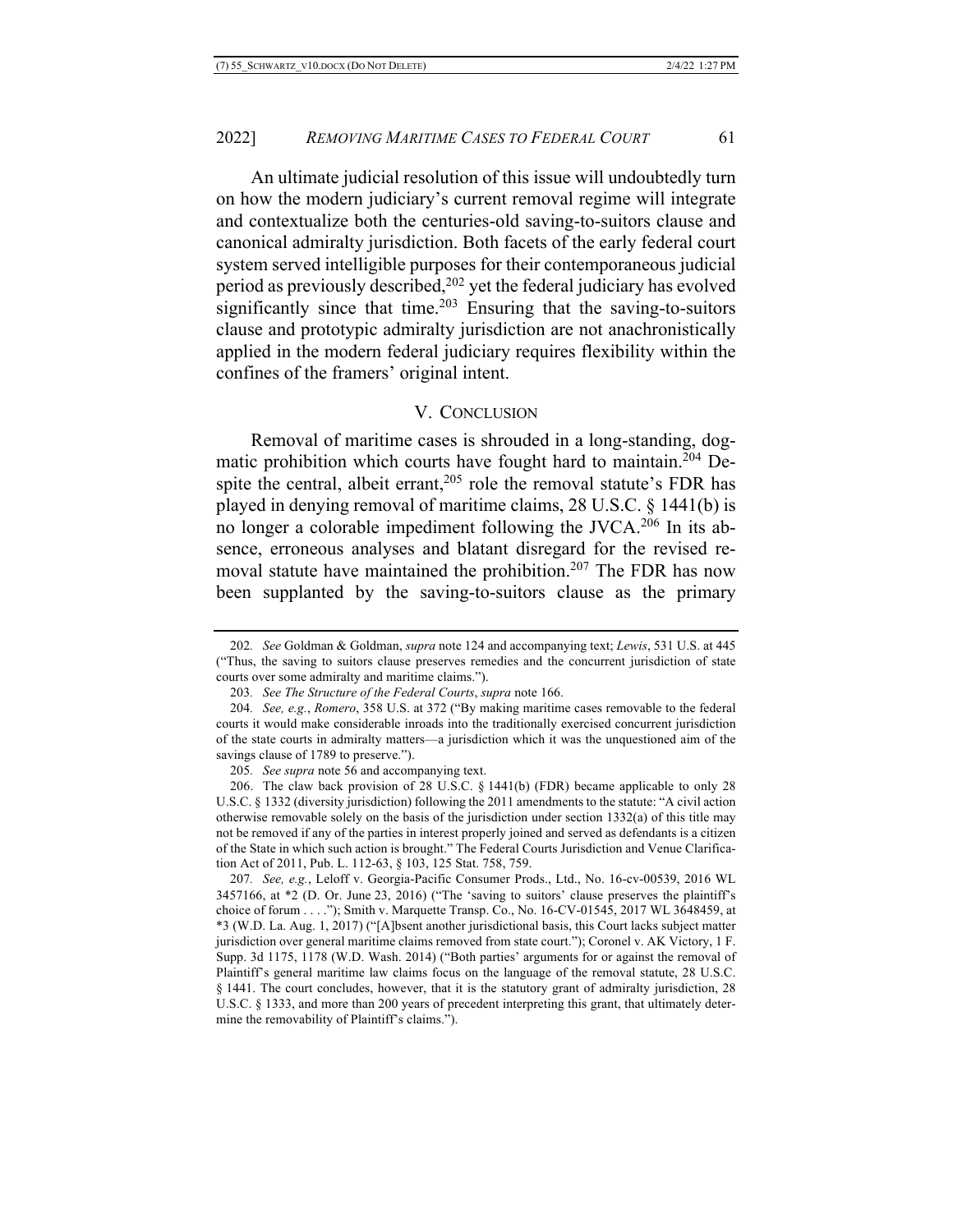An ultimate judicial resolution of this issue will undoubtedly turn on how the modern judiciary's current removal regime will integrate and contextualize both the centuries-old saving-to-suitors clause and canonical admiralty jurisdiction. Both facets of the early federal court system served intelligible purposes for their contemporaneous judicial period as previously described,[202] yet the federal judiciary has evolved significantly since that time.[203] Ensuring that the saving-to-suitors clause and prototypic admiralty jurisdiction are not anachronistically applied in the modern federal judiciary requires flexibility within the confines of the framers' original intent.

## V. CONCLUSION

Removal of maritime cases is shrouded in a long-standing, dogmatic prohibition which courts have fought hard to maintain.[204] Despite the central, albeit errant,[205] role the removal statute's FDR has played in denying removal of maritime claims, 28 U.S.C. § 1441(b) is no longer a colorable impediment following the JVCA.[206] In its absence, erroneous analyses and blatant disregard for the revised removal statute have maintained the prohibition.[207] The FDR has now been supplanted by the saving-to-suitors clause as the primary

---

202. *See* Goldman & Goldman, *supra* note 124 and accompanying text; *Lewis*, 531 U.S. at 445 ("Thus, the saving to suitors clause preserves remedies and the concurrent jurisdiction of state courts over some admiralty and maritime claims.").

203. *See The Structure of the Federal Courts*, *supra* note 166.

204. *See, e.g.*, *Romero*, 358 U.S. at 372 ("By making maritime cases removable to the federal courts it would make considerable inroads into the traditionally exercised concurrent jurisdiction of the state courts in admiralty matters—a jurisdiction which it was the unquestioned aim of the savings clause of 1789 to preserve.").

205. *See supra* note 56 and accompanying text.

206. The claw back provision of 28 U.S.C. § 1441(b) (FDR) became applicable to only 28 U.S.C. § 1332 (diversity jurisdiction) following the 2011 amendments to the statute: "A civil action otherwise removable solely on the basis of the jurisdiction under section 1332(a) of this title may not be removed if any of the parties in interest properly joined and served as defendants is a citizen of the State in which such action is brought." The Federal Courts Jurisdiction and Venue Clarification Act of 2011, Pub. L. 112-63, § 103, 125 Stat. 758, 759.

207. *See, e.g.*, Leloff v. Georgia-Pacific Consumer Prods., Ltd., No. 16-cv-00539, 2016 WL 3457166, at *2 (D. Or. June 23, 2016) ("The 'saving to suitors' clause preserves the plaintiff's choice of forum . . . ."); Smith v. Marquette Transp. Co., No. 16-CV-01545, 2017 WL 3648459, at *3 (W.D. La. Aug. 1, 2017) ("[A]bsent another jurisdictional basis, this Court lacks subject matter jurisdiction over general maritime claims removed from state court."); Coronel v. AK Victory, 1 F. Supp. 3d 1175, 1178 (W.D. Wash. 2014) ("Both parties' arguments for or against the removal of Plaintiff's general maritime law claims focus on the language of the removal statute, 28 U.S.C. § 1441. The court concludes, however, that it is the statutory grant of admiralty jurisdiction, 28 U.S.C. § 1333, and more than 200 years of precedent interpreting this grant, that ultimately determine the removability of Plaintiff's claims.").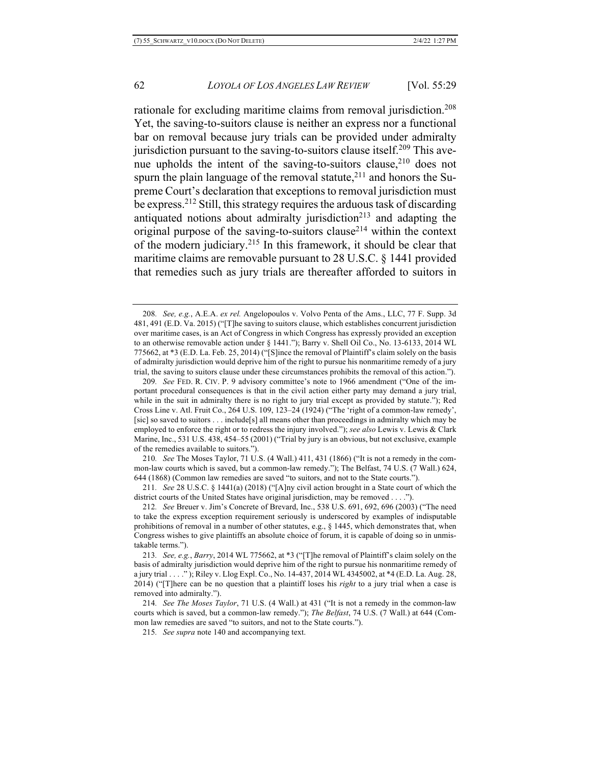rationale for excluding maritime claims from removal jurisdiction.[208] Yet, the saving-to-suitors clause is neither an express nor a functional bar on removal because jury trials can be provided under admiralty jurisdiction pursuant to the saving-to-suitors clause itself.[209] This avenue upholds the intent of the saving-to-suitors clause,[210] does not spurn the plain language of the removal statute,[211] and honors the Supreme Court's declaration that exceptions to removal jurisdiction must be express.[212] Still, this strategy requires the arduous task of discarding antiquated notions about admiralty jurisdiction[213] and adapting the original purpose of the saving-to-suitors clause[214] within the context of the modern judiciary.[215] In this framework, it should be clear that maritime claims are removable pursuant to 28 U.S.C. § 1441 provided that remedies such as jury trials are thereafter afforded to suitors in

---

208. *See, e.g.*, A.E.A. *ex rel.* Angelopoulos v. Volvo Penta of the Ams., LLC, 77 F. Supp. 3d 481, 491 (E.D. Va. 2015) ("[T]he saving to suitors clause, which establishes concurrent jurisdiction over maritime cases, is an Act of Congress in which Congress has expressly provided an exception to an otherwise removable action under § 1441."); Barry v. Shell Oil Co., No. 13-6133, 2014 WL 775662, at \*3 (E.D. La. Feb. 25, 2014) ("[S]ince the removal of Plaintiff's claim solely on the basis of admiralty jurisdiction would deprive him of the right to pursue his nonmaritime remedy of a jury trial, the saving to suitors clause under these circumstances prohibits the removal of this action.").

209. *See* FED. R. CIV. P. 9 advisory committee's note to 1966 amendment ("One of the important procedural consequences is that in the civil action either party may demand a jury trial, while in the suit in admiralty there is no right to jury trial except as provided by statute."); Red Cross Line v. Atl. Fruit Co., 264 U.S. 109, 123–24 (1924) ("The 'right of a common-law remedy', [sic] so saved to suitors . . . include[s] all means other than proceedings in admiralty which may be employed to enforce the right or to redress the injury involved."); *see also* Lewis v. Lewis & Clark Marine, Inc., 531 U.S. 438, 454–55 (2001) ("Trial by jury is an obvious, but not exclusive, example of the remedies available to suitors.").

210. *See* The Moses Taylor, 71 U.S. (4 Wall.) 411, 431 (1866) ("It is not a remedy in the common-law courts which is saved, but a common-law remedy."); The Belfast, 74 U.S. (7 Wall.) 624, 644 (1868) (Common law remedies are saved "to suitors, and not to the State courts.").

211. *See* 28 U.S.C. § 1441(a) (2018) ("[A]ny civil action brought in a State court of which the district courts of the United States have original jurisdiction, may be removed . . . .").

212. *See* Breuer v. Jim's Concrete of Brevard, Inc., 538 U.S. 691, 692, 696 (2003) ("The need to take the express exception requirement seriously is underscored by examples of indisputable prohibitions of removal in a number of other statutes, e.g., § 1445, which demonstrates that, when Congress wishes to give plaintiffs an absolute choice of forum, it is capable of doing so in unmistakable terms.").

213. *See, e.g.*, *Barry*, 2014 WL 775662, at \*3 ("[T]he removal of Plaintiff's claim solely on the basis of admiralty jurisdiction would deprive him of the right to pursue his nonmaritime remedy of a jury trial . . . ." ); Riley v. Llog Expl. Co., No. 14-437, 2014 WL 4345002, at \*4 (E.D. La. Aug. 28, 2014) ("[T]here can be no question that a plaintiff loses his *right* to a jury trial when a case is removed into admiralty.").

214. *See The Moses Taylor*, 71 U.S. (4 Wall.) at 431 ("It is not a remedy in the common-law courts which is saved, but a common-law remedy."); *The Belfast*, 74 U.S. (7 Wall.) at 644 (Common law remedies are saved "to suitors, and not to the State courts.").

215. *See supra* note 140 and accompanying text.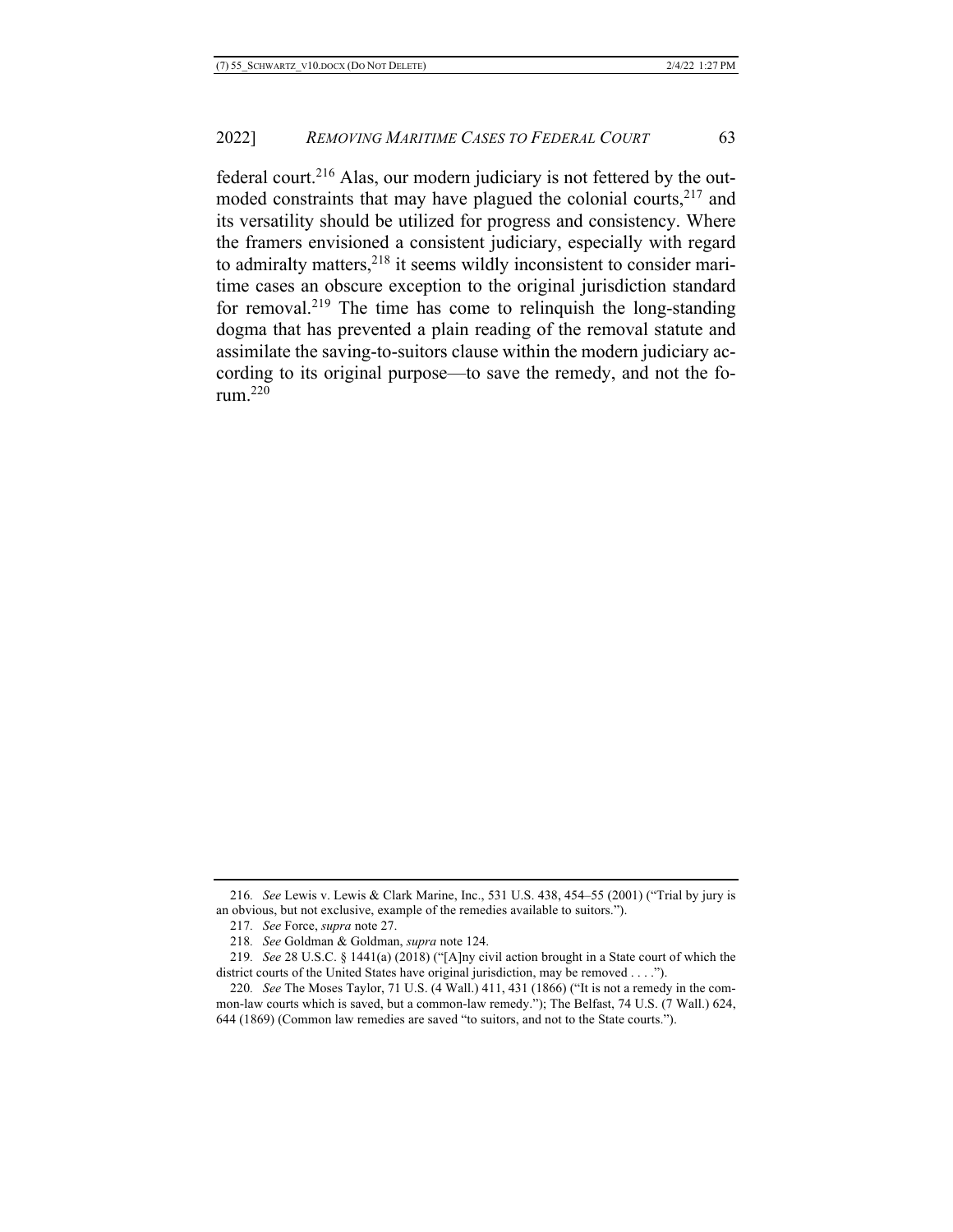federal court.[216] Alas, our modern judiciary is not fettered by the outmoded constraints that may have plagued the colonial courts,[217] and its versatility should be utilized for progress and consistency. Where the framers envisioned a consistent judiciary, especially with regard to admiralty matters,[218] it seems wildly inconsistent to consider maritime cases an obscure exception to the original jurisdiction standard for removal.[219] The time has come to relinquish the long-standing dogma that has prevented a plain reading of the removal statute and assimilate the saving-to-suitors clause within the modern judiciary according to its original purpose—to save the remedy, and not the forum.[220]

---

216. *See* Lewis v. Lewis & Clark Marine, Inc., 531 U.S. 438, 454–55 (2001) ("Trial by jury is an obvious, but not exclusive, example of the remedies available to suitors.").

217. *See* Force, *supra* note 27.

218. *See* Goldman & Goldman, *supra* note 124.

219. *See* 28 U.S.C. § 1441(a) (2018) ("[A]ny civil action brought in a State court of which the district courts of the United States have original jurisdiction, may be removed . . . .").

220. *See* The Moses Taylor, 71 U.S. (4 Wall.) 411, 431 (1866) ("It is not a remedy in the common-law courts which is saved, but a common-law remedy."); The Belfast, 74 U.S. (7 Wall.) 624, 644 (1869) (Common law remedies are saved "to suitors, and not to the State courts.").